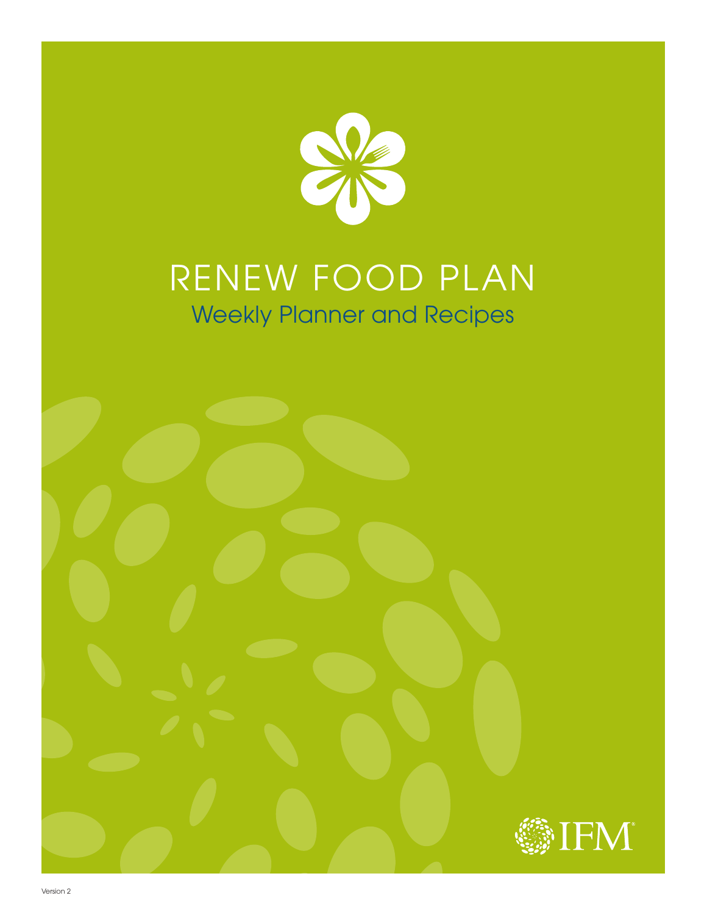# RENEW FOOD PLAN

## Weekly Planner and Recipes

IFM®

Version 2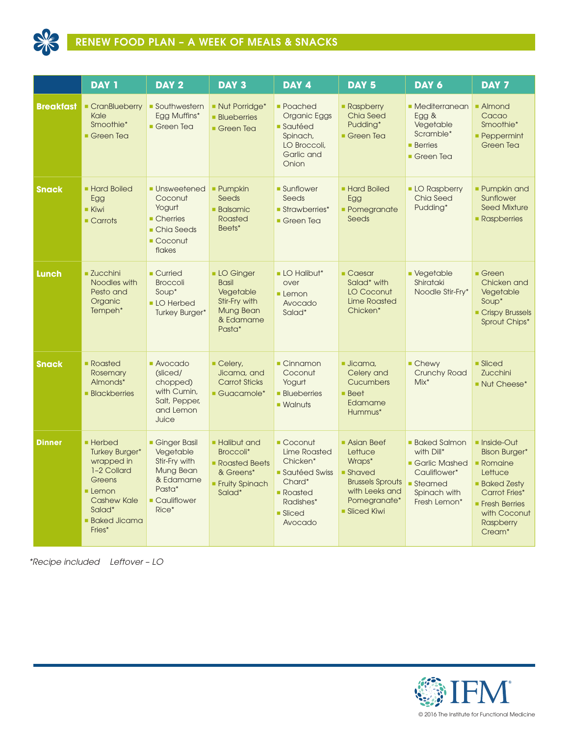# RENEW FOOD PLAN – A WEEK OF MEALS & SNACKS

| | DAY 1 | DAY 2 | DAY 3 | DAY 4 | DAY 5 | DAY 6 | DAY 7 |
|---|---|---|---|---|---|---|---|
| **Breakfast** | ■ CranBlueberry Kale Smoothie* ■ Green Tea | ■ Southwestern Egg Muffins* ■ Green Tea | ■ Nut Porridge* ■ Blueberries ■ Green Tea | ■ Poached Organic Eggs ■ Sautéed Spinach, LO Broccoli, Garlic and Onion | ■ Raspberry Chia Seed Pudding* ■ Green Tea | ■ Mediterranean Egg & Vegetable Scramble* ■ Berries ■ Green Tea | ■ Almond Cacao Smoothie* ■ Peppermint Green Tea |
| **Snack** | ■ Hard Boiled Egg ■ Kiwi ■ Carrots | ■ Unsweetened Coconut Yogurt ■ Cherries ■ Chia Seeds ■ Coconut flakes | ■ Pumpkin Seeds ■ Balsamic Roasted Beets* | ■ Sunflower Seeds ■ Strawberries* ■ Green Tea | ■ Hard Boiled Egg ■ Pomegranate Seeds | ■ LO Raspberry Chia Seed Pudding* | ■ Pumpkin and Sunflower Seed Mixture ■ Raspberries |
| **Lunch** | ■ Zucchini Noodles with Pesto and Organic Tempeh* | ■ Curried Broccoli Soup* ■ LO Herbed Turkey Burger* | ■ LO Ginger Basil Vegetable Stir-Fry with Mung Bean & Edamame Pasta* | ■ LO Halibut* over ■ Lemon Avocado Salad* | ■ Caesar Salad* with LO Coconut Lime Roasted Chicken* | ■ Vegetable Shirataki Noodle Stir-Fry* | ■ Green Chicken and Vegetable Soup* ■ Crispy Brussels Sprout Chips* |
| **Snack** | ■ Roasted Rosemary Almonds* ■ Blackberries | ■ Avocado (sliced/ chopped) with Cumin, Salt, Pepper, and Lemon Juice | ■ Celery, Jicama, and Carrot Sticks ■ Guacamole* | ■ Cinnamon Coconut Yogurt ■ Blueberries ■ Walnuts | ■ Jicama, Celery and Cucumbers ■ Beet Edamame Hummus* | ■ Chewy Crunchy Road Mix* | ■ Sliced Zucchini ■ Nut Cheese* |
| **Dinner** | ■ Herbed Turkey Burger* wrapped in 1–2 Collard Greens ■ Lemon Cashew Kale Salad* ■ Baked Jicama Fries* | ■ Ginger Basil Vegetable Stir-Fry with Mung Bean & Edamame Pasta* ■ Cauliflower Rice* | ■ Halibut and Broccoli* ■ Roasted Beets & Greens* ■ Fruity Spinach Salad* | ■ Coconut Lime Roasted Chicken* ■ Sautéed Swiss Chard* ■ Roasted Radishes* ■ Sliced Avocado | ■ Asian Beef Lettuce Wraps* ■ Shaved Brussels Sprouts with Leeks and Pomegranate* ■ Sliced Kiwi | ■ Baked Salmon with Dill* ■ Garlic Mashed Cauliflower* ■ Steamed Spinach with Fresh Lemon* | ■ Inside-Out Bison Burger* ■ Romaine Lettuce ■ Baked Zesty Carrot Fries* ■ Fresh Berries with Coconut Raspberry Cream* |

*\*Recipe included    Leftover – LO*

© 2016 The Institute for Functional Medicine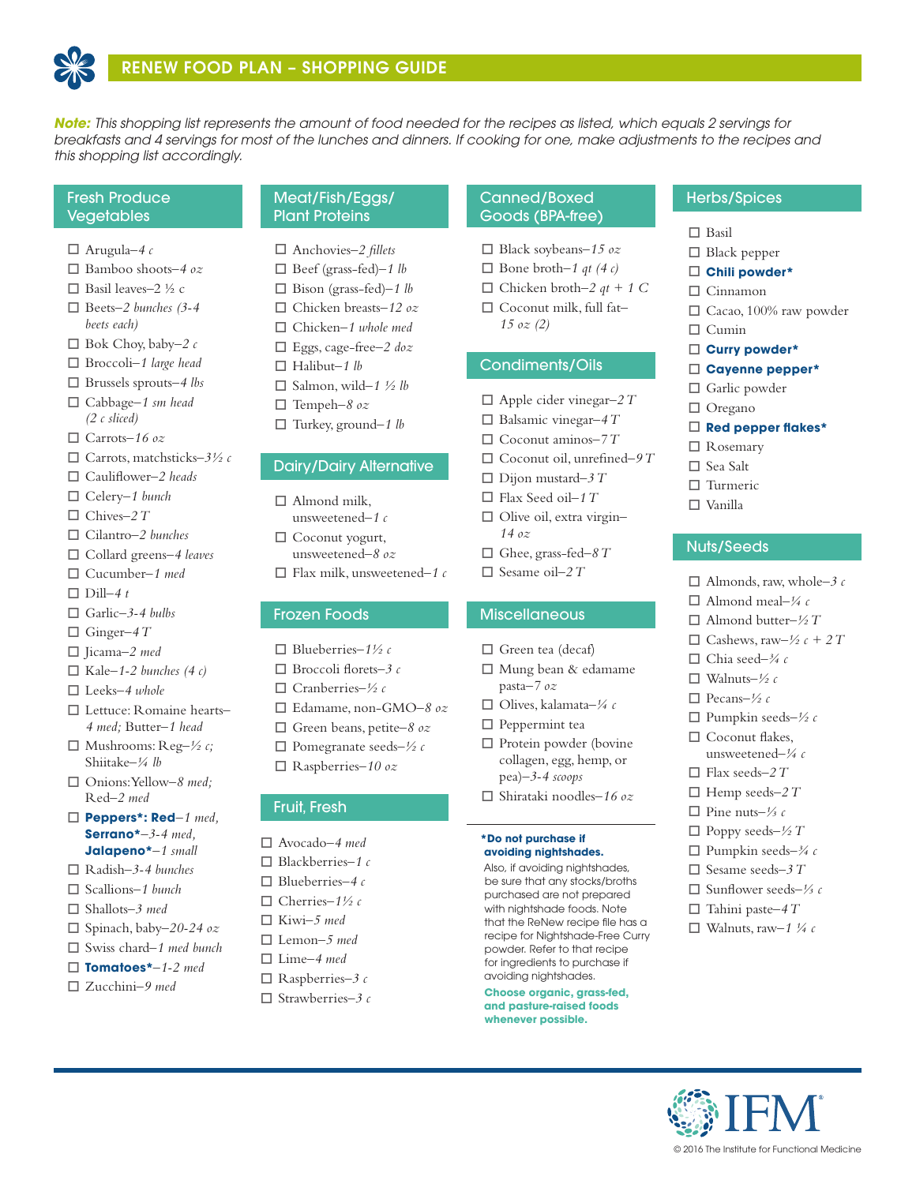# RENEW FOOD PLAN – SHOPPING GUIDE

***Note:** This shopping list represents the amount of food needed for the recipes as listed, which equals 2 servings for breakfasts and 4 servings for most of the lunches and dinners. If cooking for one, make adjustments to the recipes and this shopping list accordingly.*

## Fresh Produce Vegetables

- ☐ Arugula–*4 c*
- ☐ Bamboo shoots–*4 oz*
- ☐ Basil leaves–2 ½ c
- ☐ Beets–*2 bunches (3-4 beets each)*
- ☐ Bok Choy, baby–*2 c*
- ☐ Broccoli–*1 large head*
- ☐ Brussels sprouts–*4 lbs*
- ☐ Cabbage–*1 sm head (2 c sliced)*
- ☐ Carrots–*16 oz*
- ☐ Carrots, matchsticks–*3½ c*
- ☐ Cauliflower–*2 heads*
- ☐ Celery–*1 bunch*
- ☐ Chives–*2 T*
- ☐ Cilantro–*2 bunches*
- ☐ Collard greens–*4 leaves*
- ☐ Cucumber–*1 med*
- ☐ Dill–*4 t*
- ☐ Garlic–*3-4 bulbs*
- ☐ Ginger–*4 T*
- ☐ Jicama–*2 med*
- ☐ Kale–*1-2 bunches (4 c)*
- ☐ Leeks–*4 whole*
- ☐ Lettuce: Romaine hearts–*4 med;* Butter–*1 head*
- ☐ Mushrooms: Reg–*½ c;* Shiitake–*¼ lb*
- ☐ Onions: Yellow–*8 med;* Red–*2 med*
- ☐ **Peppers*: Red**–*1 med,* **Serrano***–*3-4 med,* **Jalapeno***–*1 small*
- ☐ Radish–*3-4 bunches*
- ☐ Scallions–*1 bunch*
- ☐ Shallots–*3 med*
- ☐ Spinach, baby–*20-24 oz*
- ☐ Swiss chard–*1 med bunch*
- ☐ **Tomatoes***–*1-2 med*
- ☐ Zucchini–*9 med*

## Meat/Fish/Eggs/ Plant Proteins

- ☐ Anchovies–*2 fillets*
- ☐ Beef (grass-fed)–*1 lb*
- ☐ Bison (grass-fed)–*1 lb*
- ☐ Chicken breasts–*12 oz*
- ☐ Chicken–*1 whole med*
- ☐ Eggs, cage-free–*2 doz*
- ☐ Halibut–*1 lb*
- ☐ Salmon, wild–*1 ½ lb*
- ☐ Tempeh–*8 oz*
- ☐ Turkey, ground–*1 lb*

## Dairy/Dairy Alternative

- ☐ Almond milk, unsweetened–*1 c*
- ☐ Coconut yogurt, unsweetened–*8 oz*
- ☐ Flax milk, unsweetened–*1 c*

## Frozen Foods

- ☐ Blueberries–*1½ c*
- ☐ Broccoli florets–*3 c*
- ☐ Cranberries–*½ c*
- ☐ Edamame, non-GMO–*8 oz*
- ☐ Green beans, petite–*8 oz*
- ☐ Pomegranate seeds–*½ c*
- ☐ Raspberries–*10 oz*

## Fruit, Fresh

- ☐ Avocado–*4 med*
- ☐ Blackberries–*1 c*
- ☐ Blueberries–*4 c*
- ☐ Cherries–*1½ c*
- ☐ Kiwi–*5 med*
- ☐ Lemon–*5 med*
- ☐ Lime–*4 med*
- ☐ Raspberries–*3 c*
- ☐ Strawberries–*3 c*

## Canned/Boxed Goods (BPA-free)

- ☐ Black soybeans–*15 oz*
- ☐ Bone broth–*1 qt (4 c)*
- ☐ Chicken broth–*2 qt + 1 C*
- ☐ Coconut milk, full fat–*15 oz (2)*

## Condiments/Oils

- ☐ Apple cider vinegar–*2 T*
- ☐ Balsamic vinegar–*4 T*
- ☐ Coconut aminos–*7 T*
- ☐ Coconut oil, unrefined–*9 T*
- ☐ Dijon mustard–*3 T*
- ☐ Flax Seed oil–*1 T*
- ☐ Olive oil, extra virgin–*14 oz*
- ☐ Ghee, grass-fed–*8 T*
- ☐ Sesame oil–*2 T*

## Miscellaneous

- ☐ Green tea (decaf)
- ☐ Mung bean & edamame pasta–*7 oz*
- ☐ Olives, kalamata–*¼ c*
- ☐ Peppermint tea
- ☐ Protein powder (bovine collagen, egg, hemp, or pea)–*3-4 scoops*
- ☐ Shirataki noodles–*16 oz*

***Do not purchase if avoiding nightshades.**

Also, if avoiding nightshades, be sure that any stocks/broths purchased are not prepared with nightshade foods. Note that the ReNew recipe file has a recipe for Nightshade-Free Curry powder. Refer to that recipe for ingredients to purchase if avoiding nightshades.

**Choose organic, grass-fed, and pasture-raised foods whenever possible.**

## Herbs/Spices

- ☐ Basil
- ☐ Black pepper
- ☐ **Chili powder***
- ☐ Cinnamon
- ☐ Cacao, 100% raw powder
- ☐ Cumin
- ☐ **Curry powder***
- ☐ **Cayenne pepper***
- ☐ Garlic powder
- ☐ Oregano
- ☐ **Red pepper flakes***
- ☐ Rosemary
- ☐ Sea Salt
- ☐ Turmeric
- ☐ Vanilla

## Nuts/Seeds

- ☐ Almonds, raw, whole–*3 c*
- ☐ Almond meal–*¼ c*
- ☐ Almond butter–*½ T*
- ☐ Cashews, raw–*½ c + 2 T*
- ☐ Chia seed–*¾ c*
- ☐ Walnuts–*½ c*
- ☐ Pecans–*½ c*
- ☐ Pumpkin seeds–*½ c*
- ☐ Coconut flakes, unsweetened–*¼ c*
- ☐ Flax seeds–*2 T*
- ☐ Hemp seeds–*2 T*
- ☐ Pine nuts–*⅓ c*
- ☐ Poppy seeds–*½ T*
- ☐ Pumpkin seeds–*¾ c*
- ☐ Sesame seeds–*3 T*
- ☐ Sunflower seeds–*⅓ c*
- ☐ Tahini paste–*4 T*
- ☐ Walnuts, raw–*1 ¼ c*

© 2016 The Institute for Functional Medicine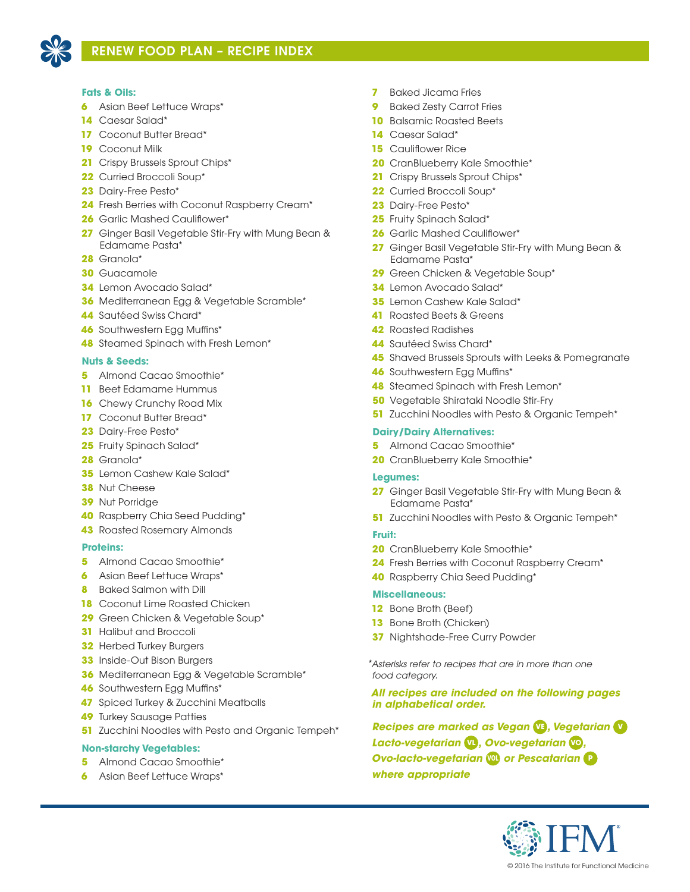# RENEW FOOD PLAN – RECIPE INDEX

**Fats & Oils:**

- **6** Asian Beef Lettuce Wraps*
- **14** Caesar Salad*
- **17** Coconut Butter Bread*
- **19** Coconut Milk
- **21** Crispy Brussels Sprout Chips*
- **22** Curried Broccoli Soup*
- **23** Dairy-Free Pesto*
- **24** Fresh Berries with Coconut Raspberry Cream*
- **26** Garlic Mashed Cauliflower*
- **27** Ginger Basil Vegetable Stir-Fry with Mung Bean & Edamame Pasta*
- **28** Granola*
- **30** Guacamole
- **34** Lemon Avocado Salad*
- **36** Mediterranean Egg & Vegetable Scramble*
- **44** Sautéed Swiss Chard*
- **46** Southwestern Egg Muffins*
- **48** Steamed Spinach with Fresh Lemon*

**Nuts & Seeds:**

- **5** Almond Cacao Smoothie*
- **11** Beet Edamame Hummus
- **16** Chewy Crunchy Road Mix
- **17** Coconut Butter Bread*
- **23** Dairy-Free Pesto*
- **25** Fruity Spinach Salad*
- **28** Granola*
- **35** Lemon Cashew Kale Salad*
- **38** Nut Cheese
- **39** Nut Porridge
- **40** Raspberry Chia Seed Pudding*
- **43** Roasted Rosemary Almonds

**Proteins:**

- **5** Almond Cacao Smoothie*
- **6** Asian Beef Lettuce Wraps*
- **8** Baked Salmon with Dill
- **18** Coconut Lime Roasted Chicken
- **29** Green Chicken & Vegetable Soup*
- **31** Halibut and Broccoli
- **32** Herbed Turkey Burgers
- **33** Inside-Out Bison Burgers
- **36** Mediterranean Egg & Vegetable Scramble*
- **46** Southwestern Egg Muffins*
- **47** Spiced Turkey & Zucchini Meatballs
- **49** Turkey Sausage Patties
- **51** Zucchini Noodles with Pesto and Organic Tempeh*

**Non-starchy Vegetables:**

- **5** Almond Cacao Smoothie*
- **6** Asian Beef Lettuce Wraps*
- **7** Baked Jicama Fries
- **9** Baked Zesty Carrot Fries
- **10** Balsamic Roasted Beets
- **14** Caesar Salad*
- **15** Cauliflower Rice
- **20** CranBlueberry Kale Smoothie*
- **21** Crispy Brussels Sprout Chips*
- **22** Curried Broccoli Soup*
- **23** Dairy-Free Pesto*
- **25** Fruity Spinach Salad*
- **26** Garlic Mashed Cauliflower*
- **27** Ginger Basil Vegetable Stir-Fry with Mung Bean & Edamame Pasta*
- **29** Green Chicken & Vegetable Soup*
- **34** Lemon Avocado Salad*
- **35** Lemon Cashew Kale Salad*
- **41** Roasted Beets & Greens
- **42** Roasted Radishes
- **44** Sautéed Swiss Chard*
- **45** Shaved Brussels Sprouts with Leeks & Pomegranate
- **46** Southwestern Egg Muffins*
- **48** Steamed Spinach with Fresh Lemon*
- **50** Vegetable Shirataki Noodle Stir-Fry
- **51** Zucchini Noodles with Pesto & Organic Tempeh*

**Dairy/Dairy Alternatives:**

- **5** Almond Cacao Smoothie*
- **20** CranBlueberry Kale Smoothie*

**Legumes:**

- **27** Ginger Basil Vegetable Stir-Fry with Mung Bean & Edamame Pasta*
- **51** Zucchini Noodles with Pesto & Organic Tempeh*

**Fruit:**

- **20** CranBlueberry Kale Smoothie*
- **24** Fresh Berries with Coconut Raspberry Cream*
- **40** Raspberry Chia Seed Pudding*

**Miscellaneous:**

- **12** Bone Broth (Beef)
- **13** Bone Broth (Chicken)
- **37** Nightshade-Free Curry Powder

*\*Asterisks refer to recipes that are in more than one food category.*

***All recipes are included on the following pages in alphabetical order.***

***Recipes are marked as Vegan VE, Vegetarian V, Lacto-vegetarian VL, Ovo-vegetarian VO, Ovo-lacto-vegetarian VOL or Pescatarian P where appropriate***

© 2016 The Institute for Functional Medicine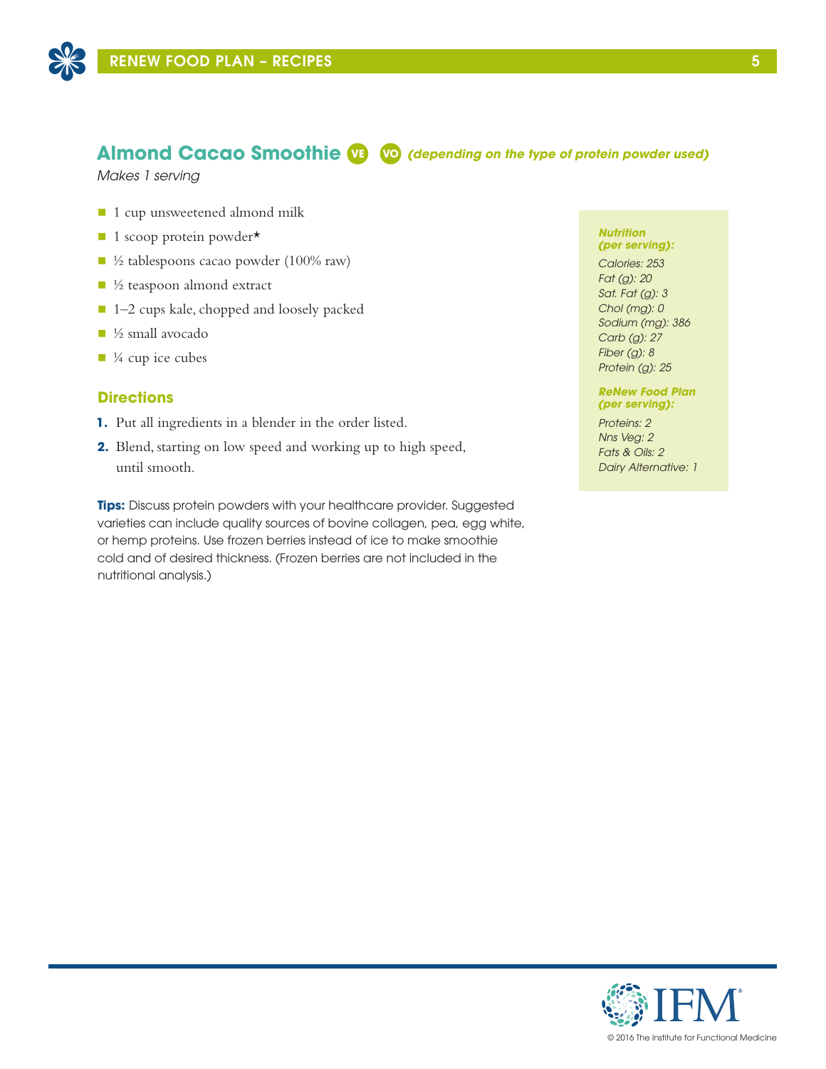## Almond Cacao Smoothie VE VO *(depending on the type of protein powder used)*

*Makes 1 serving*

- 1 cup unsweetened almond milk
- 1 scoop protein powder*
- ½ tablespoons cacao powder (100% raw)
- ½ teaspoon almond extract
- 1–2 cups kale, chopped and loosely packed
- ½ small avocado
- ¼ cup ice cubes

### Directions

1. Put all ingredients in a blender in the order listed.
2. Blend, starting on low speed and working up to high speed, until smooth.

**Tips:** Discuss protein powders with your healthcare provider. Suggested varieties can include quality sources of bovine collagen, pea, egg white, or hemp proteins. Use frozen berries instead of ice to make smoothie cold and of desired thickness. (Frozen berries are not included in the nutritional analysis.)

***Nutrition (per serving):***

*Calories: 253*
*Fat (g): 20*
*Sat. Fat (g): 3*
*Chol (mg): 0*
*Sodium (mg): 386*
*Carb (g): 27*
*Fiber (g): 8*
*Protein (g): 25*

***ReNew Food Plan (per serving):***

*Proteins: 2*
*Nns Veg: 2*
*Fats & Oils: 2*
*Dairy Alternative: 1*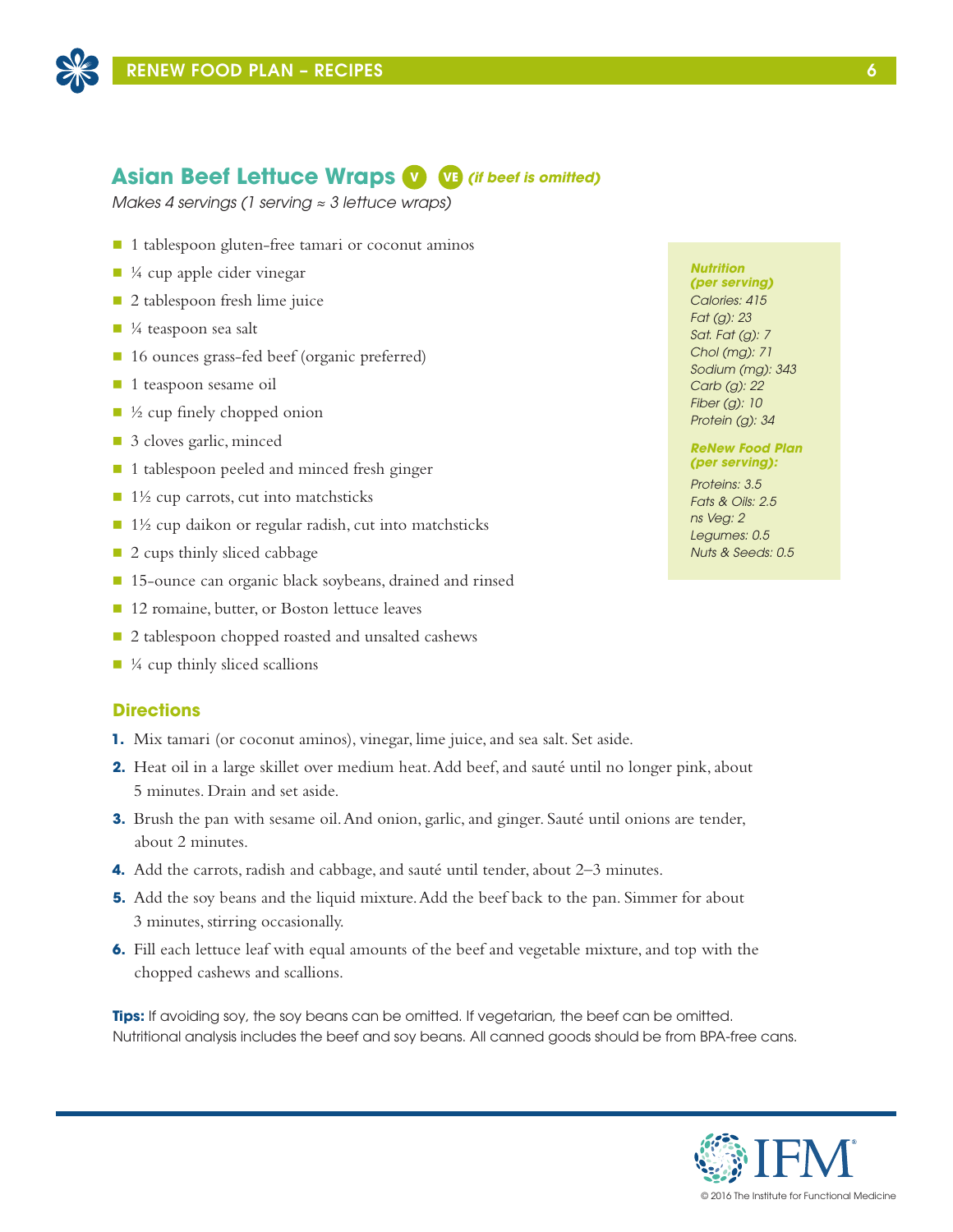## Asian Beef Lettuce Wraps V VE *(if beef is omitted)*

*Makes 4 servings (1 serving ≈ 3 lettuce wraps)*

- 1 tablespoon gluten-free tamari or coconut aminos
- ¼ cup apple cider vinegar
- 2 tablespoon fresh lime juice
- ¼ teaspoon sea salt
- 16 ounces grass-fed beef (organic preferred)
- 1 teaspoon sesame oil
- ½ cup finely chopped onion
- 3 cloves garlic, minced
- 1 tablespoon peeled and minced fresh ginger
- 1½ cup carrots, cut into matchsticks
- 1½ cup daikon or regular radish, cut into matchsticks
- 2 cups thinly sliced cabbage
- 15-ounce can organic black soybeans, drained and rinsed
- 12 romaine, butter, or Boston lettuce leaves
- 2 tablespoon chopped roasted and unsalted cashews
- ¼ cup thinly sliced scallions

***Nutrition (per serving)***
*Calories: 415*
*Fat (g): 23*
*Sat. Fat (g): 7*
*Chol (mg): 71*
*Sodium (mg): 343*
*Carb (g): 22*
*Fiber (g): 10*
*Protein (g): 34*

***ReNew Food Plan (per serving):***
*Proteins: 3.5*
*Fats & Oils: 2.5*
*ns Veg: 2*
*Legumes: 0.5*
*Nuts & Seeds: 0.5*

### Directions

1. Mix tamari (or coconut aminos), vinegar, lime juice, and sea salt. Set aside.
2. Heat oil in a large skillet over medium heat. Add beef, and sauté until no longer pink, about 5 minutes. Drain and set aside.
3. Brush the pan with sesame oil. And onion, garlic, and ginger. Sauté until onions are tender, about 2 minutes.
4. Add the carrots, radish and cabbage, and sauté until tender, about 2–3 minutes.
5. Add the soy beans and the liquid mixture. Add the beef back to the pan. Simmer for about 3 minutes, stirring occasionally.
6. Fill each lettuce leaf with equal amounts of the beef and vegetable mixture, and top with the chopped cashews and scallions.

**Tips:** If avoiding soy, the soy beans can be omitted. If vegetarian, the beef can be omitted. Nutritional analysis includes the beef and soy beans. All canned goods should be from BPA-free cans.

© 2016 The Institute for Functional Medicine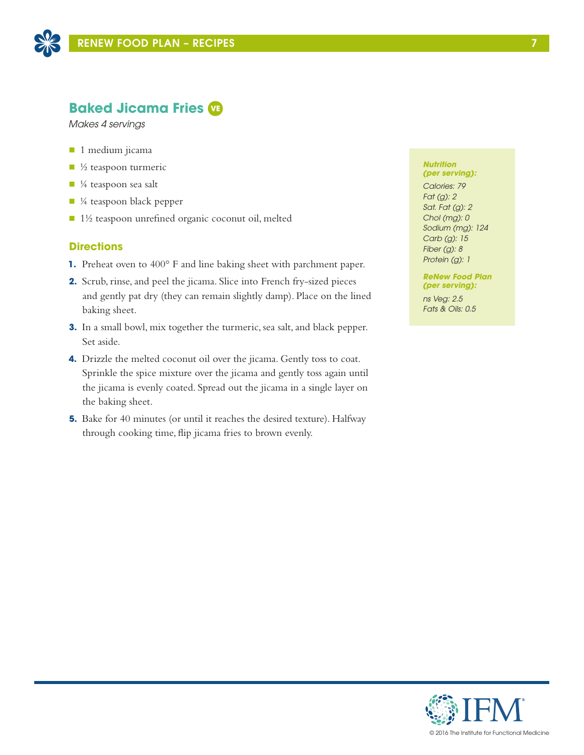## Baked Jicama Fries VE

*Makes 4 servings*

- 1 medium jicama
- ½ teaspoon turmeric
- ¼ teaspoon sea salt
- ¼ teaspoon black pepper
- 1½ teaspoon unrefined organic coconut oil, melted

### Directions

1. Preheat oven to 400° F and line baking sheet with parchment paper.
2. Scrub, rinse, and peel the jicama. Slice into French fry-sized pieces and gently pat dry (they can remain slightly damp). Place on the lined baking sheet.
3. In a small bowl, mix together the turmeric, sea salt, and black pepper. Set aside.
4. Drizzle the melted coconut oil over the jicama. Gently toss to coat. Sprinkle the spice mixture over the jicama and gently toss again until the jicama is evenly coated. Spread out the jicama in a single layer on the baking sheet.
5. Bake for 40 minutes (or until it reaches the desired texture). Halfway through cooking time, flip jicama fries to brown evenly.

***Nutrition (per serving):***

*Calories: 79*
*Fat (g): 2*
*Sat. Fat (g): 2*
*Chol (mg): 0*
*Sodium (mg): 124*
*Carb (g): 15*
*Fiber (g): 8*
*Protein (g): 1*

***ReNew Food Plan (per serving):***

*ns Veg: 2.5*
*Fats & Oils: 0.5*

© 2016 The Institute for Functional Medicine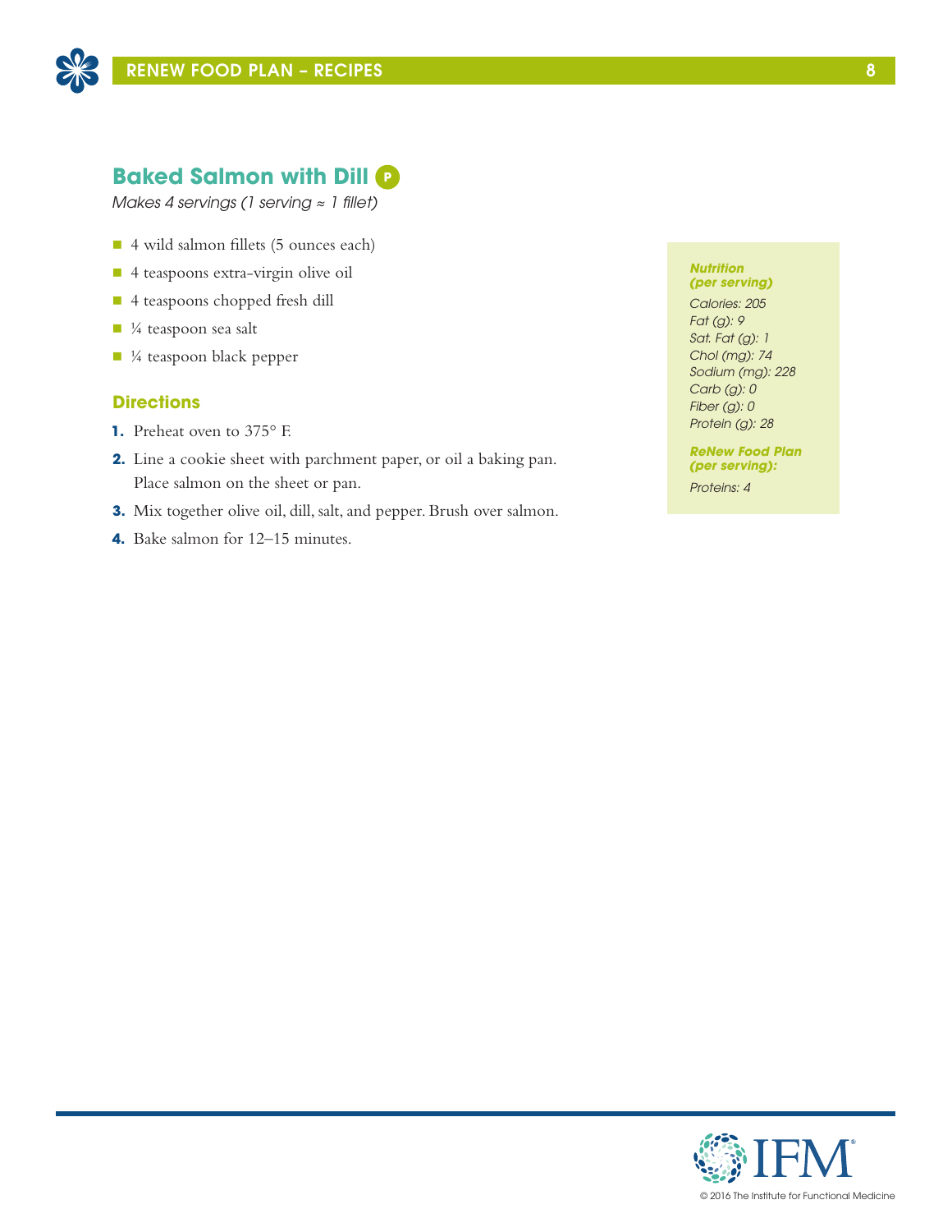## Baked Salmon with Dill P

*Makes 4 servings (1 serving ≈ 1 fillet)*

- 4 wild salmon fillets (5 ounces each)
- 4 teaspoons extra-virgin olive oil
- 4 teaspoons chopped fresh dill
- ¼ teaspoon sea salt
- ¼ teaspoon black pepper

### Directions

1. Preheat oven to 375° F.
2. Line a cookie sheet with parchment paper, or oil a baking pan. Place salmon on the sheet or pan.
3. Mix together olive oil, dill, salt, and pepper. Brush over salmon.
4. Bake salmon for 12–15 minutes.

***Nutrition (per serving)***

*Calories: 205*
*Fat (g): 9*
*Sat. Fat (g): 1*
*Chol (mg): 74*
*Sodium (mg): 228*
*Carb (g): 0*
*Fiber (g): 0*
*Protein (g): 28*

***ReNew Food Plan (per serving):***

*Proteins: 4*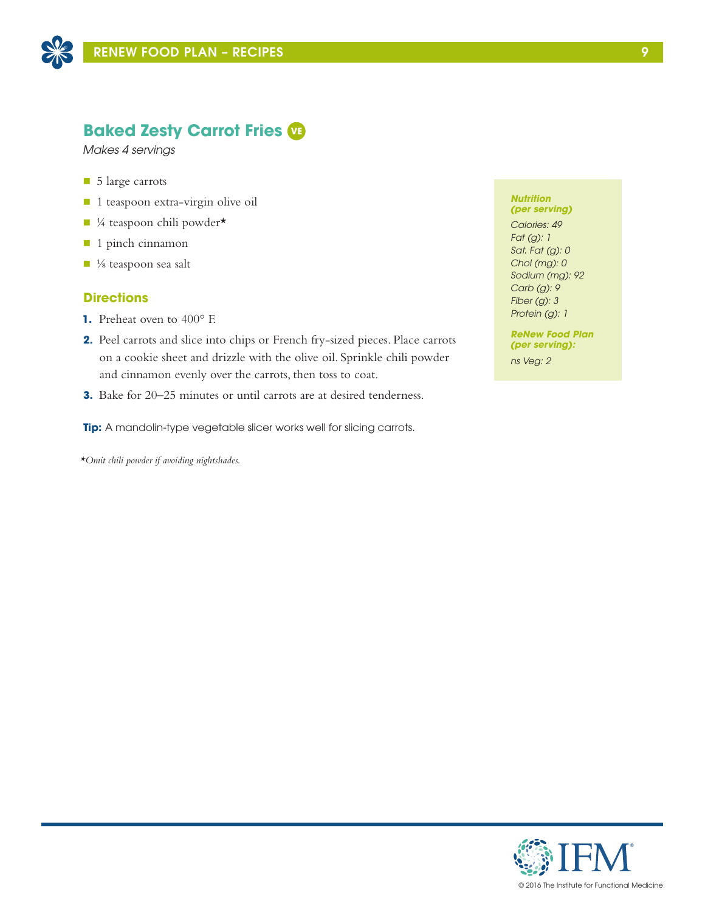## Baked Zesty Carrot Fries VE

*Makes 4 servings*

- 5 large carrots
- 1 teaspoon extra-virgin olive oil
- ¼ teaspoon chili powder*
- 1 pinch cinnamon
- ⅛ teaspoon sea salt

### Directions

1. Preheat oven to 400° F.
2. Peel carrots and slice into chips or French fry-sized pieces. Place carrots on a cookie sheet and drizzle with the olive oil. Sprinkle chili powder and cinnamon evenly over the carrots, then toss to coat.
3. Bake for 20–25 minutes or until carrots are at desired tenderness.

**Tip:** A mandolin-type vegetable slicer works well for slicing carrots.

**Nutrition (per serving)**

Calories: 49
Fat (g): 1
Sat. Fat (g): 0
Chol (mg): 0
Sodium (mg): 92
Carb (g): 9
Fiber (g): 3
Protein (g): 1

**ReNew Food Plan (per serving):**

ns Veg: 2

**Omit chili powder if avoiding nightshades.*

© 2016 The Institute for Functional Medicine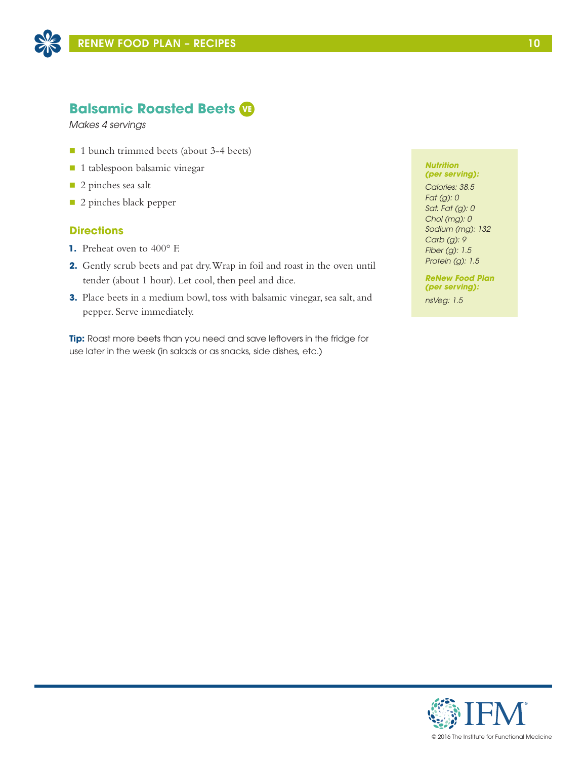## Balsamic Roasted Beets VE

*Makes 4 servings*

- 1 bunch trimmed beets (about 3-4 beets)
- 1 tablespoon balsamic vinegar
- 2 pinches sea salt
- 2 pinches black pepper

### Directions

1. Preheat oven to 400° F.
2. Gently scrub beets and pat dry. Wrap in foil and roast in the oven until tender (about 1 hour). Let cool, then peel and dice.
3. Place beets in a medium bowl, toss with balsamic vinegar, sea salt, and pepper. Serve immediately.

**Tip:** Roast more beets than you need and save leftovers in the fridge for use later in the week (in salads or as snacks, side dishes, etc.)

***Nutrition (per serving):***

*Calories: 38.5*
*Fat (g): 0*
*Sat. Fat (g): 0*
*Chol (mg): 0*
*Sodium (mg): 132*
*Carb (g): 9*
*Fiber (g): 1.5*
*Protein (g): 1.5*

***ReNew Food Plan (per serving):***

*nsVeg: 1.5*

© 2016 The Institute for Functional Medicine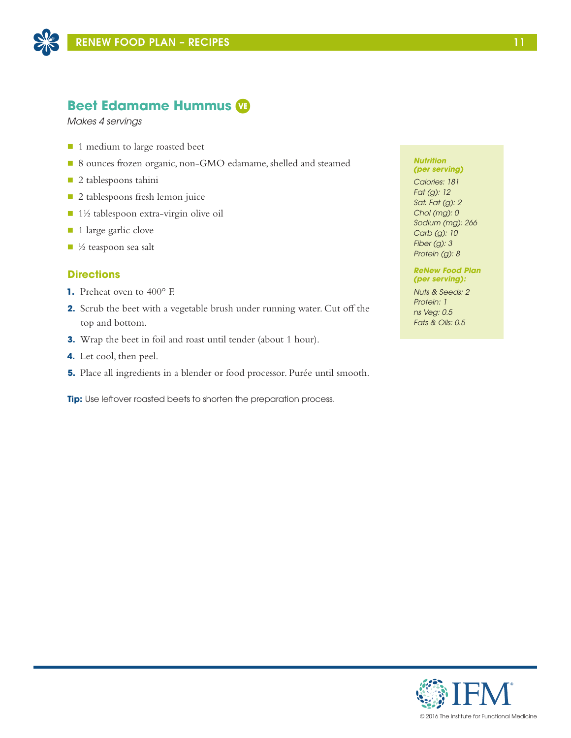## Beet Edamame Hummus VE

*Makes 4 servings*

- 1 medium to large roasted beet
- 8 ounces frozen organic, non-GMO edamame, shelled and steamed
- 2 tablespoons tahini
- 2 tablespoons fresh lemon juice
- 1½ tablespoon extra-virgin olive oil
- 1 large garlic clove
- ½ teaspoon sea salt

### Directions

1. Preheat oven to 400° F.
2. Scrub the beet with a vegetable brush under running water. Cut off the top and bottom.
3. Wrap the beet in foil and roast until tender (about 1 hour).
4. Let cool, then peel.
5. Place all ingredients in a blender or food processor. Purée until smooth.

**Tip:** Use leftover roasted beets to shorten the preparation process.

***Nutrition (per serving)***

*Calories: 181*
*Fat (g): 12*
*Sat. Fat (g): 2*
*Chol (mg): 0*
*Sodium (mg): 266*
*Carb (g): 10*
*Fiber (g): 3*
*Protein (g): 8*

***ReNew Food Plan (per serving):***

*Nuts & Seeds: 2*
*Protein: 1*
*ns Veg: 0.5*
*Fats & Oils: 0.5*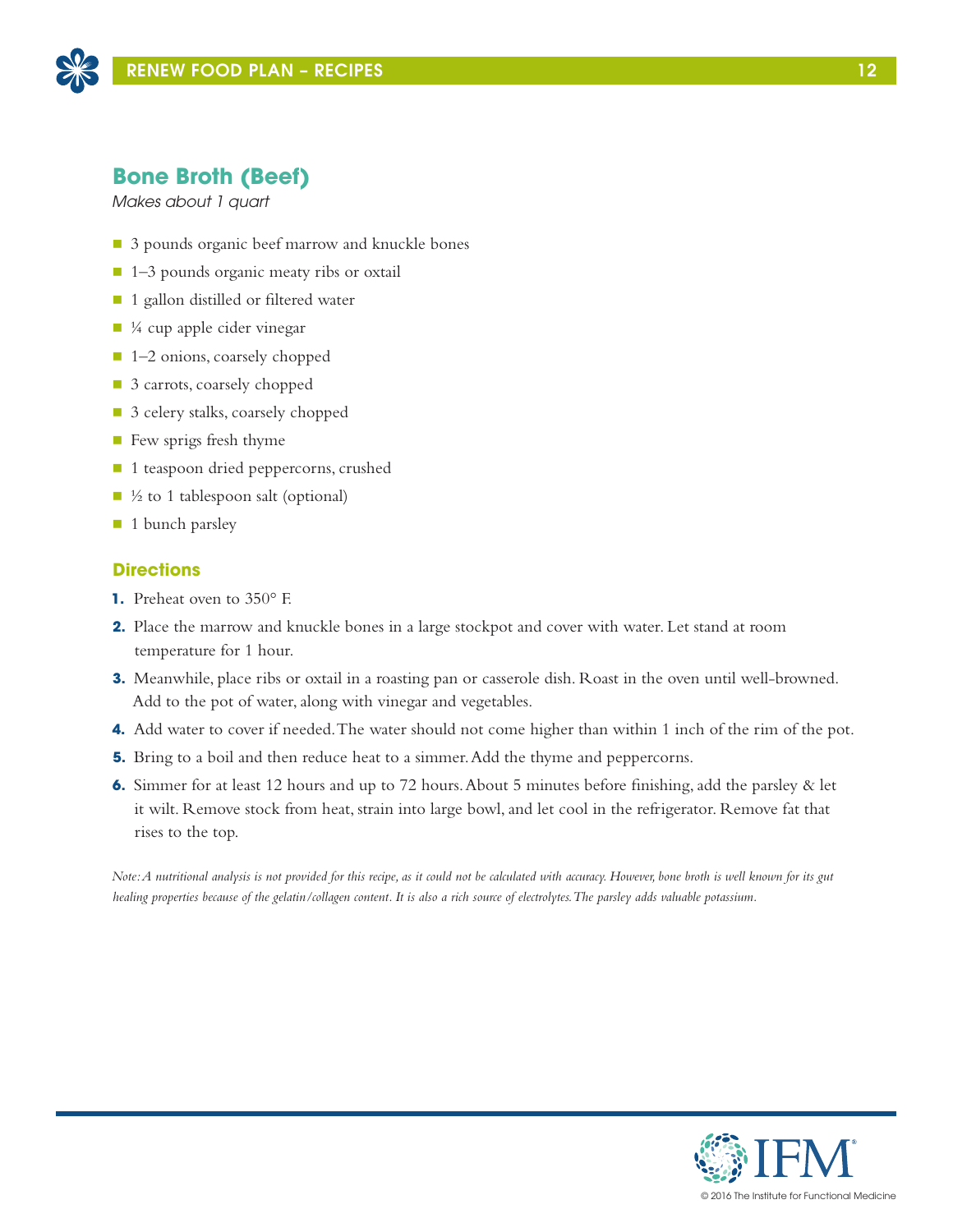## Bone Broth (Beef)

*Makes about 1 quart*

- 3 pounds organic beef marrow and knuckle bones
- 1–3 pounds organic meaty ribs or oxtail
- 1 gallon distilled or filtered water
- ¼ cup apple cider vinegar
- 1–2 onions, coarsely chopped
- 3 carrots, coarsely chopped
- 3 celery stalks, coarsely chopped
- Few sprigs fresh thyme
- 1 teaspoon dried peppercorns, crushed
- ½ to 1 tablespoon salt (optional)
- 1 bunch parsley

### Directions

1. Preheat oven to 350° F.
2. Place the marrow and knuckle bones in a large stockpot and cover with water. Let stand at room temperature for 1 hour.
3. Meanwhile, place ribs or oxtail in a roasting pan or casserole dish. Roast in the oven until well-browned. Add to the pot of water, along with vinegar and vegetables.
4. Add water to cover if needed. The water should not come higher than within 1 inch of the rim of the pot.
5. Bring to a boil and then reduce heat to a simmer. Add the thyme and peppercorns.
6. Simmer for at least 12 hours and up to 72 hours. About 5 minutes before finishing, add the parsley & let it wilt. Remove stock from heat, strain into large bowl, and let cool in the refrigerator. Remove fat that rises to the top.

*Note: A nutritional analysis is not provided for this recipe, as it could not be calculated with accuracy. However, bone broth is well known for its gut healing properties because of the gelatin/collagen content. It is also a rich source of electrolytes. The parsley adds valuable potassium.*

© 2016 The Institute for Functional Medicine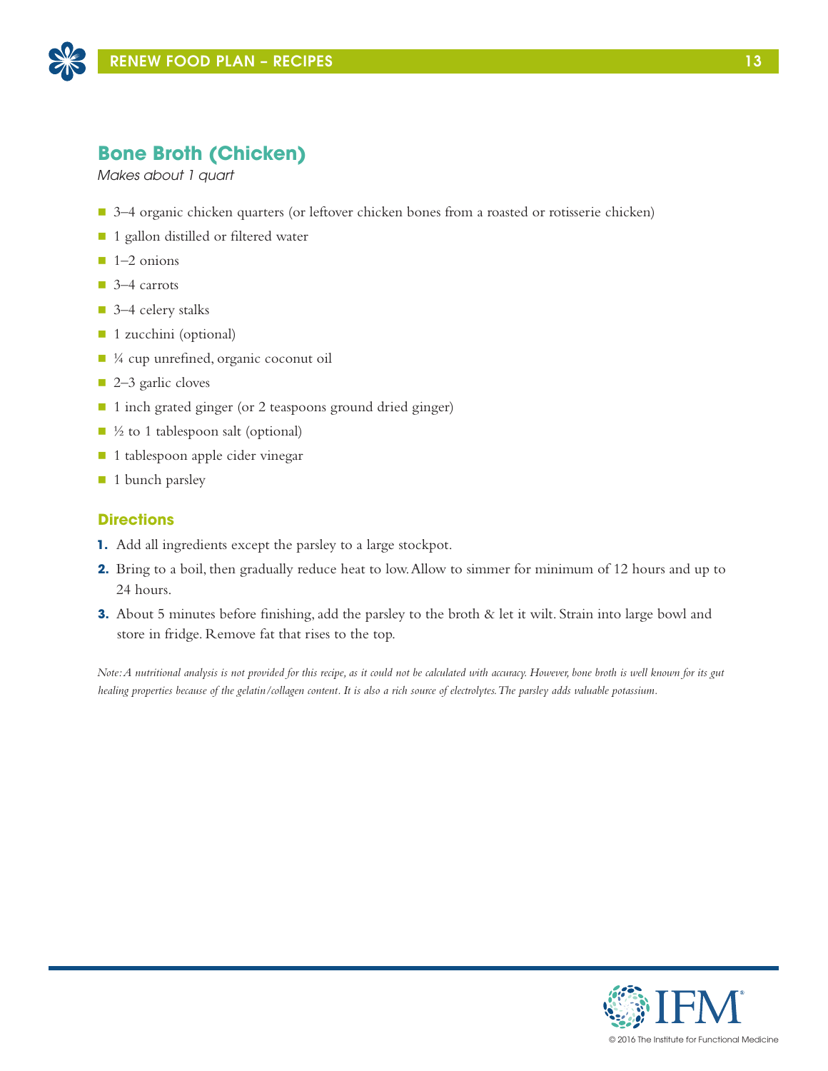## Bone Broth (Chicken)

*Makes about 1 quart*

- 3–4 organic chicken quarters (or leftover chicken bones from a roasted or rotisserie chicken)
- 1 gallon distilled or filtered water
- 1–2 onions
- 3–4 carrots
- 3–4 celery stalks
- 1 zucchini (optional)
- ¼ cup unrefined, organic coconut oil
- 2–3 garlic cloves
- 1 inch grated ginger (or 2 teaspoons ground dried ginger)
- ½ to 1 tablespoon salt (optional)
- 1 tablespoon apple cider vinegar
- 1 bunch parsley

### Directions

1. Add all ingredients except the parsley to a large stockpot.
2. Bring to a boil, then gradually reduce heat to low. Allow to simmer for minimum of 12 hours and up to 24 hours.
3. About 5 minutes before finishing, add the parsley to the broth & let it wilt. Strain into large bowl and store in fridge. Remove fat that rises to the top.

*Note: A nutritional analysis is not provided for this recipe, as it could not be calculated with accuracy. However, bone broth is well known for its gut healing properties because of the gelatin/collagen content. It is also a rich source of electrolytes. The parsley adds valuable potassium.*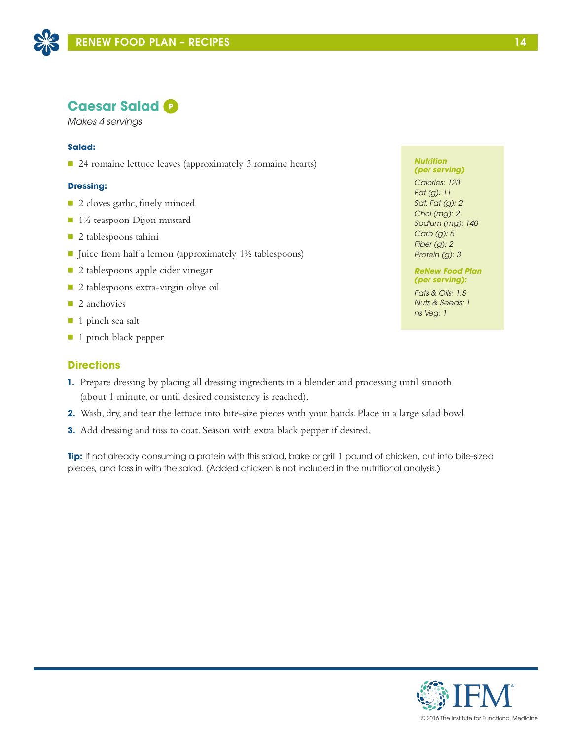## Caesar Salad P

*Makes 4 servings*

**Salad:**

- 24 romaine lettuce leaves (approximately 3 romaine hearts)

**Dressing:**

- 2 cloves garlic, finely minced
- 1½ teaspoon Dijon mustard
- 2 tablespoons tahini
- Juice from half a lemon (approximately 1½ tablespoons)
- 2 tablespoons apple cider vinegar
- 2 tablespoons extra-virgin olive oil
- 2 anchovies
- 1 pinch sea salt
- 1 pinch black pepper

***Nutrition (per serving)***

*Calories: 123*
*Fat (g): 11*
*Sat. Fat (g): 2*
*Chol (mg): 2*
*Sodium (mg): 140*
*Carb (g): 5*
*Fiber (g): 2*
*Protein (g): 3*

***ReNew Food Plan (per serving):***

*Fats & Oils: 1.5*
*Nuts & Seeds: 1*
*ns Veg: 1*

### Directions

1. Prepare dressing by placing all dressing ingredients in a blender and processing until smooth (about 1 minute, or until desired consistency is reached).
2. Wash, dry, and tear the lettuce into bite-size pieces with your hands. Place in a large salad bowl.
3. Add dressing and toss to coat. Season with extra black pepper if desired.

**Tip:** If not already consuming a protein with this salad, bake or grill 1 pound of chicken, cut into bite-sized pieces, and toss in with the salad. (Added chicken is not included in the nutritional analysis.)

© 2016 The Institute for Functional Medicine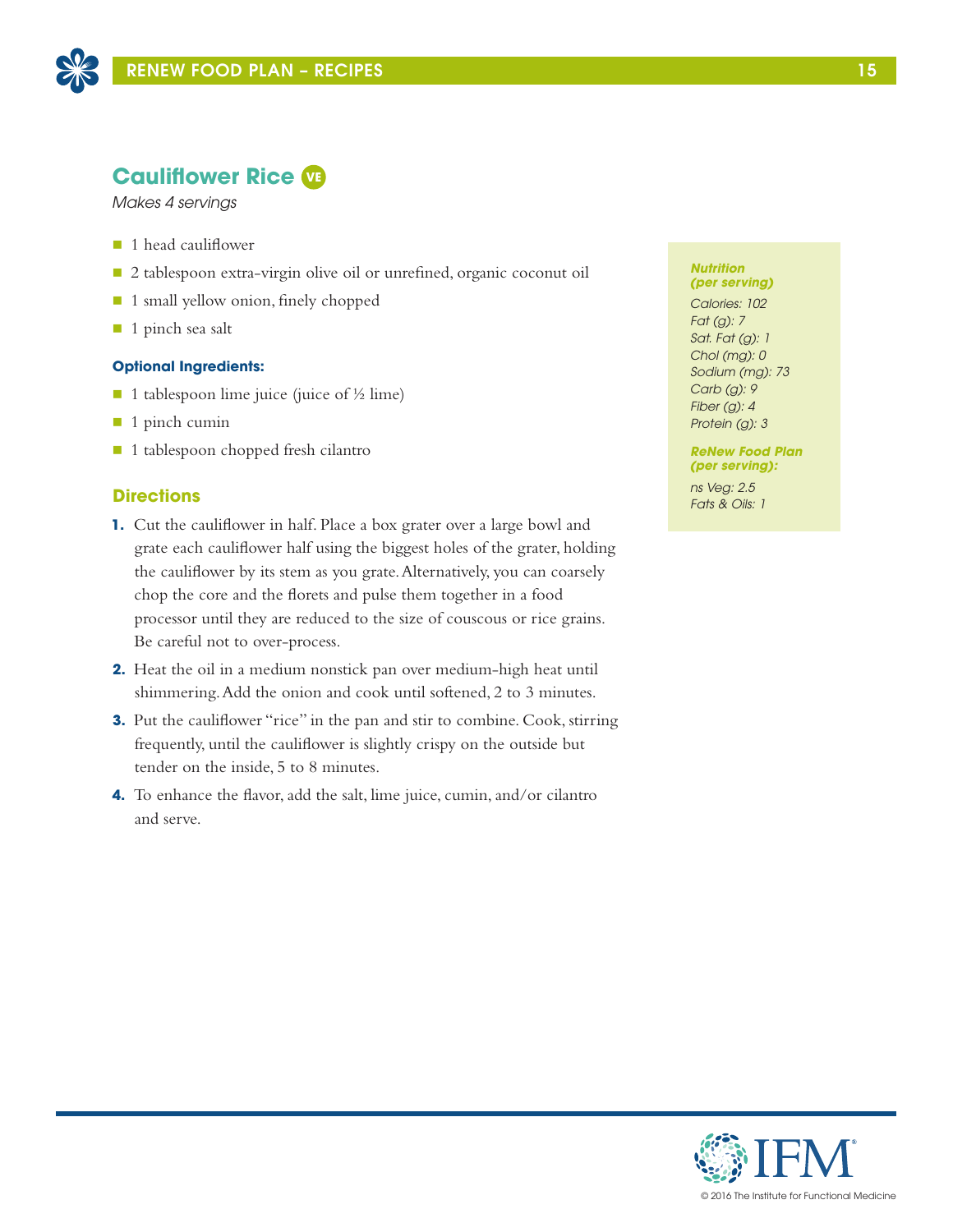## Cauliflower Rice VE

*Makes 4 servings*

- 1 head cauliflower
- 2 tablespoon extra-virgin olive oil or unrefined, organic coconut oil
- 1 small yellow onion, finely chopped
- 1 pinch sea salt

**Optional Ingredients:**

- 1 tablespoon lime juice (juice of ½ lime)
- 1 pinch cumin
- 1 tablespoon chopped fresh cilantro

### Directions

1. Cut the cauliflower in half. Place a box grater over a large bowl and grate each cauliflower half using the biggest holes of the grater, holding the cauliflower by its stem as you grate. Alternatively, you can coarsely chop the core and the florets and pulse them together in a food processor until they are reduced to the size of couscous or rice grains. Be careful not to over-process.
2. Heat the oil in a medium nonstick pan over medium-high heat until shimmering. Add the onion and cook until softened, 2 to 3 minutes.
3. Put the cauliflower "rice" in the pan and stir to combine. Cook, stirring frequently, until the cauliflower is slightly crispy on the outside but tender on the inside, 5 to 8 minutes.
4. To enhance the flavor, add the salt, lime juice, cumin, and/or cilantro and serve.

***Nutrition (per serving)***

*Calories: 102*
*Fat (g): 7*
*Sat. Fat (g): 1*
*Chol (mg): 0*
*Sodium (mg): 73*
*Carb (g): 9*
*Fiber (g): 4*
*Protein (g): 3*

***ReNew Food Plan (per serving):***

*ns Veg: 2.5*
*Fats & Oils: 1*

© 2016 The Institute for Functional Medicine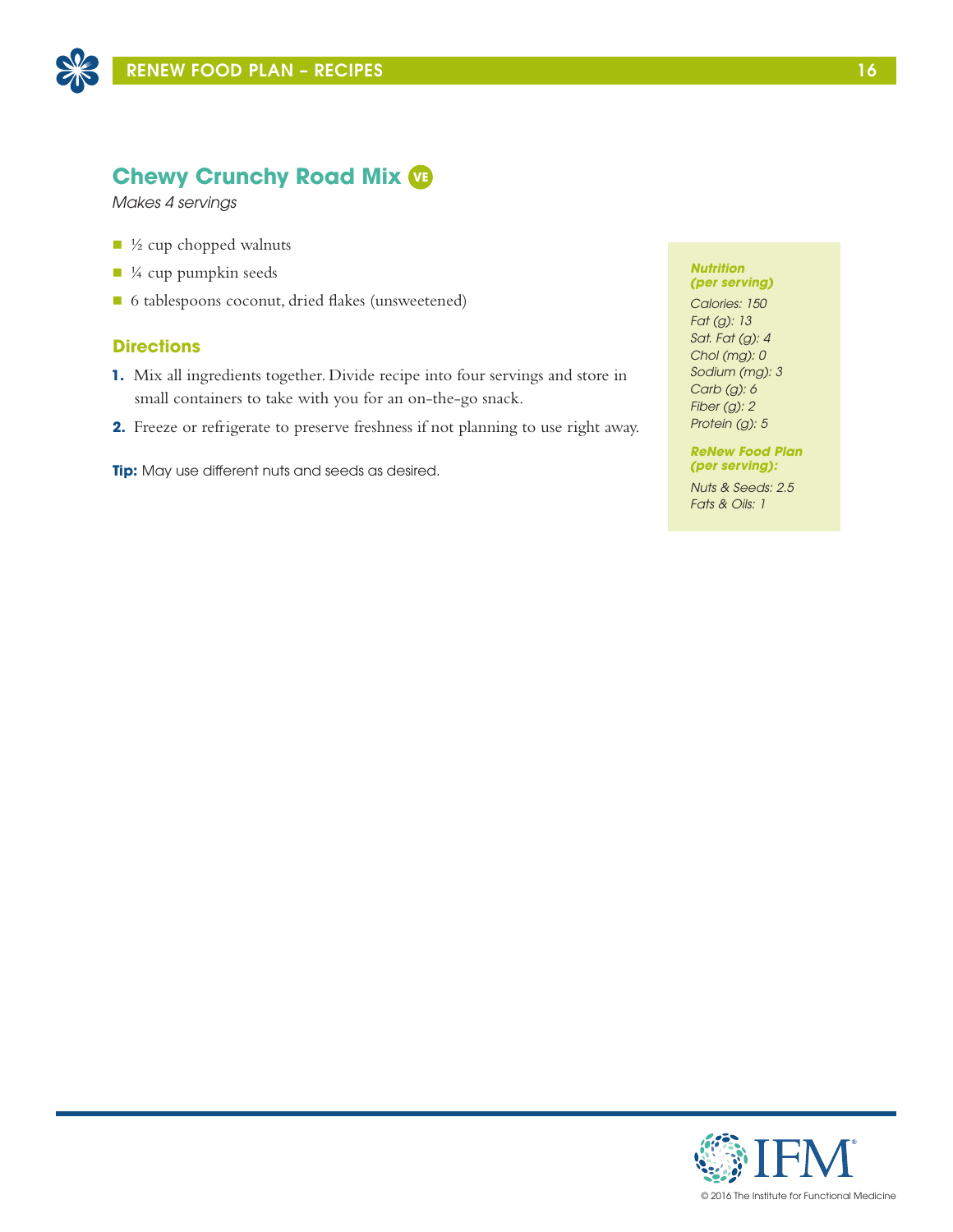## Chewy Crunchy Road Mix VE

*Makes 4 servings*

- ½ cup chopped walnuts
- ¼ cup pumpkin seeds
- 6 tablespoons coconut, dried flakes (unsweetened)

### Directions

1. Mix all ingredients together. Divide recipe into four servings and store in small containers to take with you for an on-the-go snack.
2. Freeze or refrigerate to preserve freshness if not planning to use right away.

**Tip:** May use different nuts and seeds as desired.

***Nutrition (per serving)***

*Calories: 150*
*Fat (g): 13*
*Sat. Fat (g): 4*
*Chol (mg): 0*
*Sodium (mg): 3*
*Carb (g): 6*
*Fiber (g): 2*
*Protein (g): 5*

***ReNew Food Plan (per serving):***

*Nuts & Seeds: 2.5*
*Fats & Oils: 1*

© 2016 The Institute for Functional Medicine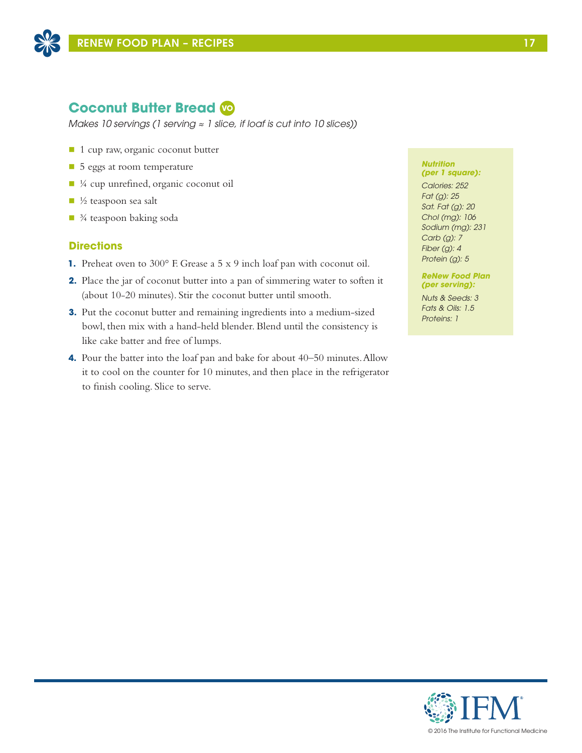## Coconut Butter Bread VO

*Makes 10 servings (1 serving ≈ 1 slice, if loaf is cut into 10 slices))*

- 1 cup raw, organic coconut butter
- 5 eggs at room temperature
- ¼ cup unrefined, organic coconut oil
- ½ teaspoon sea salt
- ¾ teaspoon baking soda

### Directions

1. Preheat oven to 300° F. Grease a 5 x 9 inch loaf pan with coconut oil.
2. Place the jar of coconut butter into a pan of simmering water to soften it (about 10-20 minutes). Stir the coconut butter until smooth.
3. Put the coconut butter and remaining ingredients into a medium-sized bowl, then mix with a hand-held blender. Blend until the consistency is like cake batter and free of lumps.
4. Pour the batter into the loaf pan and bake for about 40–50 minutes. Allow it to cool on the counter for 10 minutes, and then place in the refrigerator to finish cooling. Slice to serve.

***Nutrition (per 1 square):***

*Calories: 252*
*Fat (g): 25*
*Sat. Fat (g): 20*
*Chol (mg): 106*
*Sodium (mg): 231*
*Carb (g): 7*
*Fiber (g): 4*
*Protein (g): 5*

***ReNew Food Plan (per serving):***

*Nuts & Seeds: 3*
*Fats & Oils: 1.5*
*Proteins: 1*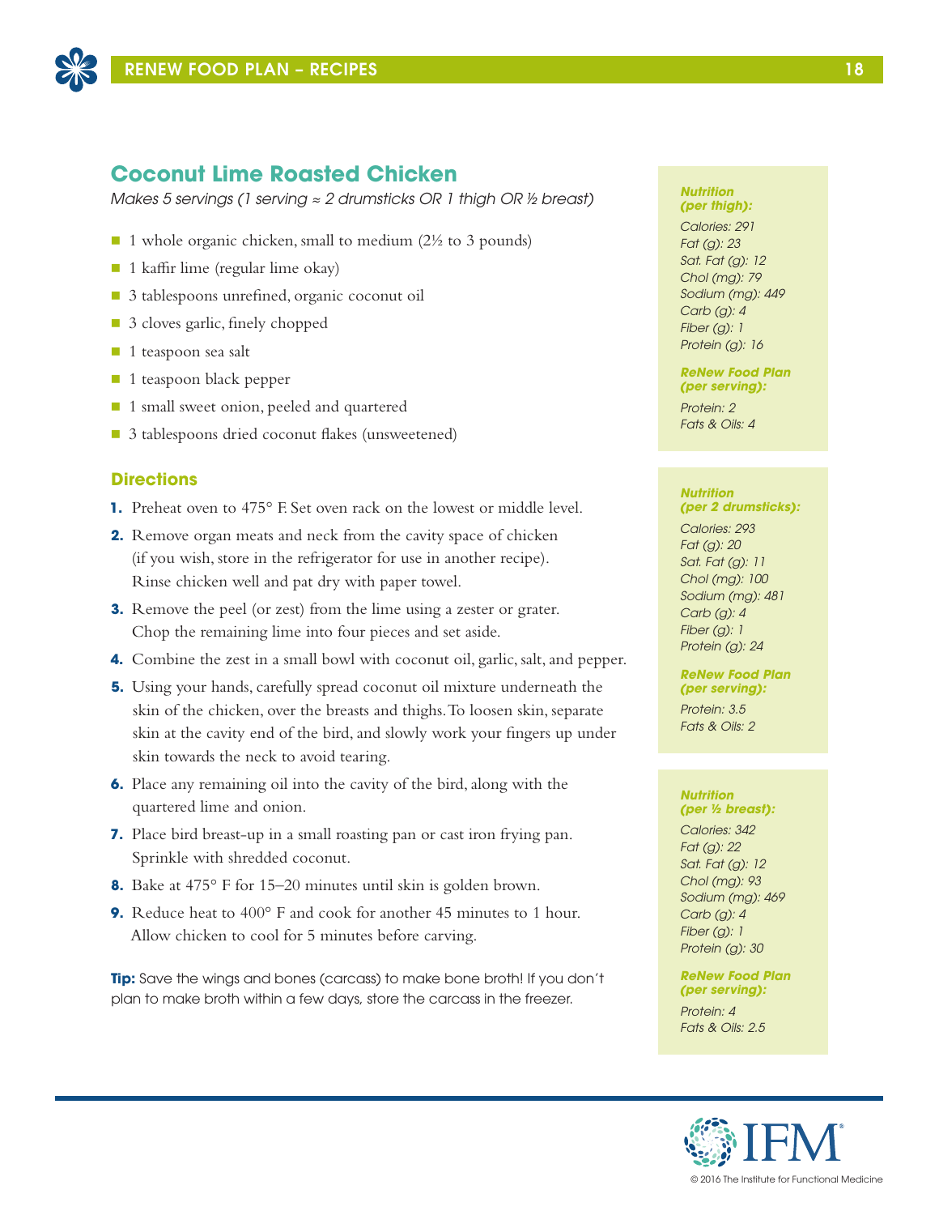## Coconut Lime Roasted Chicken

*Makes 5 servings (1 serving ≈ 2 drumsticks OR 1 thigh OR ½ breast)*

- 1 whole organic chicken, small to medium (2½ to 3 pounds)
- 1 kaffir lime (regular lime okay)
- 3 tablespoons unrefined, organic coconut oil
- 3 cloves garlic, finely chopped
- 1 teaspoon sea salt
- 1 teaspoon black pepper
- 1 small sweet onion, peeled and quartered
- 3 tablespoons dried coconut flakes (unsweetened)

### Directions

1. Preheat oven to 475° F. Set oven rack on the lowest or middle level.
2. Remove organ meats and neck from the cavity space of chicken (if you wish, store in the refrigerator for use in another recipe). Rinse chicken well and pat dry with paper towel.
3. Remove the peel (or zest) from the lime using a zester or grater. Chop the remaining lime into four pieces and set aside.
4. Combine the zest in a small bowl with coconut oil, garlic, salt, and pepper.
5. Using your hands, carefully spread coconut oil mixture underneath the skin of the chicken, over the breasts and thighs. To loosen skin, separate skin at the cavity end of the bird, and slowly work your fingers up under skin towards the neck to avoid tearing.
6. Place any remaining oil into the cavity of the bird, along with the quartered lime and onion.
7. Place bird breast-up in a small roasting pan or cast iron frying pan. Sprinkle with shredded coconut.
8. Bake at 475° F for 15–20 minutes until skin is golden brown.
9. Reduce heat to 400° F and cook for another 45 minutes to 1 hour. Allow chicken to cool for 5 minutes before carving.

**Tip:** Save the wings and bones (carcass) to make bone broth! If you don't plan to make broth within a few days, store the carcass in the freezer.

***Nutrition (per thigh):***

*Calories: 291*
*Fat (g): 23*
*Sat. Fat (g): 12*
*Chol (mg): 79*
*Sodium (mg): 449*
*Carb (g): 4*
*Fiber (g): 1*
*Protein (g): 16*

***ReNew Food Plan (per serving):***

*Protein: 2*
*Fats & Oils: 4*

***Nutrition (per 2 drumsticks):***

*Calories: 293*
*Fat (g): 20*
*Sat. Fat (g): 11*
*Chol (mg): 100*
*Sodium (mg): 481*
*Carb (g): 4*
*Fiber (g): 1*
*Protein (g): 24*

***ReNew Food Plan (per serving):***

*Protein: 3.5*
*Fats & Oils: 2*

***Nutrition (per ½ breast):***

*Calories: 342*
*Fat (g): 22*
*Sat. Fat (g): 12*
*Chol (mg): 93*
*Sodium (mg): 469*
*Carb (g): 4*
*Fiber (g): 1*
*Protein (g): 30*

***ReNew Food Plan (per serving):***

*Protein: 4*
*Fats & Oils: 2.5*

© 2016 The Institute for Functional Medicine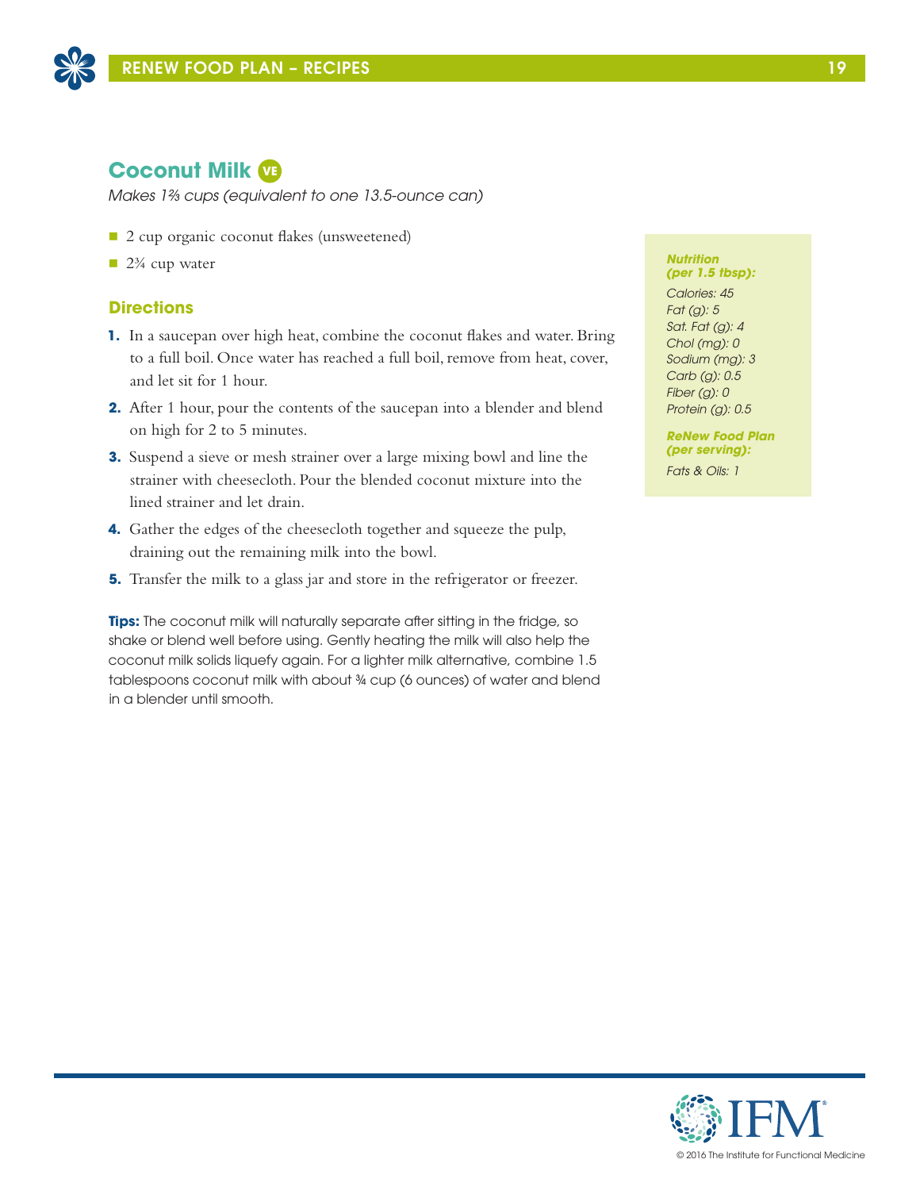## Coconut Milk VE

*Makes 1⅔ cups (equivalent to one 13.5-ounce can)*

- 2 cup organic coconut flakes (unsweetened)
- 2¾ cup water

### Directions

1. In a saucepan over high heat, combine the coconut flakes and water. Bring to a full boil. Once water has reached a full boil, remove from heat, cover, and let sit for 1 hour.
2. After 1 hour, pour the contents of the saucepan into a blender and blend on high for 2 to 5 minutes.
3. Suspend a sieve or mesh strainer over a large mixing bowl and line the strainer with cheesecloth. Pour the blended coconut mixture into the lined strainer and let drain.
4. Gather the edges of the cheesecloth together and squeeze the pulp, draining out the remaining milk into the bowl.
5. Transfer the milk to a glass jar and store in the refrigerator or freezer.

**Tips:** The coconut milk will naturally separate after sitting in the fridge, so shake or blend well before using. Gently heating the milk will also help the coconut milk solids liquefy again. For a lighter milk alternative, combine 1.5 tablespoons coconut milk with about ¾ cup (6 ounces) of water and blend in a blender until smooth.

***Nutrition (per 1.5 tbsp):***

*Calories: 45*
*Fat (g): 5*
*Sat. Fat (g): 4*
*Chol (mg): 0*
*Sodium (mg): 3*
*Carb (g): 0.5*
*Fiber (g): 0*
*Protein (g): 0.5*

***ReNew Food Plan (per serving):***

*Fats & Oils: 1*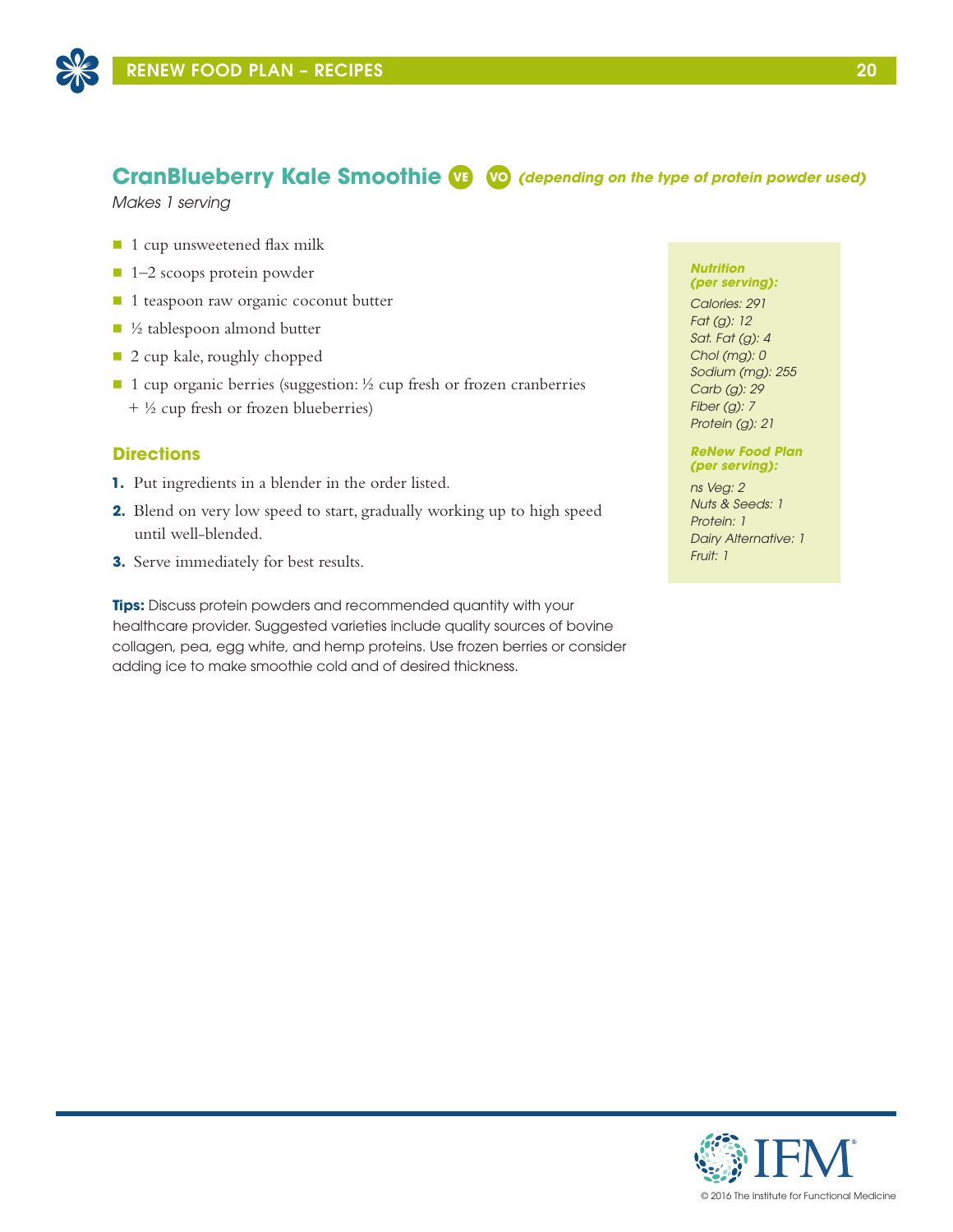## CranBlueberry Kale Smoothie VE VO *(depending on the type of protein powder used)*

*Makes 1 serving*

- 1 cup unsweetened flax milk
- 1–2 scoops protein powder
- 1 teaspoon raw organic coconut butter
- ½ tablespoon almond butter
- 2 cup kale, roughly chopped
- 1 cup organic berries (suggestion: ½ cup fresh or frozen cranberries + ½ cup fresh or frozen blueberries)

### Directions

1. Put ingredients in a blender in the order listed.
2. Blend on very low speed to start, gradually working up to high speed until well-blended.
3. Serve immediately for best results.

**Tips:** Discuss protein powders and recommended quantity with your healthcare provider. Suggested varieties include quality sources of bovine collagen, pea, egg white, and hemp proteins. Use frozen berries or consider adding ice to make smoothie cold and of desired thickness.

***Nutrition (per serving):***

*Calories: 291*
*Fat (g): 12*
*Sat. Fat (g): 4*
*Chol (mg): 0*
*Sodium (mg): 255*
*Carb (g): 29*
*Fiber (g): 7*
*Protein (g): 21*

***ReNew Food Plan (per serving):***

*ns Veg: 2*
*Nuts & Seeds: 1*
*Protein: 1*
*Dairy Alternative: 1*
*Fruit: 1*

© 2016 The Institute for Functional Medicine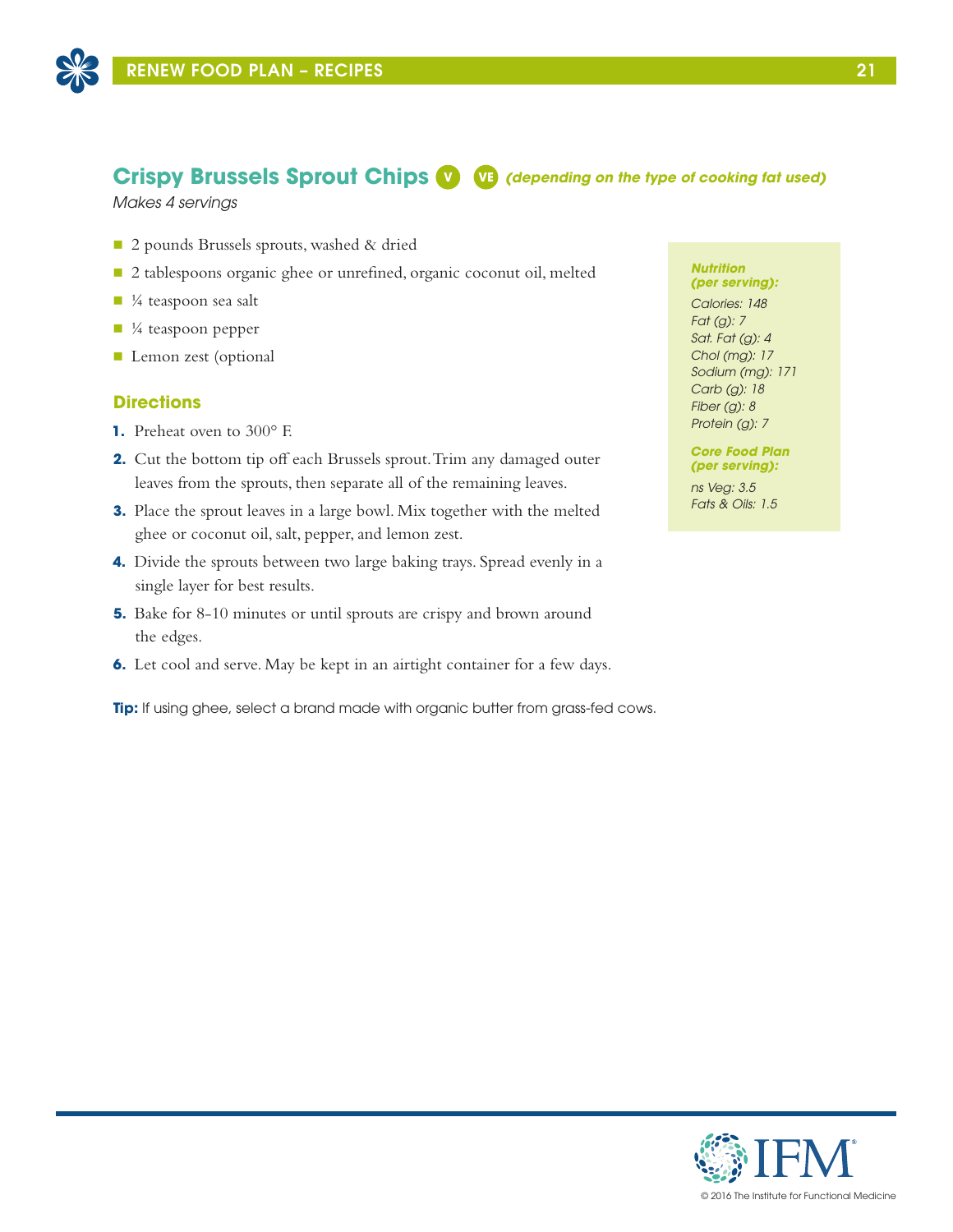## Crispy Brussels Sprout Chips V VE *(depending on the type of cooking fat used)*

*Makes 4 servings*

- 2 pounds Brussels sprouts, washed & dried
- 2 tablespoons organic ghee or unrefined, organic coconut oil, melted
- ¼ teaspoon sea salt
- ¼ teaspoon pepper
- Lemon zest (optional

### Directions

1. Preheat oven to 300° F.
2. Cut the bottom tip off each Brussels sprout. Trim any damaged outer leaves from the sprouts, then separate all of the remaining leaves.
3. Place the sprout leaves in a large bowl. Mix together with the melted ghee or coconut oil, salt, pepper, and lemon zest.
4. Divide the sprouts between two large baking trays. Spread evenly in a single layer for best results.
5. Bake for 8-10 minutes or until sprouts are crispy and brown around the edges.
6. Let cool and serve. May be kept in an airtight container for a few days.

**Tip:** If using ghee, select a brand made with organic butter from grass-fed cows.

***Nutrition (per serving):***

*Calories: 148*
*Fat (g): 7*
*Sat. Fat (g): 4*
*Chol (mg): 17*
*Sodium (mg): 171*
*Carb (g): 18*
*Fiber (g): 8*
*Protein (g): 7*

***Core Food Plan (per serving):***

*ns Veg: 3.5*
*Fats & Oils: 1.5*

© 2016 The Institute for Functional Medicine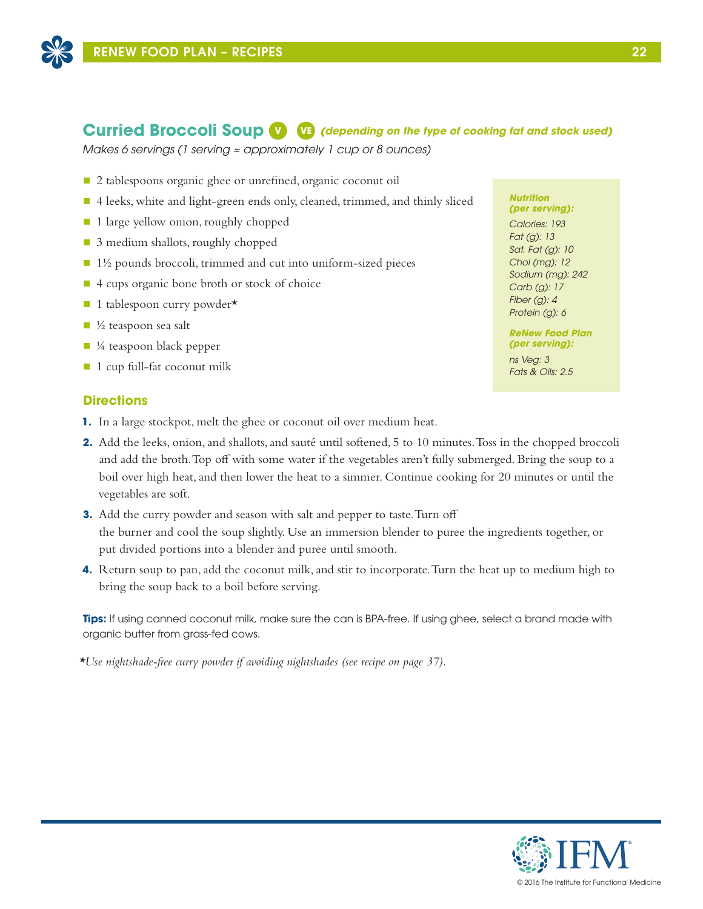## Curried Broccoli Soup V VE *(depending on the type of cooking fat and stock used)*

*Makes 6 servings (1 serving ≈ approximately 1 cup or 8 ounces)*

- 2 tablespoons organic ghee or unrefined, organic coconut oil
- 4 leeks, white and light-green ends only, cleaned, trimmed, and thinly sliced
- 1 large yellow onion, roughly chopped
- 3 medium shallots, roughly chopped
- 1½ pounds broccoli, trimmed and cut into uniform-sized pieces
- 4 cups organic bone broth or stock of choice
- 1 tablespoon curry powder*
- ½ teaspoon sea salt
- ¼ teaspoon black pepper
- 1 cup full-fat coconut milk

***Nutrition (per serving):***

*Calories: 193*
*Fat (g): 13*
*Sat. Fat (g): 10*
*Chol (mg): 12*
*Sodium (mg): 242*
*Carb (g): 17*
*Fiber (g): 4*
*Protein (g): 6*

***ReNew Food Plan (per serving):***

*ns Veg: 3*
*Fats & Oils: 2.5*

### Directions

1. In a large stockpot, melt the ghee or coconut oil over medium heat.
2. Add the leeks, onion, and shallots, and sauté until softened, 5 to 10 minutes. Toss in the chopped broccoli and add the broth. Top off with some water if the vegetables aren't fully submerged. Bring the soup to a boil over high heat, and then lower the heat to a simmer. Continue cooking for 20 minutes or until the vegetables are soft.
3. Add the curry powder and season with salt and pepper to taste. Turn off the burner and cool the soup slightly. Use an immersion blender to puree the ingredients together, or put divided portions into a blender and puree until smooth.
4. Return soup to pan, add the coconut milk, and stir to incorporate. Turn the heat up to medium high to bring the soup back to a boil before serving.

**Tips:** If using canned coconut milk, make sure the can is BPA-free. If using ghee, select a brand made with organic butter from grass-fed cows.

**Use nightshade-free curry powder if avoiding nightshades (see recipe on page 37).*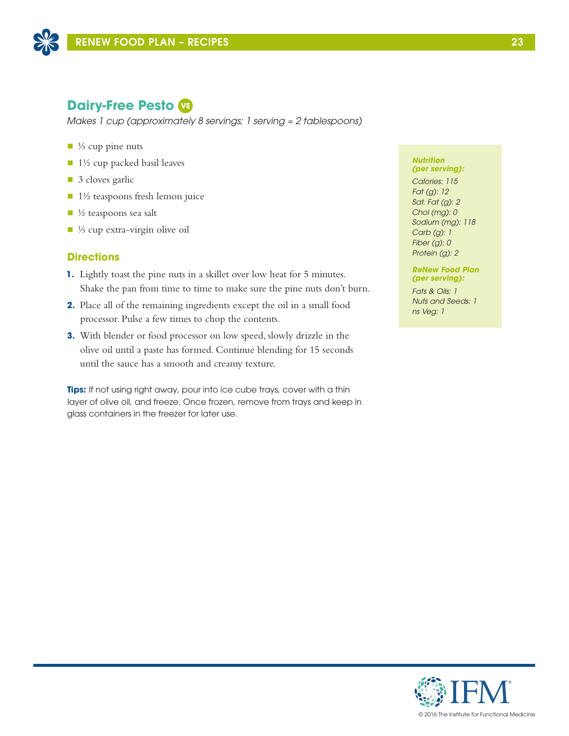## Dairy-Free Pesto VE

*Makes 1 cup (approximately 8 servings; 1 serving ≈ 2 tablespoons)*

- ⅓ cup pine nuts
- 1½ cup packed basil leaves
- 3 cloves garlic
- 1½ teaspoons fresh lemon juice
- ½ teaspoons sea salt
- ⅓ cup extra-virgin olive oil

### Directions

1. Lightly toast the pine nuts in a skillet over low heat for 5 minutes. Shake the pan from time to time to make sure the pine nuts don't burn.
2. Place all of the remaining ingredients except the oil in a small food processor. Pulse a few times to chop the contents.
3. With blender or food processor on low speed, slowly drizzle in the olive oil until a paste has formed. Continue blending for 15 seconds until the sauce has a smooth and creamy texture.

**Tips:** If not using right away, pour into ice cube trays, cover with a thin layer of olive oil, and freeze. Once frozen, remove from trays and keep in glass containers in the freezer for later use.

***Nutrition (per serving):***

*Calories: 115*
*Fat (g): 12*
*Sat. Fat (g): 2*
*Chol (mg): 0*
*Sodium (mg): 118*
*Carb (g): 1*
*Fiber (g): 0*
*Protein (g): 2*

***ReNew Food Plan (per serving):***

*Fats & Oils: 1*
*Nuts and Seeds: 1*
*ns Veg: 1*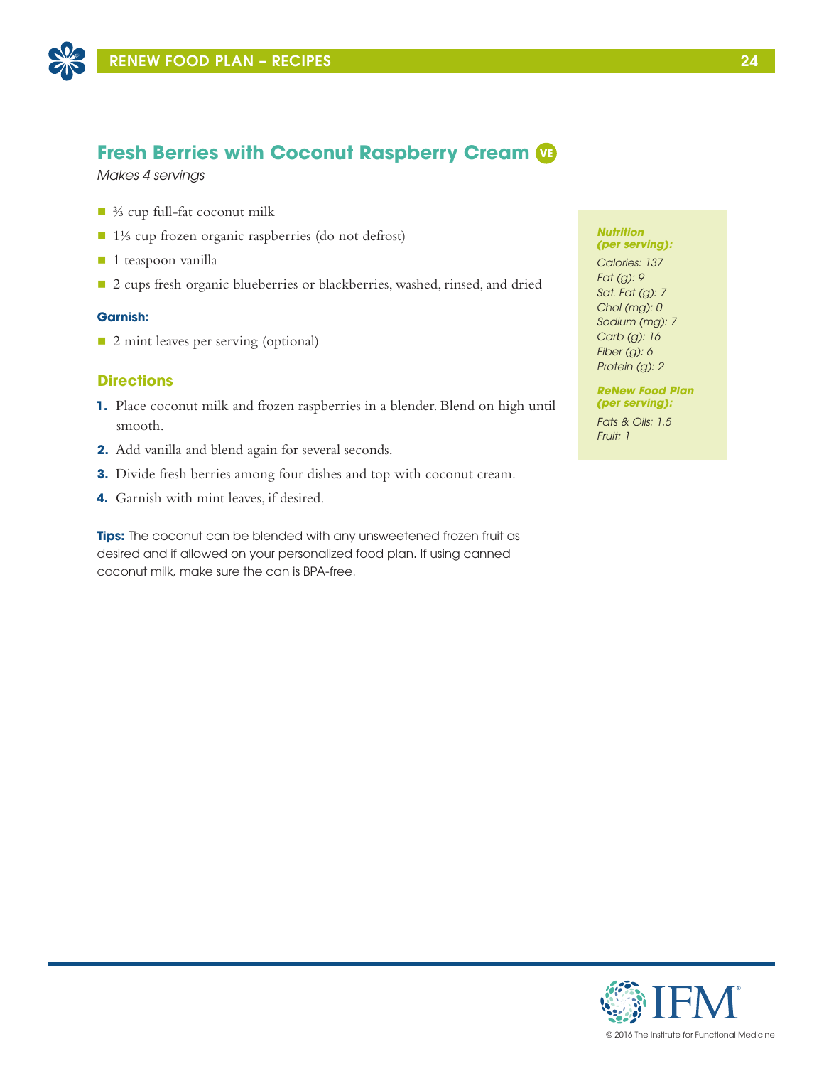## Fresh Berries with Coconut Raspberry Cream VE

*Makes 4 servings*

- ⅔ cup full-fat coconut milk
- 1⅓ cup frozen organic raspberries (do not defrost)
- 1 teaspoon vanilla
- 2 cups fresh organic blueberries or blackberries, washed, rinsed, and dried

**Garnish:**

- 2 mint leaves per serving (optional)

### Directions

1. Place coconut milk and frozen raspberries in a blender. Blend on high until smooth.
2. Add vanilla and blend again for several seconds.
3. Divide fresh berries among four dishes and top with coconut cream.
4. Garnish with mint leaves, if desired.

**Tips:** The coconut can be blended with any unsweetened frozen fruit as desired and if allowed on your personalized food plan. If using canned coconut milk, make sure the can is BPA-free.

***Nutrition (per serving):***

*Calories: 137*
*Fat (g): 9*
*Sat. Fat (g): 7*
*Chol (mg): 0*
*Sodium (mg): 7*
*Carb (g): 16*
*Fiber (g): 6*
*Protein (g): 2*

***ReNew Food Plan (per serving):***

*Fats & Oils: 1.5*
*Fruit: 1*

© 2016 The Institute for Functional Medicine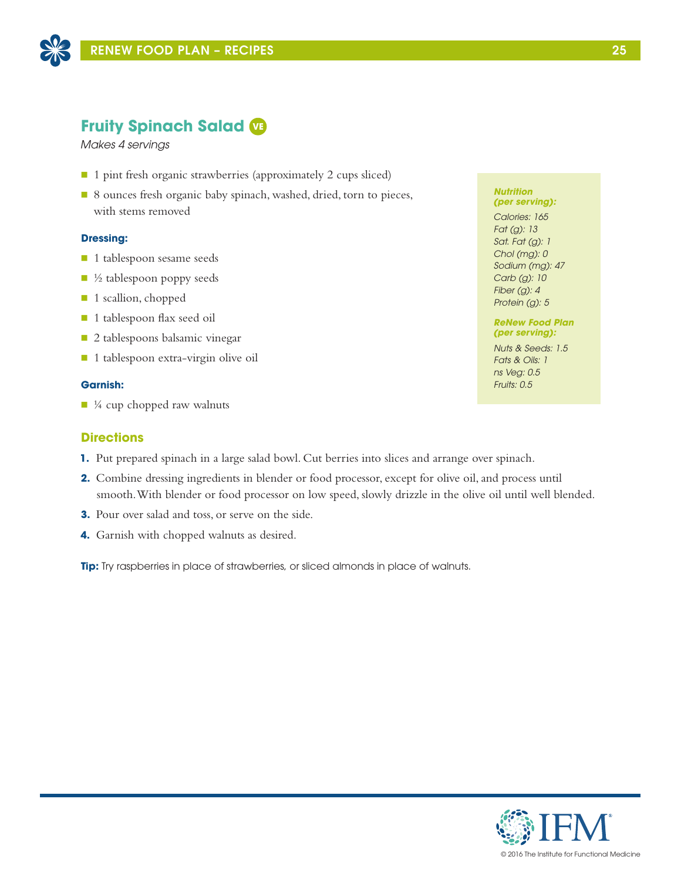## Fruity Spinach Salad VE

*Makes 4 servings*

- 1 pint fresh organic strawberries (approximately 2 cups sliced)
- 8 ounces fresh organic baby spinach, washed, dried, torn to pieces, with stems removed

**Dressing:**

- 1 tablespoon sesame seeds
- ½ tablespoon poppy seeds
- 1 scallion, chopped
- 1 tablespoon flax seed oil
- 2 tablespoons balsamic vinegar
- 1 tablespoon extra-virgin olive oil

**Garnish:**

- ¼ cup chopped raw walnuts

***Nutrition (per serving):***

*Calories: 165*
*Fat (g): 13*
*Sat. Fat (g): 1*
*Chol (mg): 0*
*Sodium (mg): 47*
*Carb (g): 10*
*Fiber (g): 4*
*Protein (g): 5*

***ReNew Food Plan (per serving):***

*Nuts & Seeds: 1.5*
*Fats & Oils: 1*
*ns Veg: 0.5*
*Fruits: 0.5*

### Directions

1. Put prepared spinach in a large salad bowl. Cut berries into slices and arrange over spinach.
2. Combine dressing ingredients in blender or food processor, except for olive oil, and process until smooth. With blender or food processor on low speed, slowly drizzle in the olive oil until well blended.
3. Pour over salad and toss, or serve on the side.
4. Garnish with chopped walnuts as desired.

**Tip:** Try raspberries in place of strawberries, or sliced almonds in place of walnuts.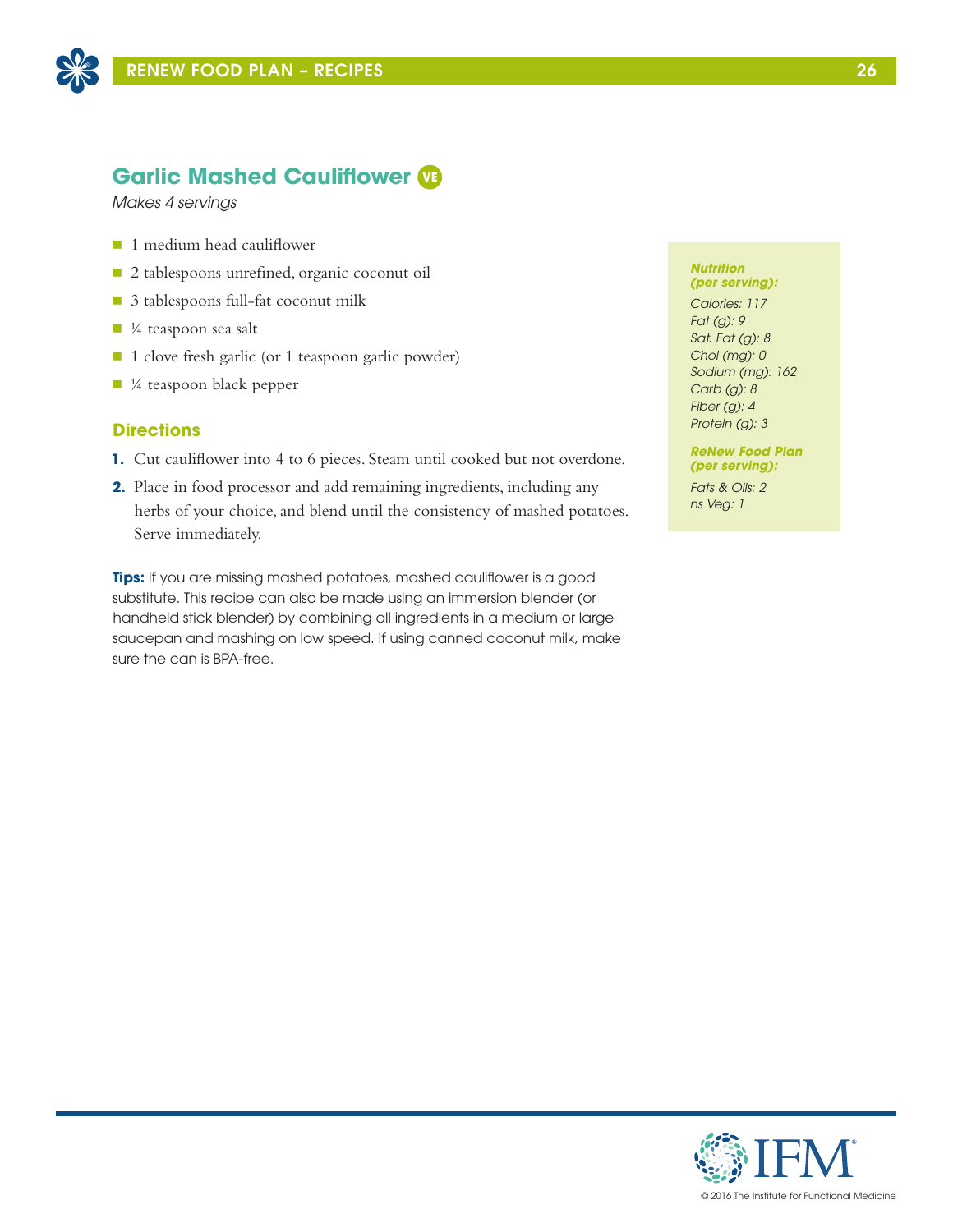## Garlic Mashed Cauliflower VE

*Makes 4 servings*

- 1 medium head cauliflower
- 2 tablespoons unrefined, organic coconut oil
- 3 tablespoons full-fat coconut milk
- ¼ teaspoon sea salt
- 1 clove fresh garlic (or 1 teaspoon garlic powder)
- ¼ teaspoon black pepper

### Directions

1. Cut cauliflower into 4 to 6 pieces. Steam until cooked but not overdone.
2. Place in food processor and add remaining ingredients, including any herbs of your choice, and blend until the consistency of mashed potatoes. Serve immediately.

**Tips:** If you are missing mashed potatoes, mashed cauliflower is a good substitute. This recipe can also be made using an immersion blender (or handheld stick blender) by combining all ingredients in a medium or large saucepan and mashing on low speed. If using canned coconut milk, make sure the can is BPA-free.

***Nutrition (per serving):***

*Calories: 117*
*Fat (g): 9*
*Sat. Fat (g): 8*
*Chol (mg): 0*
*Sodium (mg): 162*
*Carb (g): 8*
*Fiber (g): 4*
*Protein (g): 3*

***ReNew Food Plan (per serving):***

*Fats & Oils: 2*
*ns Veg: 1*

© 2016 The Institute for Functional Medicine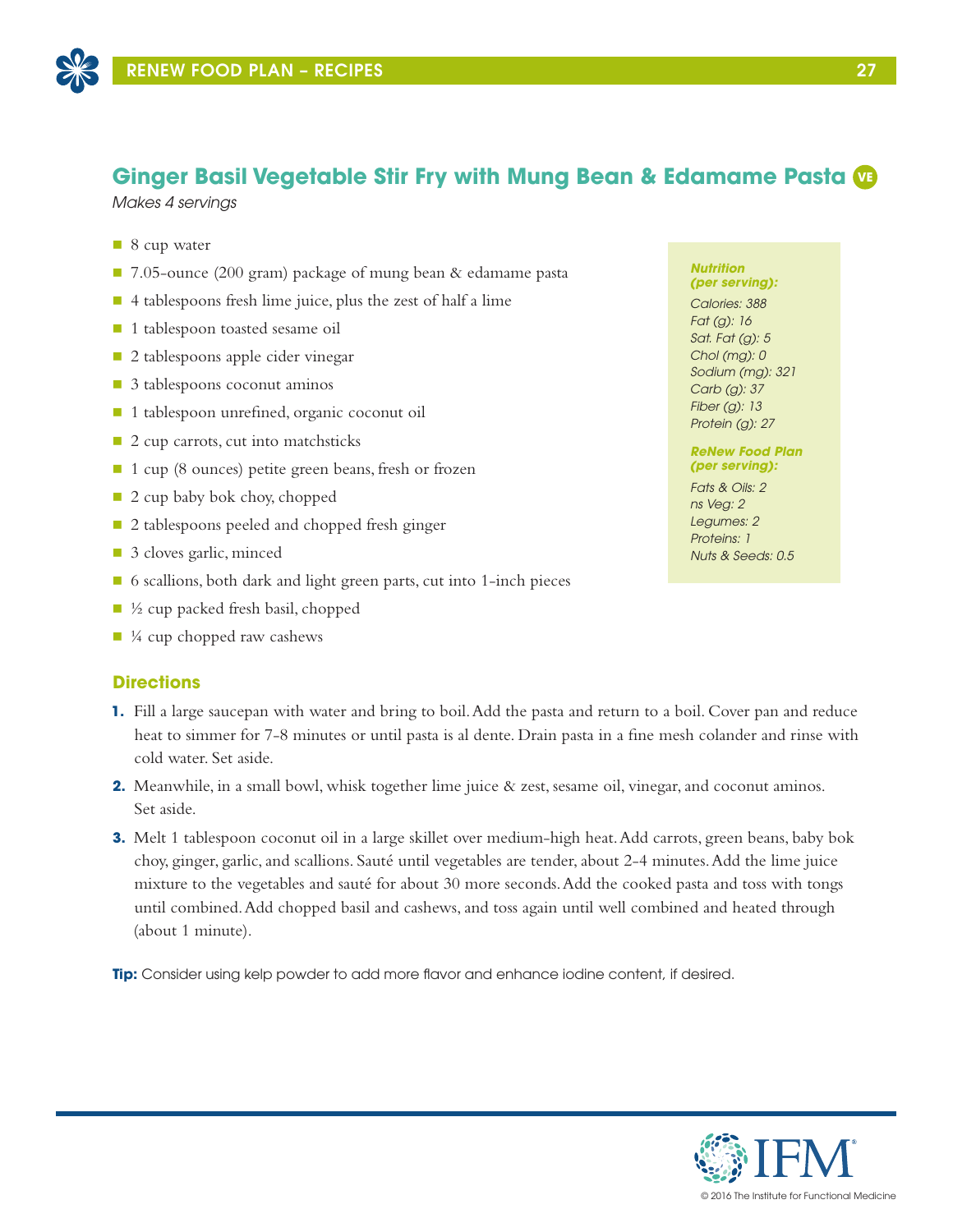## Ginger Basil Vegetable Stir Fry with Mung Bean & Edamame Pasta VE

*Makes 4 servings*

- 8 cup water
- 7.05-ounce (200 gram) package of mung bean & edamame pasta
- 4 tablespoons fresh lime juice, plus the zest of half a lime
- 1 tablespoon toasted sesame oil
- 2 tablespoons apple cider vinegar
- 3 tablespoons coconut aminos
- 1 tablespoon unrefined, organic coconut oil
- 2 cup carrots, cut into matchsticks
- 1 cup (8 ounces) petite green beans, fresh or frozen
- 2 cup baby bok choy, chopped
- 2 tablespoons peeled and chopped fresh ginger
- 3 cloves garlic, minced
- 6 scallions, both dark and light green parts, cut into 1-inch pieces
- ½ cup packed fresh basil, chopped
- ¼ cup chopped raw cashews

***Nutrition (per serving):***

*Calories: 388*
*Fat (g): 16*
*Sat. Fat (g): 5*
*Chol (mg): 0*
*Sodium (mg): 321*
*Carb (g): 37*
*Fiber (g): 13*
*Protein (g): 27*

***ReNew Food Plan (per serving):***

*Fats & Oils: 2*
*ns Veg: 2*
*Legumes: 2*
*Proteins: 1*
*Nuts & Seeds: 0.5*

### Directions

1. Fill a large saucepan with water and bring to boil. Add the pasta and return to a boil. Cover pan and reduce heat to simmer for 7-8 minutes or until pasta is al dente. Drain pasta in a fine mesh colander and rinse with cold water. Set aside.
2. Meanwhile, in a small bowl, whisk together lime juice & zest, sesame oil, vinegar, and coconut aminos. Set aside.
3. Melt 1 tablespoon coconut oil in a large skillet over medium-high heat. Add carrots, green beans, baby bok choy, ginger, garlic, and scallions. Sauté until vegetables are tender, about 2-4 minutes. Add the lime juice mixture to the vegetables and sauté for about 30 more seconds. Add the cooked pasta and toss with tongs until combined. Add chopped basil and cashews, and toss again until well combined and heated through (about 1 minute).

**Tip:** Consider using kelp powder to add more flavor and enhance iodine content, if desired.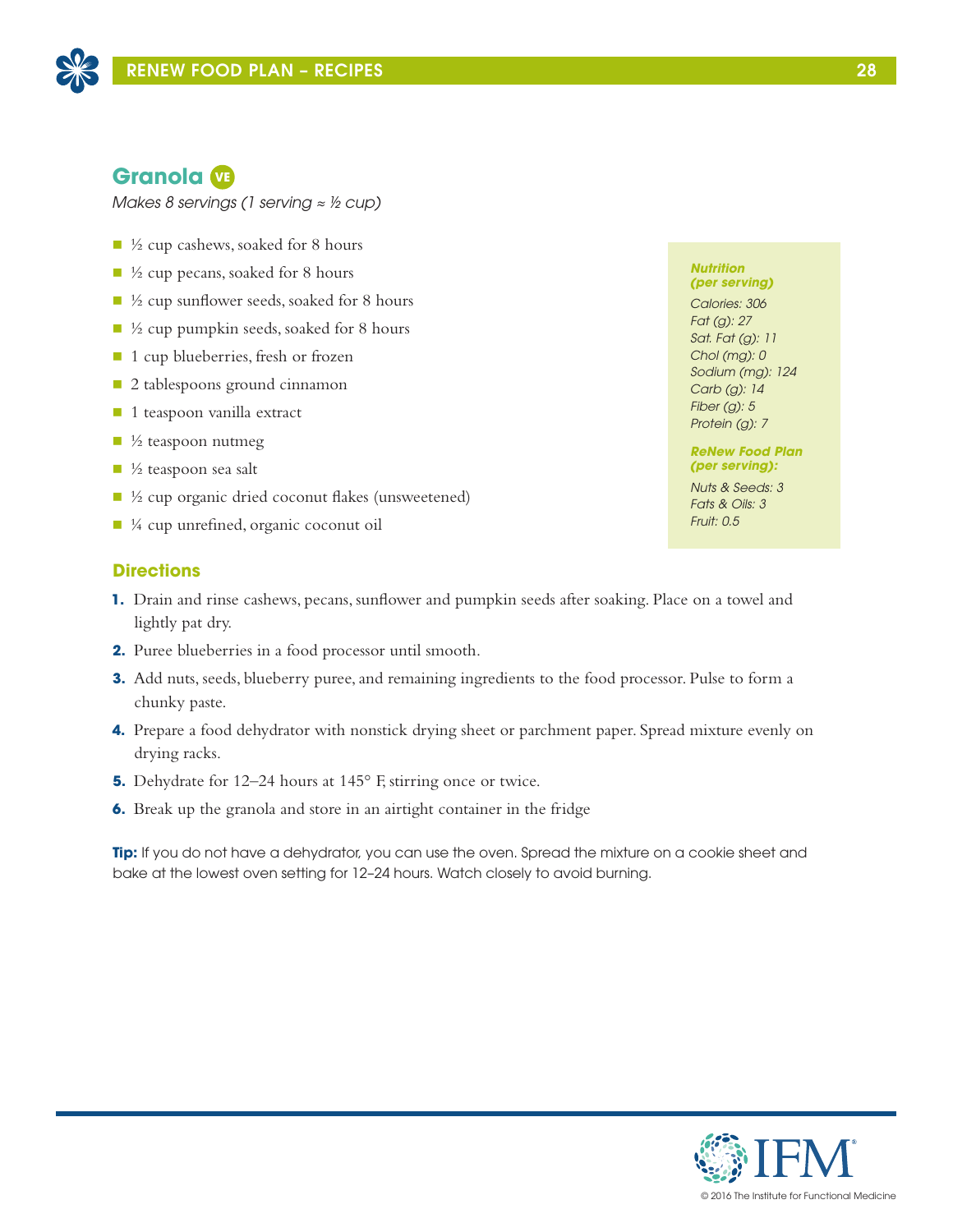## Granola VE

*Makes 8 servings (1 serving ≈ ½ cup)*

- ½ cup cashews, soaked for 8 hours
- ½ cup pecans, soaked for 8 hours
- ½ cup sunflower seeds, soaked for 8 hours
- ½ cup pumpkin seeds, soaked for 8 hours
- 1 cup blueberries, fresh or frozen
- 2 tablespoons ground cinnamon
- 1 teaspoon vanilla extract
- ½ teaspoon nutmeg
- ½ teaspoon sea salt
- ½ cup organic dried coconut flakes (unsweetened)
- ¼ cup unrefined, organic coconut oil

***Nutrition (per serving)***

*Calories: 306*
*Fat (g): 27*
*Sat. Fat (g): 11*
*Chol (mg): 0*
*Sodium (mg): 124*
*Carb (g): 14*
*Fiber (g): 5*
*Protein (g): 7*

***ReNew Food Plan (per serving):***

*Nuts & Seeds: 3*
*Fats & Oils: 3*
*Fruit: 0.5*

### Directions

1. Drain and rinse cashews, pecans, sunflower and pumpkin seeds after soaking. Place on a towel and lightly pat dry.
2. Puree blueberries in a food processor until smooth.
3. Add nuts, seeds, blueberry puree, and remaining ingredients to the food processor. Pulse to form a chunky paste.
4. Prepare a food dehydrator with nonstick drying sheet or parchment paper. Spread mixture evenly on drying racks.
5. Dehydrate for 12–24 hours at 145° F, stirring once or twice.
6. Break up the granola and store in an airtight container in the fridge

**Tip:** If you do not have a dehydrator, you can use the oven. Spread the mixture on a cookie sheet and bake at the lowest oven setting for 12–24 hours. Watch closely to avoid burning.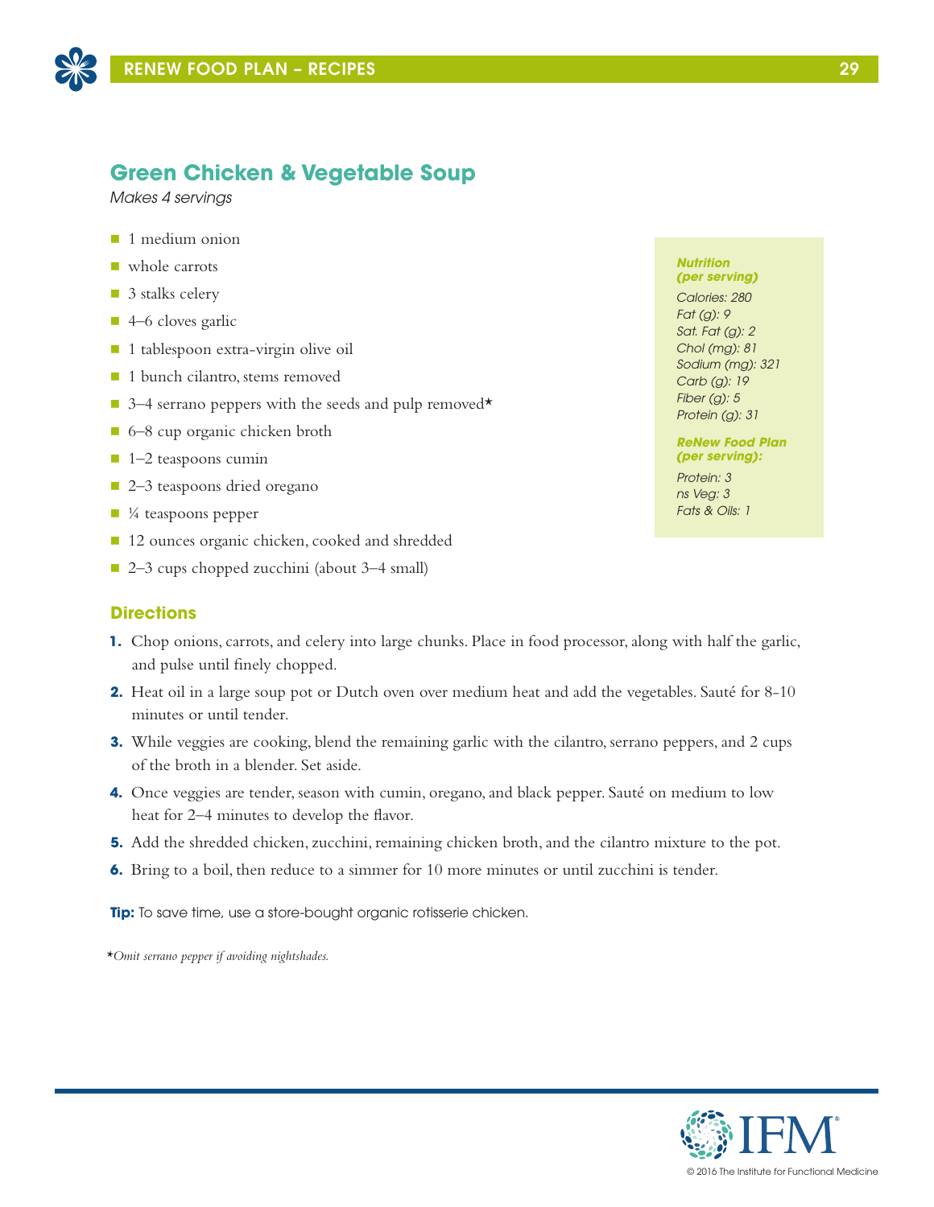## Green Chicken & Vegetable Soup

*Makes 4 servings*

- 1 medium onion
- whole carrots
- 3 stalks celery
- 4–6 cloves garlic
- 1 tablespoon extra-virgin olive oil
- 1 bunch cilantro, stems removed
- 3–4 serrano peppers with the seeds and pulp removed*
- 6–8 cup organic chicken broth
- 1–2 teaspoons cumin
- 2–3 teaspoons dried oregano
- ¼ teaspoons pepper
- 12 ounces organic chicken, cooked and shredded
- 2–3 cups chopped zucchini (about 3–4 small)

***Nutrition (per serving)***

*Calories: 280*
*Fat (g): 9*
*Sat. Fat (g): 2*
*Chol (mg): 81*
*Sodium (mg): 321*
*Carb (g): 19*
*Fiber (g): 5*
*Protein (g): 31*

***ReNew Food Plan (per serving):***

*Protein: 3*
*ns Veg: 3*
*Fats & Oils: 1*

### Directions

1. Chop onions, carrots, and celery into large chunks. Place in food processor, along with half the garlic, and pulse until finely chopped.
2. Heat oil in a large soup pot or Dutch oven over medium heat and add the vegetables. Sauté for 8-10 minutes or until tender.
3. While veggies are cooking, blend the remaining garlic with the cilantro, serrano peppers, and 2 cups of the broth in a blender. Set aside.
4. Once veggies are tender, season with cumin, oregano, and black pepper. Sauté on medium to low heat for 2–4 minutes to develop the flavor.
5. Add the shredded chicken, zucchini, remaining chicken broth, and the cilantro mixture to the pot.
6. Bring to a boil, then reduce to a simmer for 10 more minutes or until zucchini is tender.

**Tip:** To save time, use a store-bought organic rotisserie chicken.

**Omit serrano pepper if avoiding nightshades.*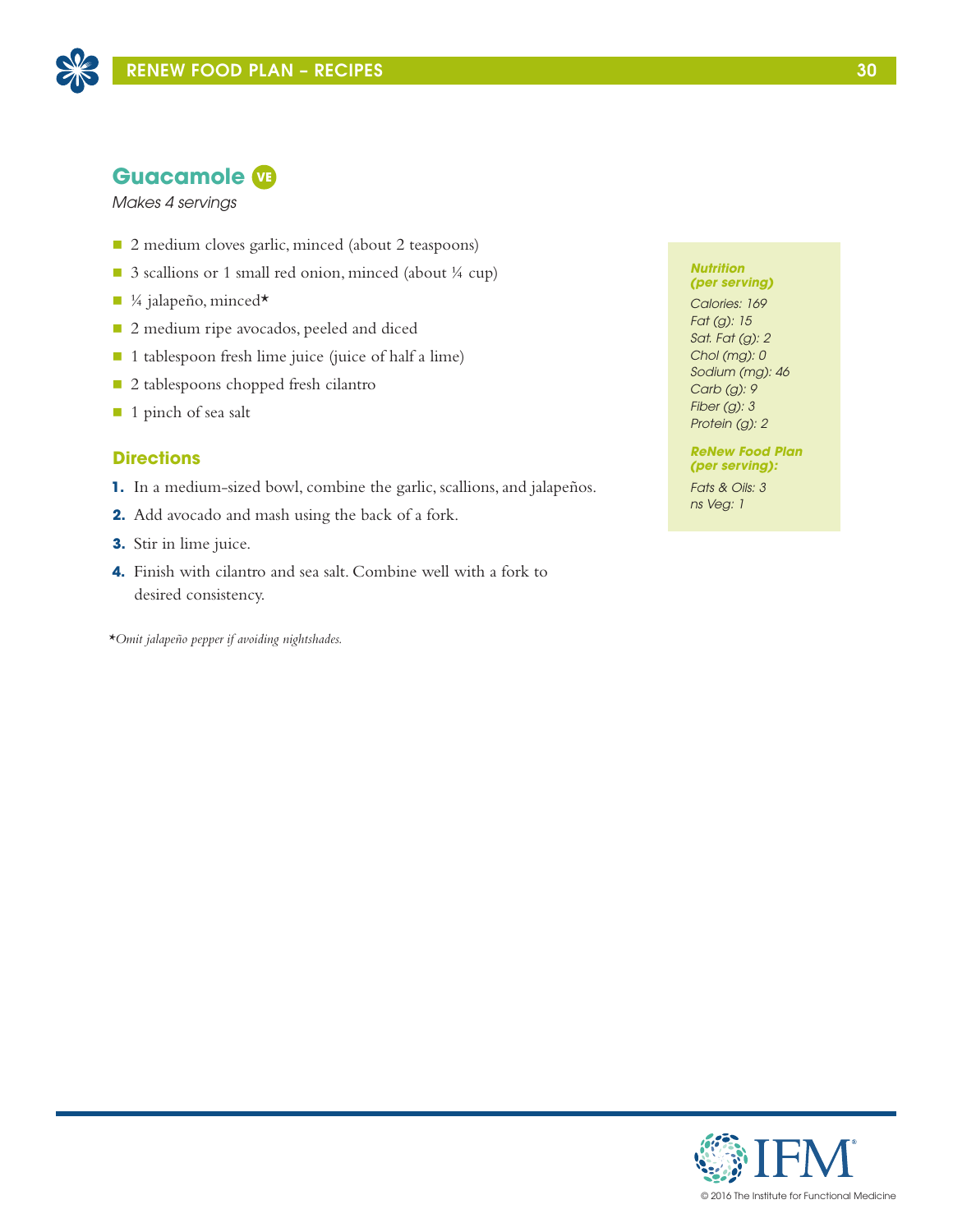## Guacamole VE

*Makes 4 servings*

- 2 medium cloves garlic, minced (about 2 teaspoons)
- 3 scallions or 1 small red onion, minced (about ¼ cup)
- ¼ jalapeño, minced*
- 2 medium ripe avocados, peeled and diced
- 1 tablespoon fresh lime juice (juice of half a lime)
- 2 tablespoons chopped fresh cilantro
- 1 pinch of sea salt

### Directions

1. In a medium-sized bowl, combine the garlic, scallions, and jalapeños.
2. Add avocado and mash using the back of a fork.
3. Stir in lime juice.
4. Finish with cilantro and sea salt. Combine well with a fork to desired consistency.

**Nutrition (per serving)**

*Calories: 169*
*Fat (g): 15*
*Sat. Fat (g): 2*
*Chol (mg): 0*
*Sodium (mg): 46*
*Carb (g): 9*
*Fiber (g): 3*
*Protein (g): 2*

**ReNew Food Plan (per serving):**

*Fats & Oils: 3*
*ns Veg: 1*

*Omit jalapeño pepper if avoiding nightshades.*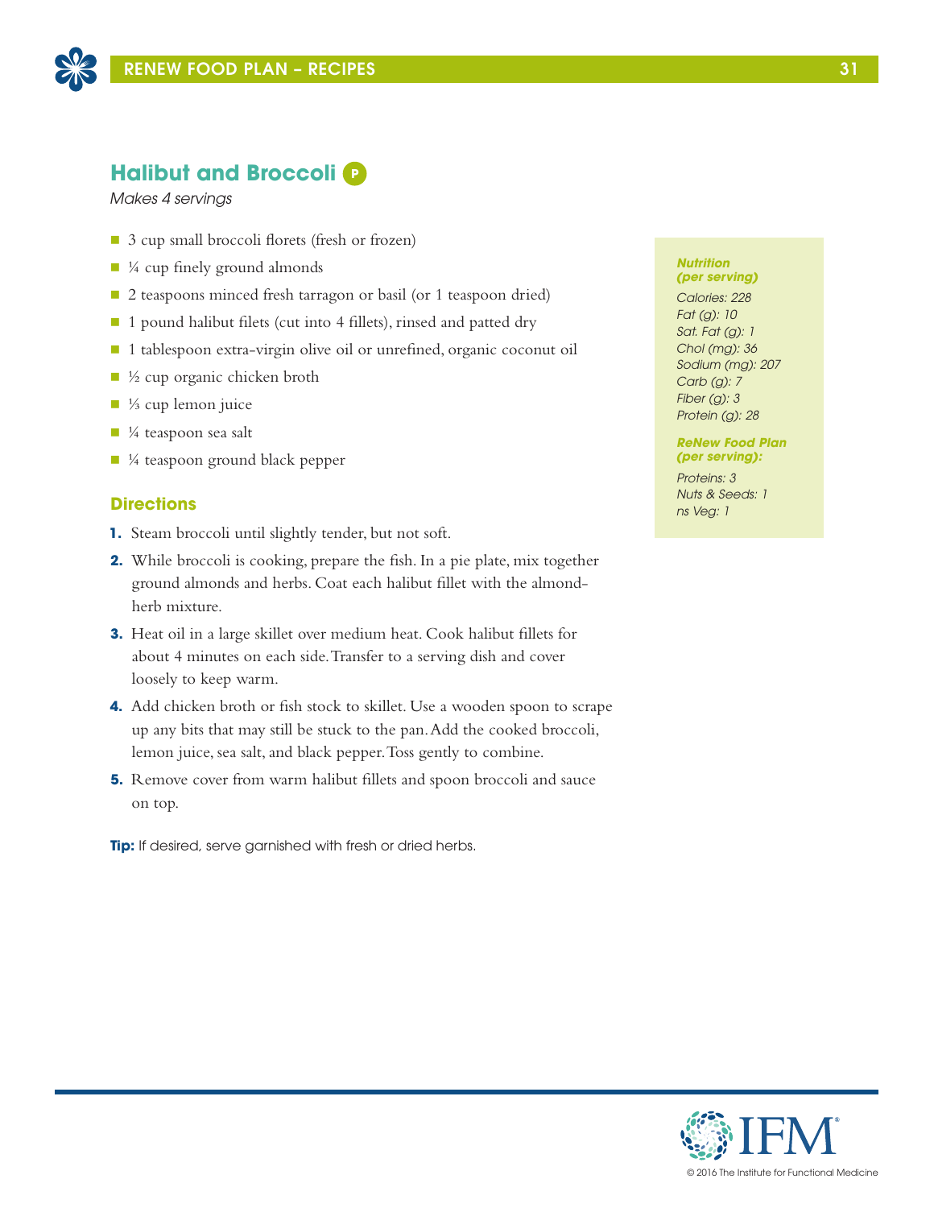## Halibut and Broccoli P

*Makes 4 servings*

- 3 cup small broccoli florets (fresh or frozen)
- ¼ cup finely ground almonds
- 2 teaspoons minced fresh tarragon or basil (or 1 teaspoon dried)
- 1 pound halibut filets (cut into 4 fillets), rinsed and patted dry
- 1 tablespoon extra-virgin olive oil or unrefined, organic coconut oil
- ½ cup organic chicken broth
- ⅓ cup lemon juice
- ¼ teaspoon sea salt
- ¼ teaspoon ground black pepper

### Directions

1. Steam broccoli until slightly tender, but not soft.
2. While broccoli is cooking, prepare the fish. In a pie plate, mix together ground almonds and herbs. Coat each halibut fillet with the almond-herb mixture.
3. Heat oil in a large skillet over medium heat. Cook halibut fillets for about 4 minutes on each side. Transfer to a serving dish and cover loosely to keep warm.
4. Add chicken broth or fish stock to skillet. Use a wooden spoon to scrape up any bits that may still be stuck to the pan. Add the cooked broccoli, lemon juice, sea salt, and black pepper. Toss gently to combine.
5. Remove cover from warm halibut fillets and spoon broccoli and sauce on top.

**Tip:** If desired, serve garnished with fresh or dried herbs.

***Nutrition (per serving)***

*Calories: 228*
*Fat (g): 10*
*Sat. Fat (g): 1*
*Chol (mg): 36*
*Sodium (mg): 207*
*Carb (g): 7*
*Fiber (g): 3*
*Protein (g): 28*

***ReNew Food Plan (per serving):***

*Proteins: 3*
*Nuts & Seeds: 1*
*ns Veg: 1*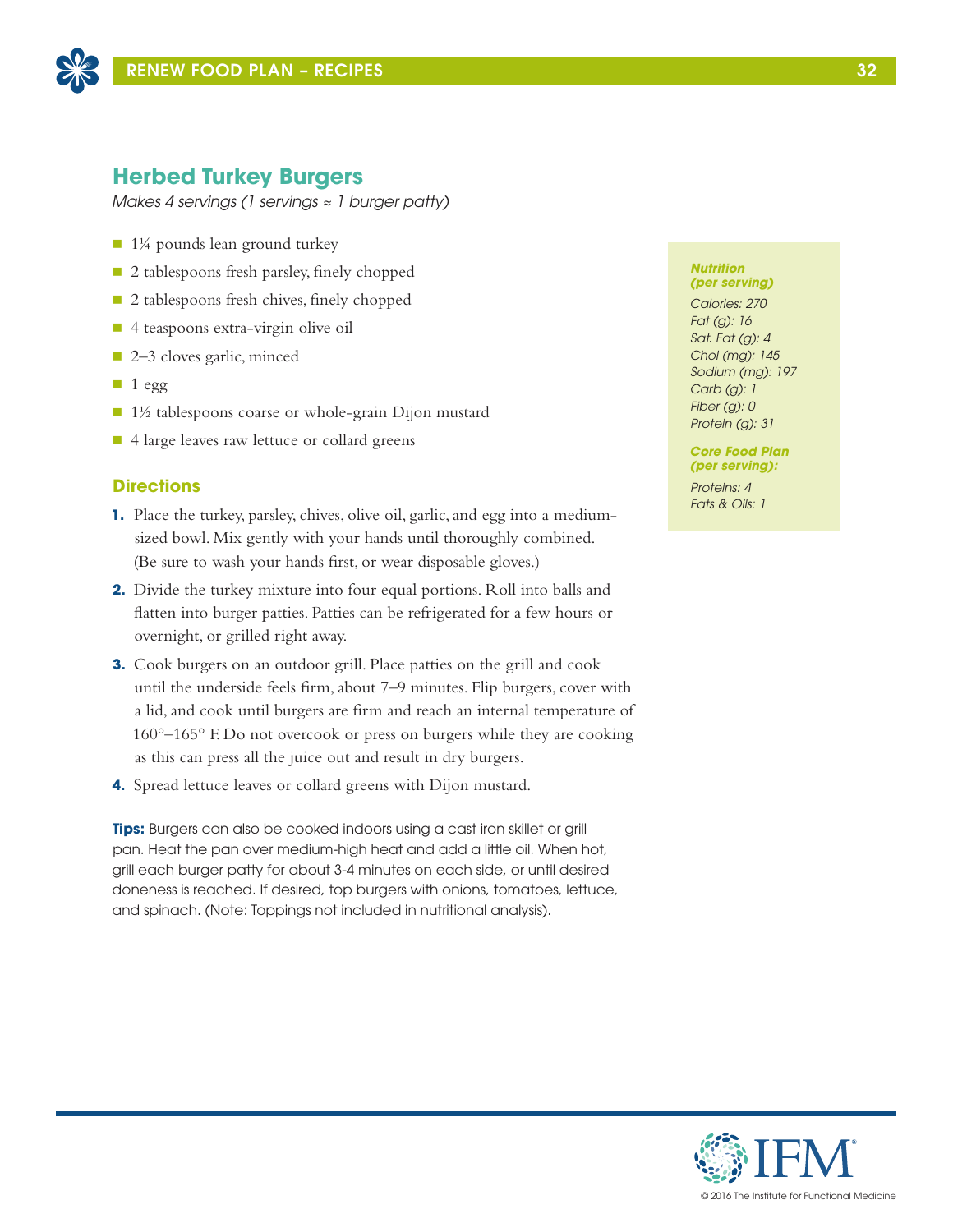## Herbed Turkey Burgers

*Makes 4 servings (1 servings ≈ 1 burger patty)*

- 1¼ pounds lean ground turkey
- 2 tablespoons fresh parsley, finely chopped
- 2 tablespoons fresh chives, finely chopped
- 4 teaspoons extra-virgin olive oil
- 2–3 cloves garlic, minced
- 1 egg
- 1½ tablespoons coarse or whole-grain Dijon mustard
- 4 large leaves raw lettuce or collard greens

***Nutrition (per serving)***

*Calories: 270*
*Fat (g): 16*
*Sat. Fat (g): 4*
*Chol (mg): 145*
*Sodium (mg): 197*
*Carb (g): 1*
*Fiber (g): 0*
*Protein (g): 31*

***Core Food Plan (per serving):***

*Proteins: 4*
*Fats & Oils: 1*

### Directions

1. Place the turkey, parsley, chives, olive oil, garlic, and egg into a medium-sized bowl. Mix gently with your hands until thoroughly combined. (Be sure to wash your hands first, or wear disposable gloves.)
2. Divide the turkey mixture into four equal portions. Roll into balls and flatten into burger patties. Patties can be refrigerated for a few hours or overnight, or grilled right away.
3. Cook burgers on an outdoor grill. Place patties on the grill and cook until the underside feels firm, about 7–9 minutes. Flip burgers, cover with a lid, and cook until burgers are firm and reach an internal temperature of 160°–165° F. Do not overcook or press on burgers while they are cooking as this can press all the juice out and result in dry burgers.
4. Spread lettuce leaves or collard greens with Dijon mustard.

**Tips:** Burgers can also be cooked indoors using a cast iron skillet or grill pan. Heat the pan over medium-high heat and add a little oil. When hot, grill each burger patty for about 3-4 minutes on each side, or until desired doneness is reached. If desired, top burgers with onions, tomatoes, lettuce, and spinach. (Note: Toppings not included in nutritional analysis).

© 2016 The Institute for Functional Medicine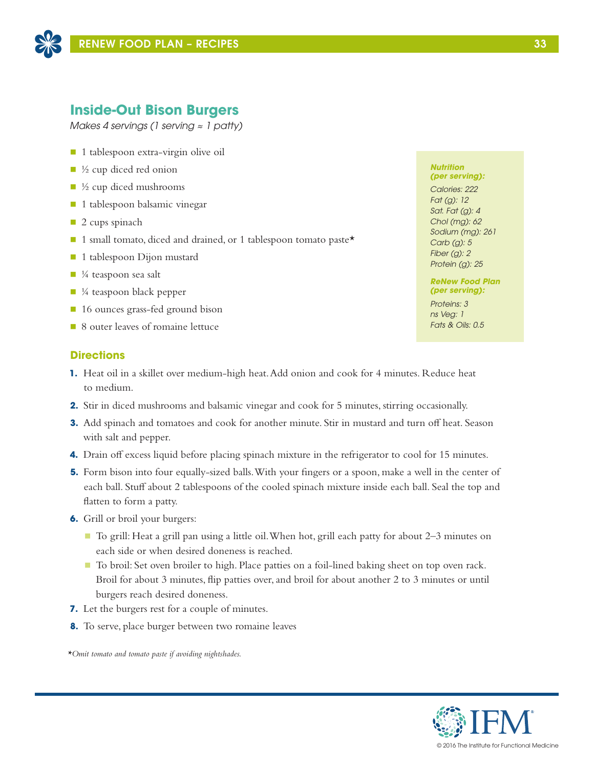## Inside-Out Bison Burgers

*Makes 4 servings (1 serving ≈ 1 patty)*

- 1 tablespoon extra-virgin olive oil
- ½ cup diced red onion
- ½ cup diced mushrooms
- 1 tablespoon balsamic vinegar
- 2 cups spinach
- 1 small tomato, diced and drained, or 1 tablespoon tomato paste*
- 1 tablespoon Dijon mustard
- ¼ teaspoon sea salt
- ¼ teaspoon black pepper
- 16 ounces grass-fed ground bison
- 8 outer leaves of romaine lettuce

***Nutrition (per serving):***

*Calories: 222*
*Fat (g): 12*
*Sat. Fat (g): 4*
*Chol (mg): 62*
*Sodium (mg): 261*
*Carb (g): 5*
*Fiber (g): 2*
*Protein (g): 25*

***ReNew Food Plan (per serving):***

*Proteins: 3*
*ns Veg: 1*
*Fats & Oils: 0.5*

### Directions

1. Heat oil in a skillet over medium-high heat. Add onion and cook for 4 minutes. Reduce heat to medium.
2. Stir in diced mushrooms and balsamic vinegar and cook for 5 minutes, stirring occasionally.
3. Add spinach and tomatoes and cook for another minute. Stir in mustard and turn off heat. Season with salt and pepper.
4. Drain off excess liquid before placing spinach mixture in the refrigerator to cool for 15 minutes.
5. Form bison into four equally-sized balls. With your fingers or a spoon, make a well in the center of each ball. Stuff about 2 tablespoons of the cooled spinach mixture inside each ball. Seal the top and flatten to form a patty.
6. Grill or broil your burgers:
   - To grill: Heat a grill pan using a little oil. When hot, grill each patty for about 2–3 minutes on each side or when desired doneness is reached.
   - To broil: Set oven broiler to high. Place patties on a foil-lined baking sheet on top oven rack. Broil for about 3 minutes, flip patties over, and broil for about another 2 to 3 minutes or until burgers reach desired doneness.
7. Let the burgers rest for a couple of minutes.
8. To serve, place burger between two romaine leaves

**Omit tomato and tomato paste if avoiding nightshades.*

© 2016 The Institute for Functional Medicine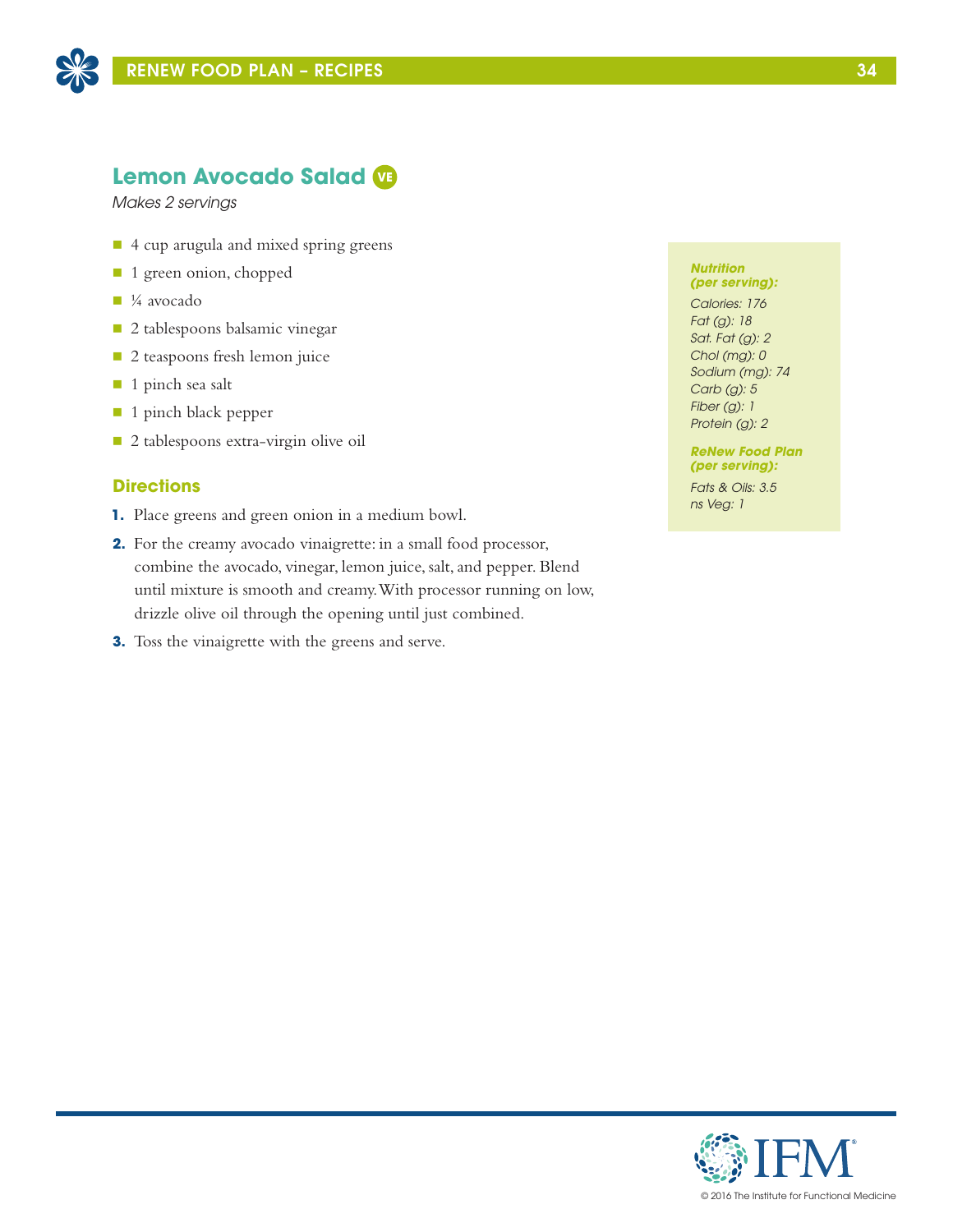## Lemon Avocado Salad VE

*Makes 2 servings*

- 4 cup arugula and mixed spring greens
- 1 green onion, chopped
- ¼ avocado
- 2 tablespoons balsamic vinegar
- 2 teaspoons fresh lemon juice
- 1 pinch sea salt
- 1 pinch black pepper
- 2 tablespoons extra-virgin olive oil

### Directions

1. Place greens and green onion in a medium bowl.
2. For the creamy avocado vinaigrette: in a small food processor, combine the avocado, vinegar, lemon juice, salt, and pepper. Blend until mixture is smooth and creamy. With processor running on low, drizzle olive oil through the opening until just combined.
3. Toss the vinaigrette with the greens and serve.

***Nutrition (per serving):***

*Calories: 176*
*Fat (g): 18*
*Sat. Fat (g): 2*
*Chol (mg): 0*
*Sodium (mg): 74*
*Carb (g): 5*
*Fiber (g): 1*
*Protein (g): 2*

***ReNew Food Plan (per serving):***

*Fats & Oils: 3.5*
*ns Veg: 1*

© 2016 The Institute for Functional Medicine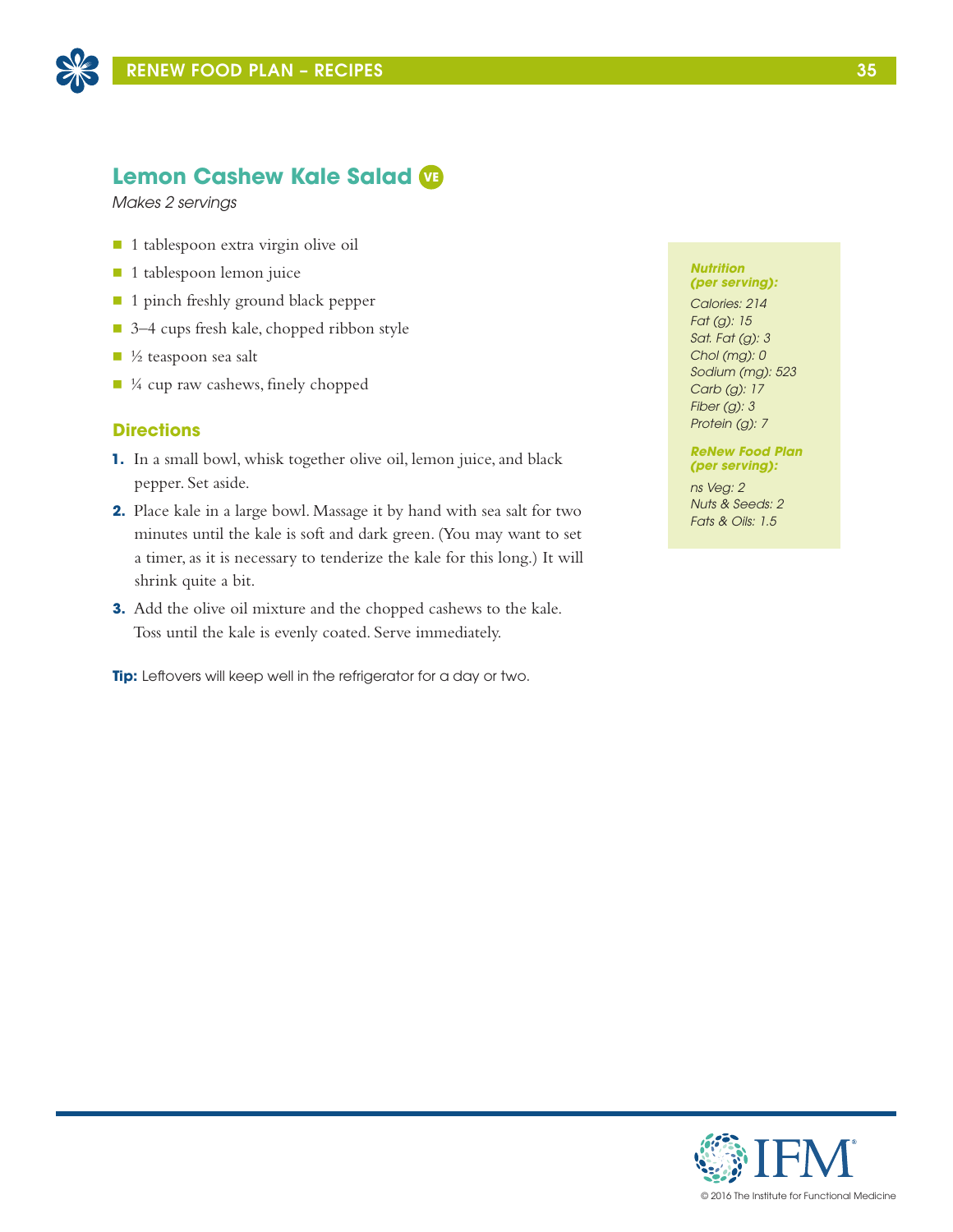## Lemon Cashew Kale Salad VE

*Makes 2 servings*

- 1 tablespoon extra virgin olive oil
- 1 tablespoon lemon juice
- 1 pinch freshly ground black pepper
- 3–4 cups fresh kale, chopped ribbon style
- ½ teaspoon sea salt
- ¼ cup raw cashews, finely chopped

### Directions

1. In a small bowl, whisk together olive oil, lemon juice, and black pepper. Set aside.
2. Place kale in a large bowl. Massage it by hand with sea salt for two minutes until the kale is soft and dark green. (You may want to set a timer, as it is necessary to tenderize the kale for this long.) It will shrink quite a bit.
3. Add the olive oil mixture and the chopped cashews to the kale. Toss until the kale is evenly coated. Serve immediately.

**Tip:** Leftovers will keep well in the refrigerator for a day or two.

***Nutrition (per serving):***

*Calories: 214*
*Fat (g): 15*
*Sat. Fat (g): 3*
*Chol (mg): 0*
*Sodium (mg): 523*
*Carb (g): 17*
*Fiber (g): 3*
*Protein (g): 7*

***ReNew Food Plan (per serving):***

*ns Veg: 2*
*Nuts & Seeds: 2*
*Fats & Oils: 1.5*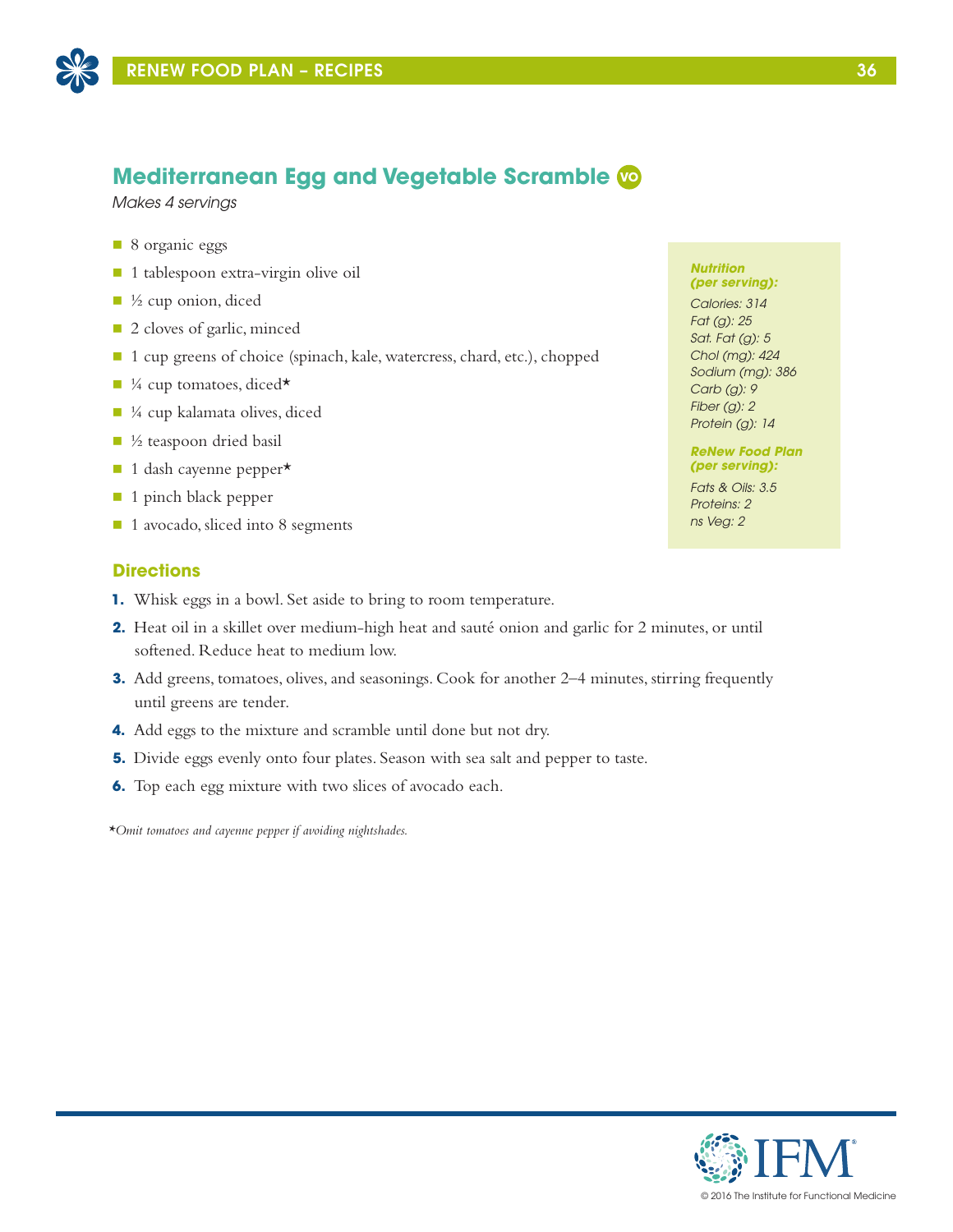## Mediterranean Egg and Vegetable Scramble VO

*Makes 4 servings*

- 8 organic eggs
- 1 tablespoon extra-virgin olive oil
- ½ cup onion, diced
- 2 cloves of garlic, minced
- 1 cup greens of choice (spinach, kale, watercress, chard, etc.), chopped
- ¼ cup tomatoes, diced*
- ¼ cup kalamata olives, diced
- ½ teaspoon dried basil
- 1 dash cayenne pepper*
- 1 pinch black pepper
- 1 avocado, sliced into 8 segments

***Nutrition (per serving):***

*Calories: 314*
*Fat (g): 25*
*Sat. Fat (g): 5*
*Chol (mg): 424*
*Sodium (mg): 386*
*Carb (g): 9*
*Fiber (g): 2*
*Protein (g): 14*

***ReNew Food Plan (per serving):***

*Fats & Oils: 3.5*
*Proteins: 2*
*ns Veg: 2*

### Directions

1. Whisk eggs in a bowl. Set aside to bring to room temperature.
2. Heat oil in a skillet over medium-high heat and sauté onion and garlic for 2 minutes, or until softened. Reduce heat to medium low.
3. Add greens, tomatoes, olives, and seasonings. Cook for another 2–4 minutes, stirring frequently until greens are tender.
4. Add eggs to the mixture and scramble until done but not dry.
5. Divide eggs evenly onto four plates. Season with sea salt and pepper to taste.
6. Top each egg mixture with two slices of avocado each.

**Omit tomatoes and cayenne pepper if avoiding nightshades.*

© 2016 The Institute for Functional Medicine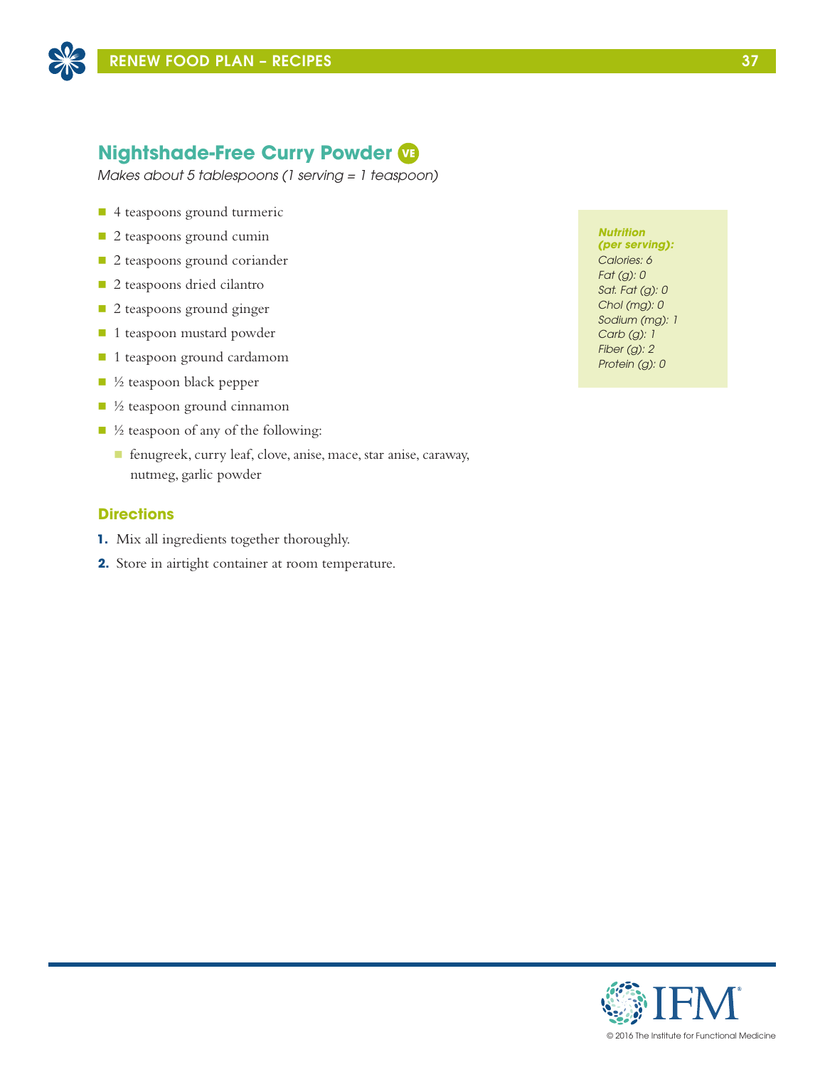## Nightshade-Free Curry Powder VE

*Makes about 5 tablespoons (1 serving = 1 teaspoon)*

- 4 teaspoons ground turmeric
- 2 teaspoons ground cumin
- 2 teaspoons ground coriander
- 2 teaspoons dried cilantro
- 2 teaspoons ground ginger
- 1 teaspoon mustard powder
- 1 teaspoon ground cardamom
- ½ teaspoon black pepper
- ½ teaspoon ground cinnamon
- ½ teaspoon of any of the following:
  - fenugreek, curry leaf, clove, anise, mace, star anise, caraway, nutmeg, garlic powder

***Nutrition (per serving):***
*Calories: 6*
*Fat (g): 0*
*Sat. Fat (g): 0*
*Chol (mg): 0*
*Sodium (mg): 1*
*Carb (g): 1*
*Fiber (g): 2*
*Protein (g): 0*

### Directions

1. Mix all ingredients together thoroughly.
2. Store in airtight container at room temperature.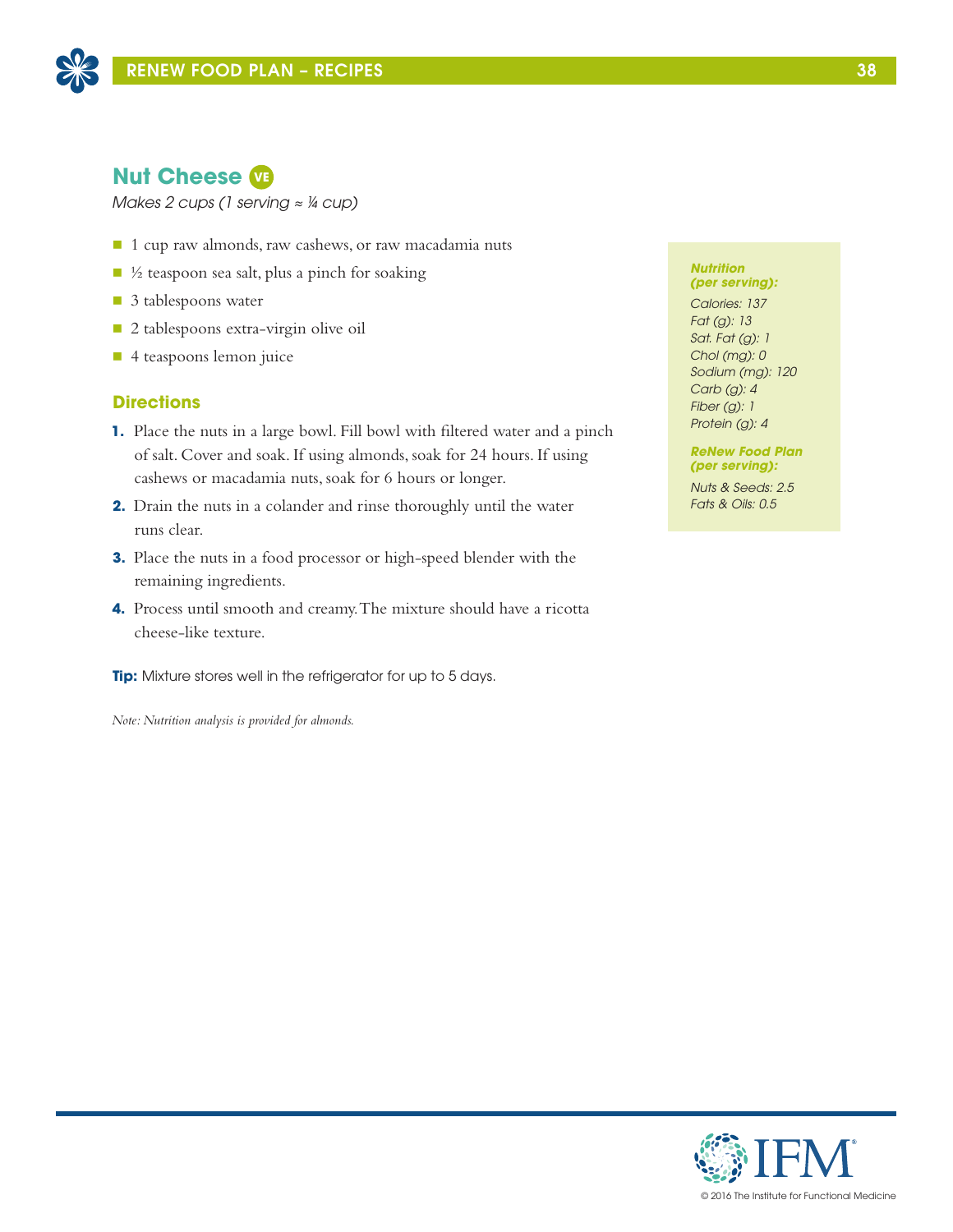## Nut Cheese VE

*Makes 2 cups (1 serving ≈ ¼ cup)*

- 1 cup raw almonds, raw cashews, or raw macadamia nuts
- ½ teaspoon sea salt, plus a pinch for soaking
- 3 tablespoons water
- 2 tablespoons extra-virgin olive oil
- 4 teaspoons lemon juice

### Directions

1. Place the nuts in a large bowl. Fill bowl with filtered water and a pinch of salt. Cover and soak. If using almonds, soak for 24 hours. If using cashews or macadamia nuts, soak for 6 hours or longer.
2. Drain the nuts in a colander and rinse thoroughly until the water runs clear.
3. Place the nuts in a food processor or high-speed blender with the remaining ingredients.
4. Process until smooth and creamy. The mixture should have a ricotta cheese-like texture.

**Tip:** Mixture stores well in the refrigerator for up to 5 days.

*Note: Nutrition analysis is provided for almonds.*

***Nutrition (per serving):***

*Calories: 137*
*Fat (g): 13*
*Sat. Fat (g): 1*
*Chol (mg): 0*
*Sodium (mg): 120*
*Carb (g): 4*
*Fiber (g): 1*
*Protein (g): 4*

***ReNew Food Plan (per serving):***

*Nuts & Seeds: 2.5*
*Fats & Oils: 0.5*

© 2016 The Institute for Functional Medicine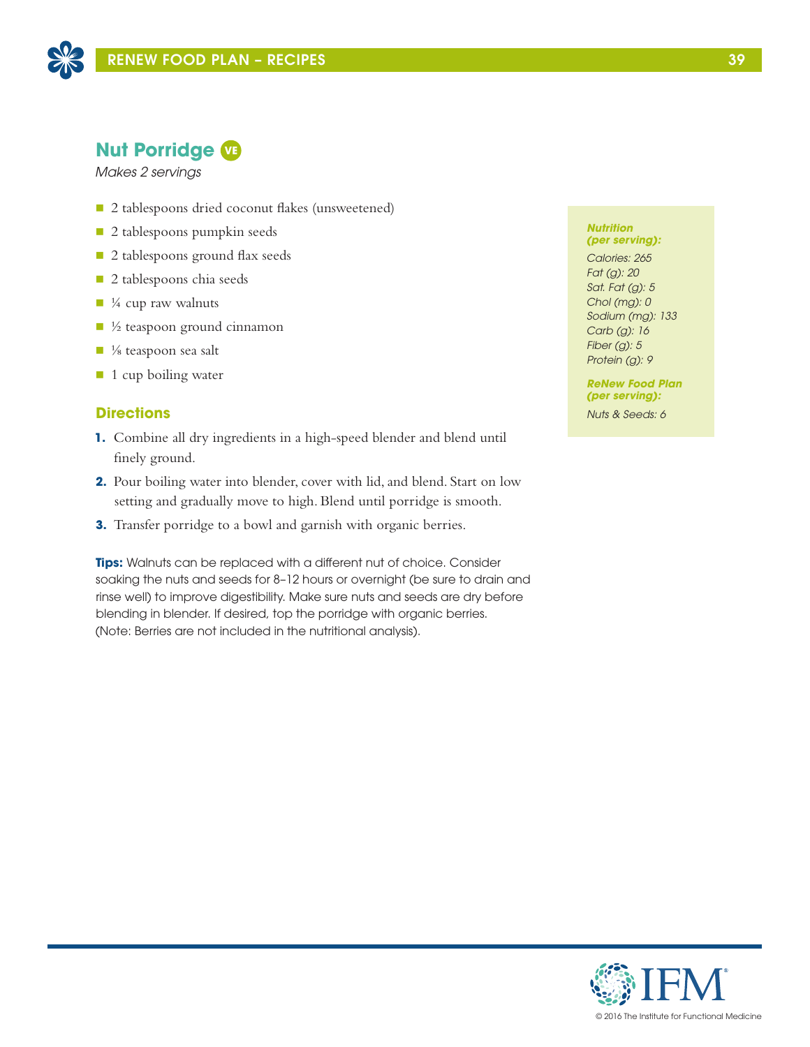## Nut Porridge VE

*Makes 2 servings*

- 2 tablespoons dried coconut flakes (unsweetened)
- 2 tablespoons pumpkin seeds
- 2 tablespoons ground flax seeds
- 2 tablespoons chia seeds
- ¼ cup raw walnuts
- ½ teaspoon ground cinnamon
- ⅛ teaspoon sea salt
- 1 cup boiling water

### Directions

1. Combine all dry ingredients in a high-speed blender and blend until finely ground.
2. Pour boiling water into blender, cover with lid, and blend. Start on low setting and gradually move to high. Blend until porridge is smooth.
3. Transfer porridge to a bowl and garnish with organic berries.

**Tips:** Walnuts can be replaced with a different nut of choice. Consider soaking the nuts and seeds for 8–12 hours or overnight (be sure to drain and rinse well) to improve digestibility. Make sure nuts and seeds are dry before blending in blender. If desired, top the porridge with organic berries. (Note: Berries are not included in the nutritional analysis).

***Nutrition (per serving):***

*Calories: 265*
*Fat (g): 20*
*Sat. Fat (g): 5*
*Chol (mg): 0*
*Sodium (mg): 133*
*Carb (g): 16*
*Fiber (g): 5*
*Protein (g): 9*

***ReNew Food Plan (per serving):***

*Nuts & Seeds: 6*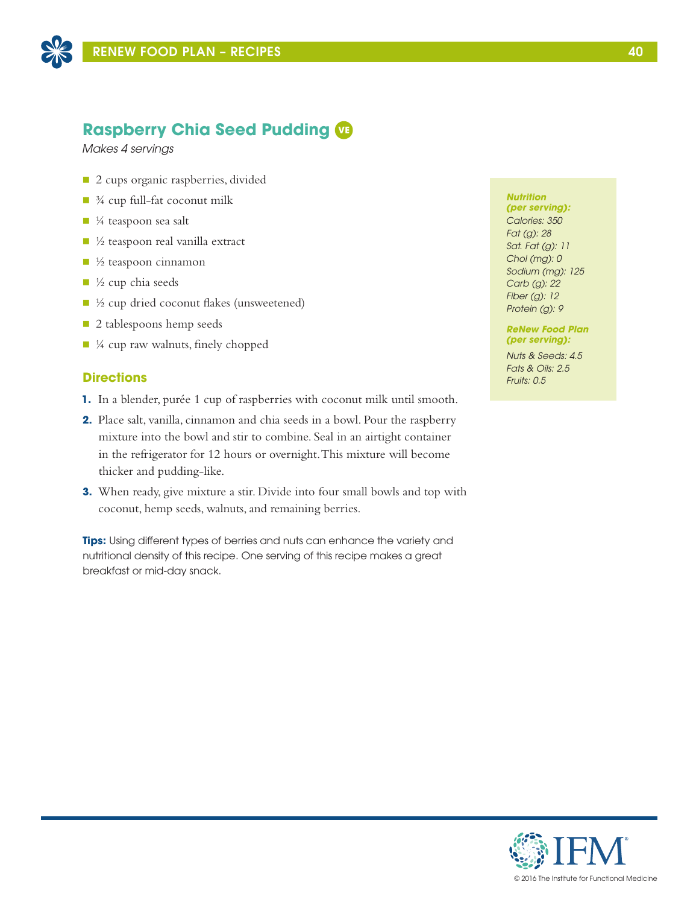## Raspberry Chia Seed Pudding VE

*Makes 4 servings*

- 2 cups organic raspberries, divided
- ¾ cup full-fat coconut milk
- ¼ teaspoon sea salt
- ½ teaspoon real vanilla extract
- ½ teaspoon cinnamon
- ½ cup chia seeds
- ½ cup dried coconut flakes (unsweetened)
- 2 tablespoons hemp seeds
- ¼ cup raw walnuts, finely chopped

### Directions

1. In a blender, purée 1 cup of raspberries with coconut milk until smooth.
2. Place salt, vanilla, cinnamon and chia seeds in a bowl. Pour the raspberry mixture into the bowl and stir to combine. Seal in an airtight container in the refrigerator for 12 hours or overnight. This mixture will become thicker and pudding-like.
3. When ready, give mixture a stir. Divide into four small bowls and top with coconut, hemp seeds, walnuts, and remaining berries.

**Tips:** Using different types of berries and nuts can enhance the variety and nutritional density of this recipe. One serving of this recipe makes a great breakfast or mid-day snack.

***Nutrition (per serving):***
*Calories: 350*
*Fat (g): 28*
*Sat. Fat (g): 11*
*Chol (mg): 0*
*Sodium (mg): 125*
*Carb (g): 22*
*Fiber (g): 12*
*Protein (g): 9*

***ReNew Food Plan (per serving):***
*Nuts & Seeds: 4.5*
*Fats & Oils: 2.5*
*Fruits: 0.5*

© 2016 The Institute for Functional Medicine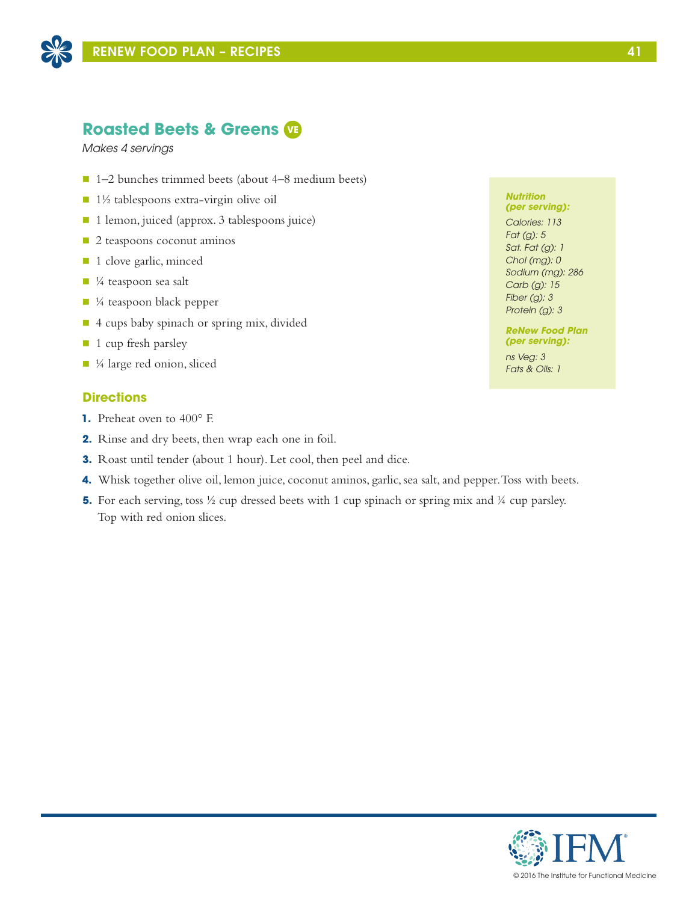## Roasted Beets & Greens VE

*Makes 4 servings*

- 1–2 bunches trimmed beets (about 4–8 medium beets)
- 1½ tablespoons extra-virgin olive oil
- 1 lemon, juiced (approx. 3 tablespoons juice)
- 2 teaspoons coconut aminos
- 1 clove garlic, minced
- ¼ teaspoon sea salt
- ¼ teaspoon black pepper
- 4 cups baby spinach or spring mix, divided
- 1 cup fresh parsley
- ¼ large red onion, sliced

***Nutrition (per serving):***

*Calories: 113*
*Fat (g): 5*
*Sat. Fat (g): 1*
*Chol (mg): 0*
*Sodium (mg): 286*
*Carb (g): 15*
*Fiber (g): 3*
*Protein (g): 3*

***ReNew Food Plan (per serving):***

*ns Veg: 3*
*Fats & Oils: 1*

### Directions

1. Preheat oven to 400° F.
2. Rinse and dry beets, then wrap each one in foil.
3. Roast until tender (about 1 hour). Let cool, then peel and dice.
4. Whisk together olive oil, lemon juice, coconut aminos, garlic, sea salt, and pepper. Toss with beets.
5. For each serving, toss ½ cup dressed beets with 1 cup spinach or spring mix and ¼ cup parsley. Top with red onion slices.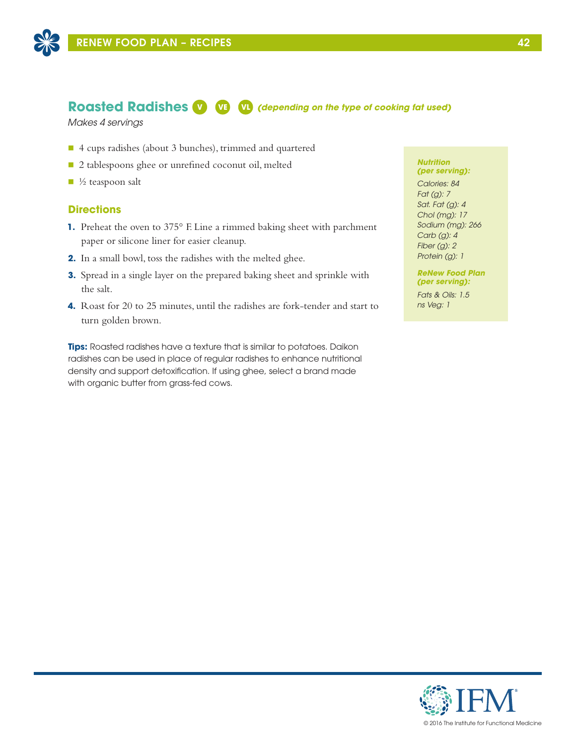## Roasted Radishes V VE VL *(depending on the type of cooking fat used)*

*Makes 4 servings*

- 4 cups radishes (about 3 bunches), trimmed and quartered
- 2 tablespoons ghee or unrefined coconut oil, melted
- ½ teaspoon salt

### Directions

1. Preheat the oven to 375° F. Line a rimmed baking sheet with parchment paper or silicone liner for easier cleanup.
2. In a small bowl, toss the radishes with the melted ghee.
3. Spread in a single layer on the prepared baking sheet and sprinkle with the salt.
4. Roast for 20 to 25 minutes, until the radishes are fork-tender and start to turn golden brown.

**Tips:** Roasted radishes have a texture that is similar to potatoes. Daikon radishes can be used in place of regular radishes to enhance nutritional density and support detoxification. If using ghee, select a brand made with organic butter from grass-fed cows.

***Nutrition (per serving):***

*Calories: 84*
*Fat (g): 7*
*Sat. Fat (g): 4*
*Chol (mg): 17*
*Sodium (mg): 266*
*Carb (g): 4*
*Fiber (g): 2*
*Protein (g): 1*

***ReNew Food Plan (per serving):***

*Fats & Oils: 1.5*
*ns Veg: 1*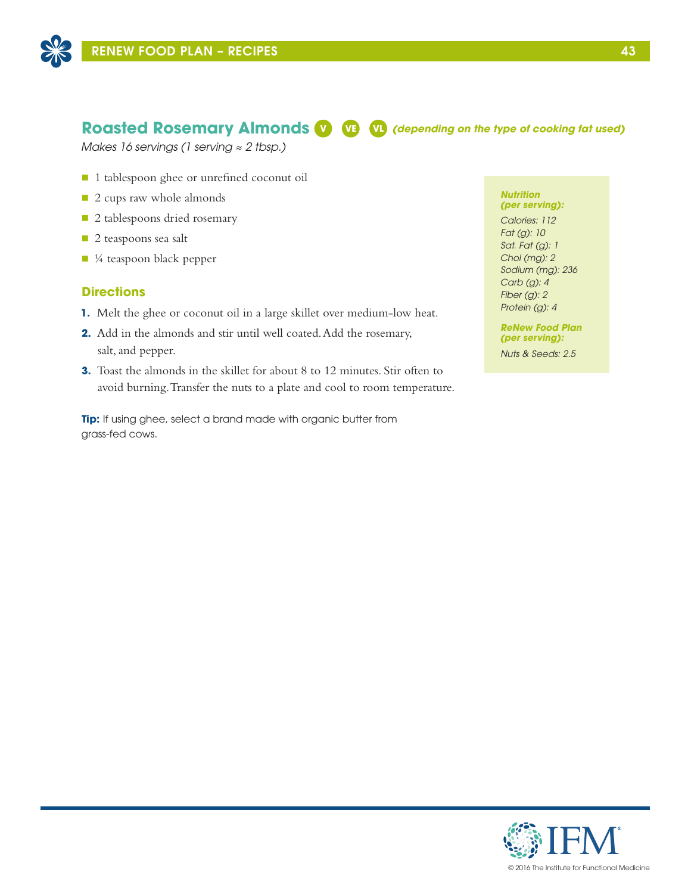## Roasted Rosemary Almonds V VE VL *(depending on the type of cooking fat used)*

*Makes 16 servings (1 serving ≈ 2 tbsp.)*

- 1 tablespoon ghee or unrefined coconut oil
- 2 cups raw whole almonds
- 2 tablespoons dried rosemary
- 2 teaspoons sea salt
- ¼ teaspoon black pepper

### Directions

1. Melt the ghee or coconut oil in a large skillet over medium-low heat.
2. Add in the almonds and stir until well coated. Add the rosemary, salt, and pepper.
3. Toast the almonds in the skillet for about 8 to 12 minutes. Stir often to avoid burning. Transfer the nuts to a plate and cool to room temperature.

**Tip:** If using ghee, select a brand made with organic butter from grass-fed cows.

***Nutrition (per serving):***

*Calories: 112*
*Fat (g): 10*
*Sat. Fat (g): 1*
*Chol (mg): 2*
*Sodium (mg): 236*
*Carb (g): 4*
*Fiber (g): 2*
*Protein (g): 4*

***ReNew Food Plan (per serving):***

*Nuts & Seeds: 2.5*

© 2016 The Institute for Functional Medicine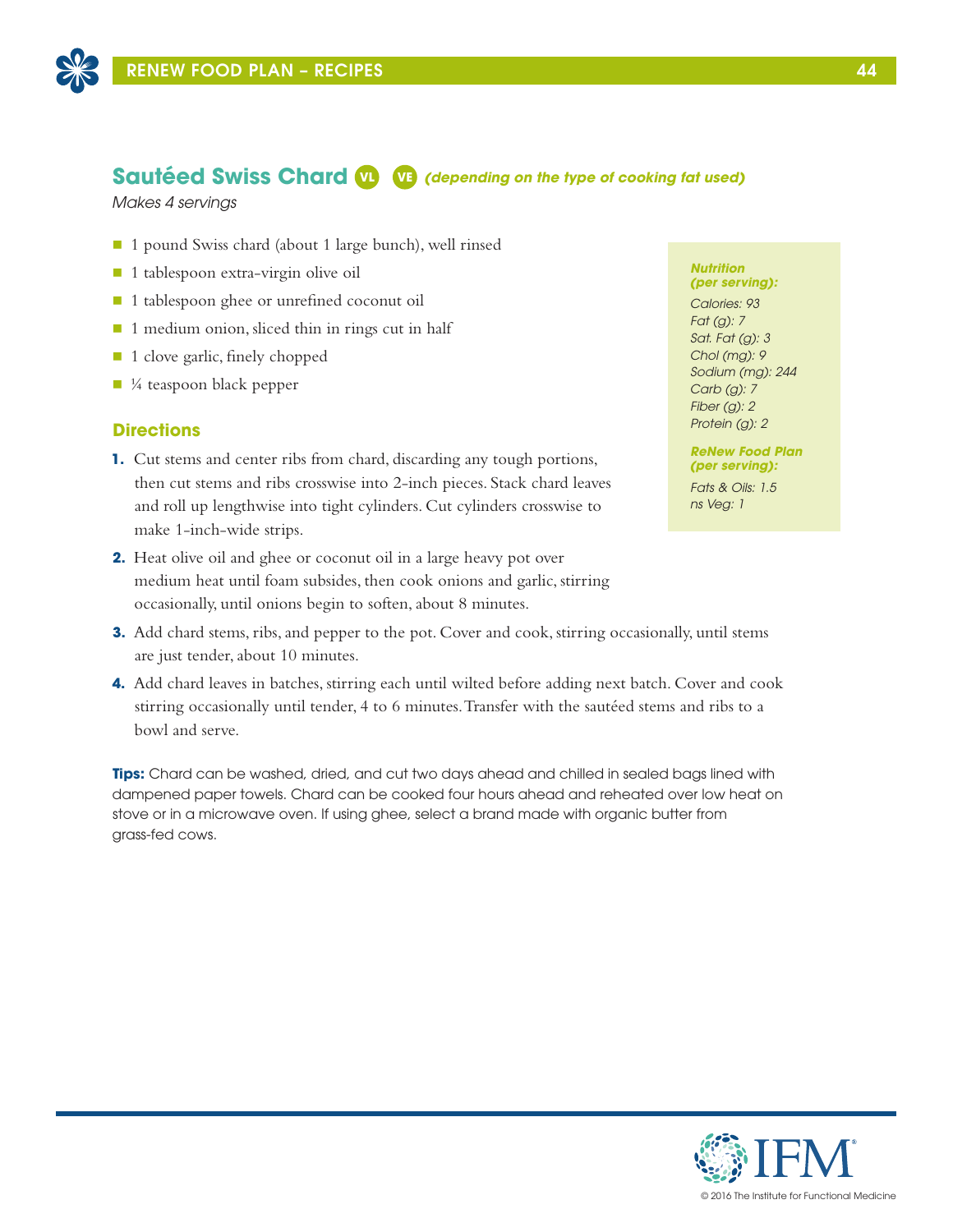## Sautéed Swiss Chard VL VE *(depending on the type of cooking fat used)*

*Makes 4 servings*

- 1 pound Swiss chard (about 1 large bunch), well rinsed
- 1 tablespoon extra-virgin olive oil
- 1 tablespoon ghee or unrefined coconut oil
- 1 medium onion, sliced thin in rings cut in half
- 1 clove garlic, finely chopped
- ¼ teaspoon black pepper

***Nutrition (per serving):***

*Calories: 93*
*Fat (g): 7*
*Sat. Fat (g): 3*
*Chol (mg): 9*
*Sodium (mg): 244*
*Carb (g): 7*
*Fiber (g): 2*
*Protein (g): 2*

***ReNew Food Plan (per serving):***

*Fats & Oils: 1.5*
*ns Veg: 1*

### Directions

1. Cut stems and center ribs from chard, discarding any tough portions, then cut stems and ribs crosswise into 2-inch pieces. Stack chard leaves and roll up lengthwise into tight cylinders. Cut cylinders crosswise to make 1-inch-wide strips.
2. Heat olive oil and ghee or coconut oil in a large heavy pot over medium heat until foam subsides, then cook onions and garlic, stirring occasionally, until onions begin to soften, about 8 minutes.
3. Add chard stems, ribs, and pepper to the pot. Cover and cook, stirring occasionally, until stems are just tender, about 10 minutes.
4. Add chard leaves in batches, stirring each until wilted before adding next batch. Cover and cook stirring occasionally until tender, 4 to 6 minutes. Transfer with the sautéed stems and ribs to a bowl and serve.

**Tips:** Chard can be washed, dried, and cut two days ahead and chilled in sealed bags lined with dampened paper towels. Chard can be cooked four hours ahead and reheated over low heat on stove or in a microwave oven. If using ghee, select a brand made with organic butter from grass-fed cows.

© 2016 The Institute for Functional Medicine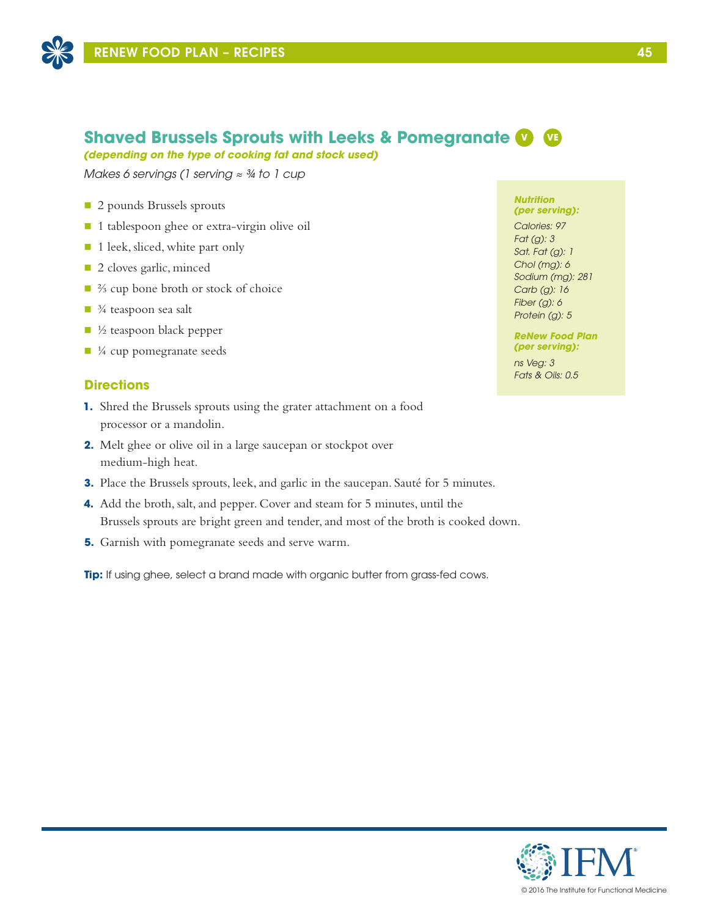## Shaved Brussels Sprouts with Leeks & Pomegranate V VE

***(depending on the type of cooking fat and stock used)***

*Makes 6 servings (1 serving ≈ ¾ to 1 cup*

- 2 pounds Brussels sprouts
- 1 tablespoon ghee or extra-virgin olive oil
- 1 leek, sliced, white part only
- 2 cloves garlic, minced
- ⅔ cup bone broth or stock of choice
- ¾ teaspoon sea salt
- ½ teaspoon black pepper
- ¼ cup pomegranate seeds

***Nutrition (per serving):***

*Calories: 97*
*Fat (g): 3*
*Sat. Fat (g): 1*
*Chol (mg): 6*
*Sodium (mg): 281*
*Carb (g): 16*
*Fiber (g): 6*
*Protein (g): 5*

***ReNew Food Plan (per serving):***

*ns Veg: 3*
*Fats & Oils: 0.5*

### Directions

1. Shred the Brussels sprouts using the grater attachment on a food processor or a mandolin.
2. Melt ghee or olive oil in a large saucepan or stockpot over medium-high heat.
3. Place the Brussels sprouts, leek, and garlic in the saucepan. Sauté for 5 minutes.
4. Add the broth, salt, and pepper. Cover and steam for 5 minutes, until the Brussels sprouts are bright green and tender, and most of the broth is cooked down.
5. Garnish with pomegranate seeds and serve warm.

**Tip:** If using ghee, select a brand made with organic butter from grass-fed cows.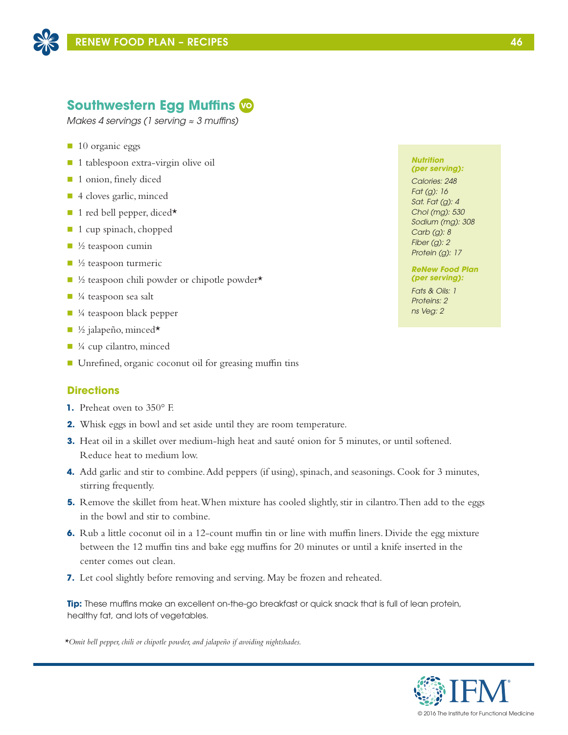## Southwestern Egg Muffins VO

*Makes 4 servings (1 serving ≈ 3 muffins)*

- 10 organic eggs
- 1 tablespoon extra-virgin olive oil
- 1 onion, finely diced
- 4 cloves garlic, minced
- 1 red bell pepper, diced*
- 1 cup spinach, chopped
- ½ teaspoon cumin
- ½ teaspoon turmeric
- ½ teaspoon chili powder or chipotle powder*
- ¼ teaspoon sea salt
- ¼ teaspoon black pepper
- ½ jalapeño, minced*
- ¼ cup cilantro, minced
- Unrefined, organic coconut oil for greasing muffin tins

***Nutrition (per serving):***

*Calories: 248*
*Fat (g): 16*
*Sat. Fat (g): 4*
*Chol (mg): 530*
*Sodium (mg): 308*
*Carb (g): 8*
*Fiber (g): 2*
*Protein (g): 17*

***ReNew Food Plan (per serving):***

*Fats & Oils: 1*
*Proteins: 2*
*ns Veg: 2*

### Directions

1. Preheat oven to 350° F.
2. Whisk eggs in bowl and set aside until they are room temperature.
3. Heat oil in a skillet over medium-high heat and sauté onion for 5 minutes, or until softened. Reduce heat to medium low.
4. Add garlic and stir to combine. Add peppers (if using), spinach, and seasonings. Cook for 3 minutes, stirring frequently.
5. Remove the skillet from heat. When mixture has cooled slightly, stir in cilantro. Then add to the eggs in the bowl and stir to combine.
6. Rub a little coconut oil in a 12-count muffin tin or line with muffin liners. Divide the egg mixture between the 12 muffin tins and bake egg muffins for 20 minutes or until a knife inserted in the center comes out clean.
7. Let cool slightly before removing and serving. May be frozen and reheated.

**Tip:** These muffins make an excellent on-the-go breakfast or quick snack that is full of lean protein, healthy fat, and lots of vegetables.

**Omit bell pepper, chili or chipotle powder, and jalapeño if avoiding nightshades.*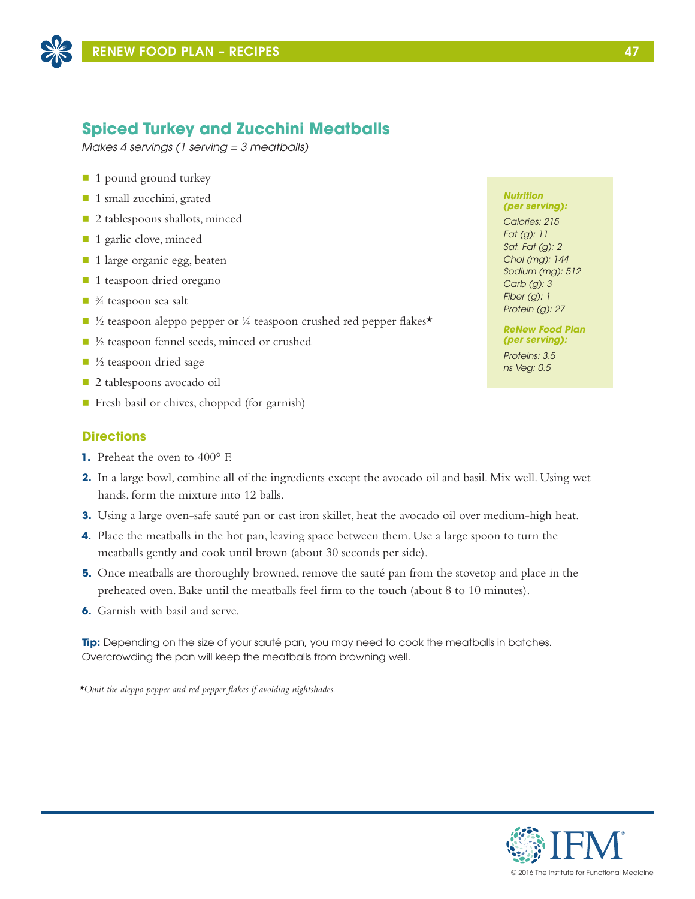## Spiced Turkey and Zucchini Meatballs

*Makes 4 servings (1 serving = 3 meatballs)*

- 1 pound ground turkey
- 1 small zucchini, grated
- 2 tablespoons shallots, minced
- 1 garlic clove, minced
- 1 large organic egg, beaten
- 1 teaspoon dried oregano
- ¾ teaspoon sea salt
- ½ teaspoon aleppo pepper or ¼ teaspoon crushed red pepper flakes*
- ½ teaspoon fennel seeds, minced or crushed
- ½ teaspoon dried sage
- 2 tablespoons avocado oil
- Fresh basil or chives, chopped (for garnish)

***Nutrition (per serving):***

*Calories: 215*
*Fat (g): 11*
*Sat. Fat (g): 2*
*Chol (mg): 144*
*Sodium (mg): 512*
*Carb (g): 3*
*Fiber (g): 1*
*Protein (g): 27*

***ReNew Food Plan (per serving):***

*Proteins: 3.5*
*ns Veg: 0.5*

### Directions

1. Preheat the oven to 400° F.
2. In a large bowl, combine all of the ingredients except the avocado oil and basil. Mix well. Using wet hands, form the mixture into 12 balls.
3. Using a large oven-safe sauté pan or cast iron skillet, heat the avocado oil over medium-high heat.
4. Place the meatballs in the hot pan, leaving space between them. Use a large spoon to turn the meatballs gently and cook until brown (about 30 seconds per side).
5. Once meatballs are thoroughly browned, remove the sauté pan from the stovetop and place in the preheated oven. Bake until the meatballs feel firm to the touch (about 8 to 10 minutes).
6. Garnish with basil and serve.

**Tip:** Depending on the size of your sauté pan, you may need to cook the meatballs in batches. Overcrowding the pan will keep the meatballs from browning well.

**Omit the aleppo pepper and red pepper flakes if avoiding nightshades.*

© 2016 The Institute for Functional Medicine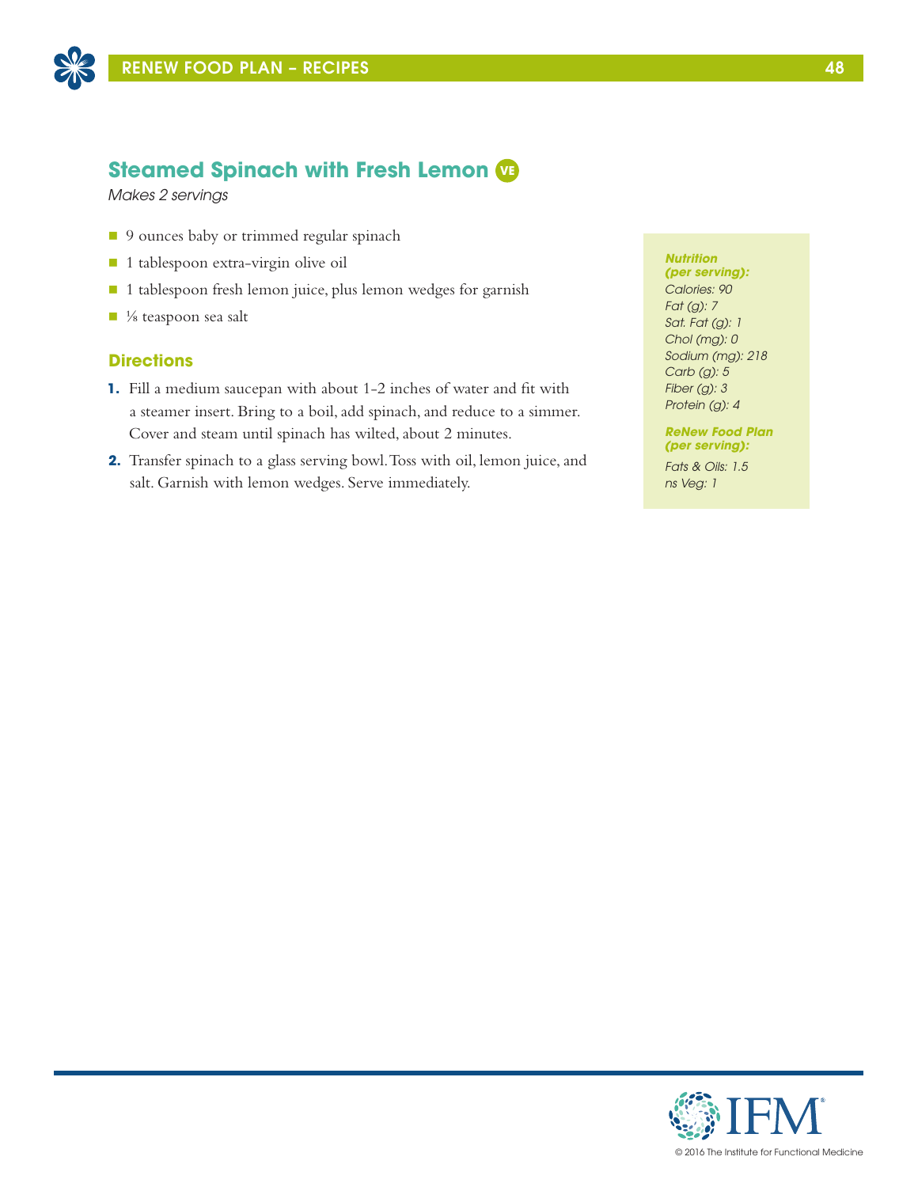## Steamed Spinach with Fresh Lemon VE

*Makes 2 servings*

- 9 ounces baby or trimmed regular spinach
- 1 tablespoon extra-virgin olive oil
- 1 tablespoon fresh lemon juice, plus lemon wedges for garnish
- ⅛ teaspoon sea salt

### Directions

1. Fill a medium saucepan with about 1-2 inches of water and fit with a steamer insert. Bring to a boil, add spinach, and reduce to a simmer. Cover and steam until spinach has wilted, about 2 minutes.
2. Transfer spinach to a glass serving bowl. Toss with oil, lemon juice, and salt. Garnish with lemon wedges. Serve immediately.

***Nutrition (per serving):***

*Calories: 90*
*Fat (g): 7*
*Sat. Fat (g): 1*
*Chol (mg): 0*
*Sodium (mg): 218*
*Carb (g): 5*
*Fiber (g): 3*
*Protein (g): 4*

***ReNew Food Plan (per serving):***

*Fats & Oils: 1.5*
*ns Veg: 1*

© 2016 The Institute for Functional Medicine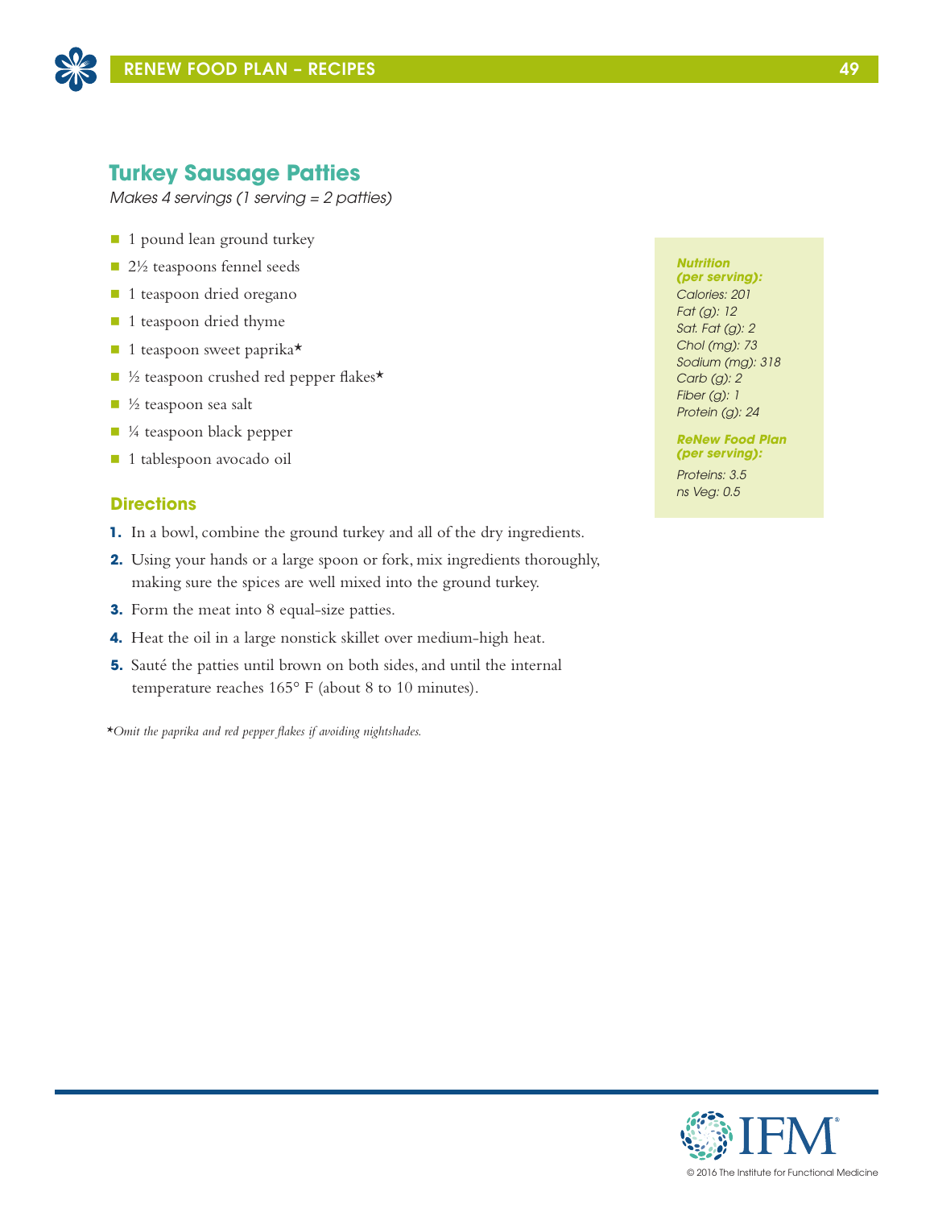## Turkey Sausage Patties

*Makes 4 servings (1 serving = 2 patties)*

- 1 pound lean ground turkey
- 2½ teaspoons fennel seeds
- 1 teaspoon dried oregano
- 1 teaspoon dried thyme
- 1 teaspoon sweet paprika*
- ½ teaspoon crushed red pepper flakes*
- ½ teaspoon sea salt
- ¼ teaspoon black pepper
- 1 tablespoon avocado oil

### Directions

1. In a bowl, combine the ground turkey and all of the dry ingredients.
2. Using your hands or a large spoon or fork, mix ingredients thoroughly, making sure the spices are well mixed into the ground turkey.
3. Form the meat into 8 equal-size patties.
4. Heat the oil in a large nonstick skillet over medium-high heat.
5. Sauté the patties until brown on both sides, and until the internal temperature reaches 165° F (about 8 to 10 minutes).

**Nutrition (per serving):**
*Calories: 201*
*Fat (g): 12*
*Sat. Fat (g): 2*
*Chol (mg): 73*
*Sodium (mg): 318*
*Carb (g): 2*
*Fiber (g): 1*
*Protein (g): 24*

**ReNew Food Plan (per serving):**
*Proteins: 3.5*
*ns Veg: 0.5*

**Omit the paprika and red pepper flakes if avoiding nightshades.*

© 2016 The Institute for Functional Medicine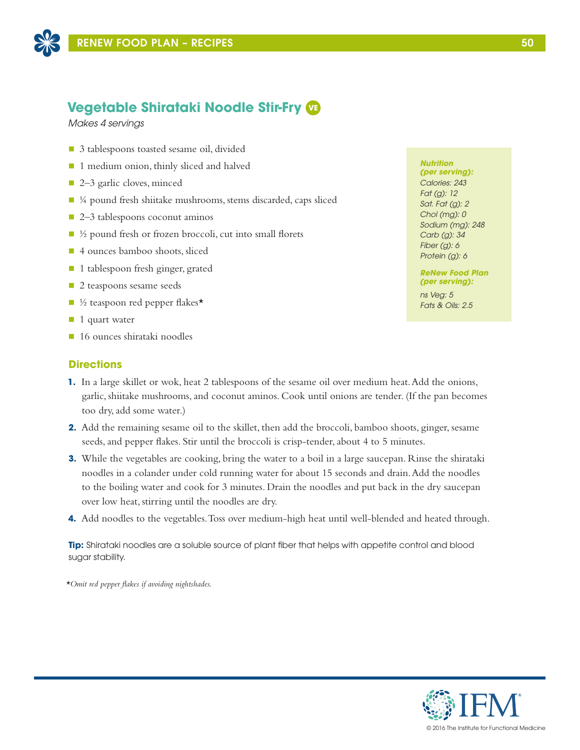## Vegetable Shirataki Noodle Stir-Fry VE

*Makes 4 servings*

- 3 tablespoons toasted sesame oil, divided
- 1 medium onion, thinly sliced and halved
- 2–3 garlic cloves, minced
- ¼ pound fresh shiitake mushrooms, stems discarded, caps sliced
- 2–3 tablespoons coconut aminos
- ½ pound fresh or frozen broccoli, cut into small florets
- 4 ounces bamboo shoots, sliced
- 1 tablespoon fresh ginger, grated
- 2 teaspoons sesame seeds
- ½ teaspoon red pepper flakes*
- 1 quart water
- 16 ounces shirataki noodles

***Nutrition (per serving):***
*Calories: 243*
*Fat (g): 12*
*Sat. Fat (g): 2*
*Chol (mg): 0*
*Sodium (mg): 248*
*Carb (g): 34*
*Fiber (g): 6*
*Protein (g): 6*

***ReNew Food Plan (per serving):***
*ns Veg: 5*
*Fats & Oils: 2.5*

### Directions

1. In a large skillet or wok, heat 2 tablespoons of the sesame oil over medium heat. Add the onions, garlic, shiitake mushrooms, and coconut aminos. Cook until onions are tender. (If the pan becomes too dry, add some water.)
2. Add the remaining sesame oil to the skillet, then add the broccoli, bamboo shoots, ginger, sesame seeds, and pepper flakes. Stir until the broccoli is crisp-tender, about 4 to 5 minutes.
3. While the vegetables are cooking, bring the water to a boil in a large saucepan. Rinse the shirataki noodles in a colander under cold running water for about 15 seconds and drain. Add the noodles to the boiling water and cook for 3 minutes. Drain the noodles and put back in the dry saucepan over low heat, stirring until the noodles are dry.
4. Add noodles to the vegetables. Toss over medium-high heat until well-blended and heated through.

**Tip:** Shirataki noodles are a soluble source of plant fiber that helps with appetite control and blood sugar stability.

**Omit red pepper flakes if avoiding nightshades.*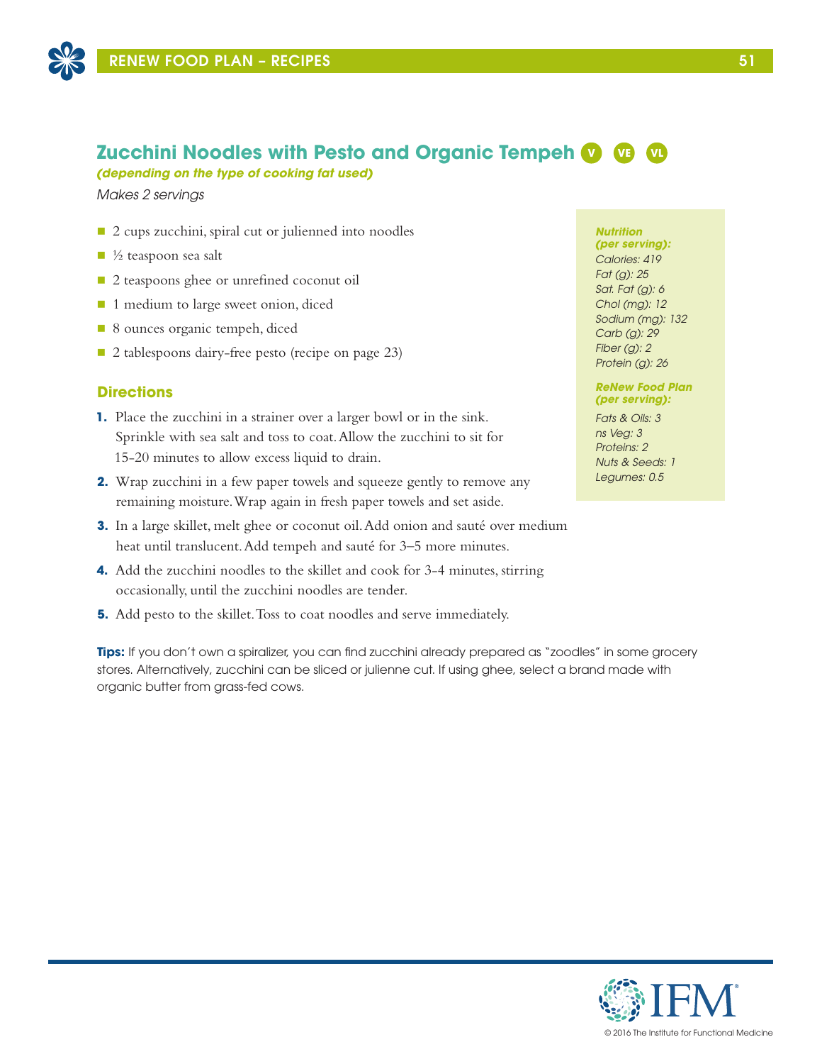## Zucchini Noodles with Pesto and Organic Tempeh V VE VL

***(depending on the type of cooking fat used)***

*Makes 2 servings*

- 2 cups zucchini, spiral cut or julienned into noodles
- ½ teaspoon sea salt
- 2 teaspoons ghee or unrefined coconut oil
- 1 medium to large sweet onion, diced
- 8 ounces organic tempeh, diced
- 2 tablespoons dairy-free pesto (recipe on page 23)

***Nutrition (per serving):***
*Calories: 419*
*Fat (g): 25*
*Sat. Fat (g): 6*
*Chol (mg): 12*
*Sodium (mg): 132*
*Carb (g): 29*
*Fiber (g): 2*
*Protein (g): 26*

***ReNew Food Plan (per serving):***
*Fats & Oils: 3*
*ns Veg: 3*
*Proteins: 2*
*Nuts & Seeds: 1*
*Legumes: 0.5*

### Directions

1. Place the zucchini in a strainer over a larger bowl or in the sink. Sprinkle with sea salt and toss to coat. Allow the zucchini to sit for 15-20 minutes to allow excess liquid to drain.
2. Wrap zucchini in a few paper towels and squeeze gently to remove any remaining moisture. Wrap again in fresh paper towels and set aside.
3. In a large skillet, melt ghee or coconut oil. Add onion and sauté over medium heat until translucent. Add tempeh and sauté for 3–5 more minutes.
4. Add the zucchini noodles to the skillet and cook for 3-4 minutes, stirring occasionally, until the zucchini noodles are tender.
5. Add pesto to the skillet. Toss to coat noodles and serve immediately.

**Tips:** If you don't own a spiralizer, you can find zucchini already prepared as "zoodles" in some grocery stores. Alternatively, zucchini can be sliced or julienne cut. If using ghee, select a brand made with organic butter from grass-fed cows.

© 2016 The Institute for Functional Medicine